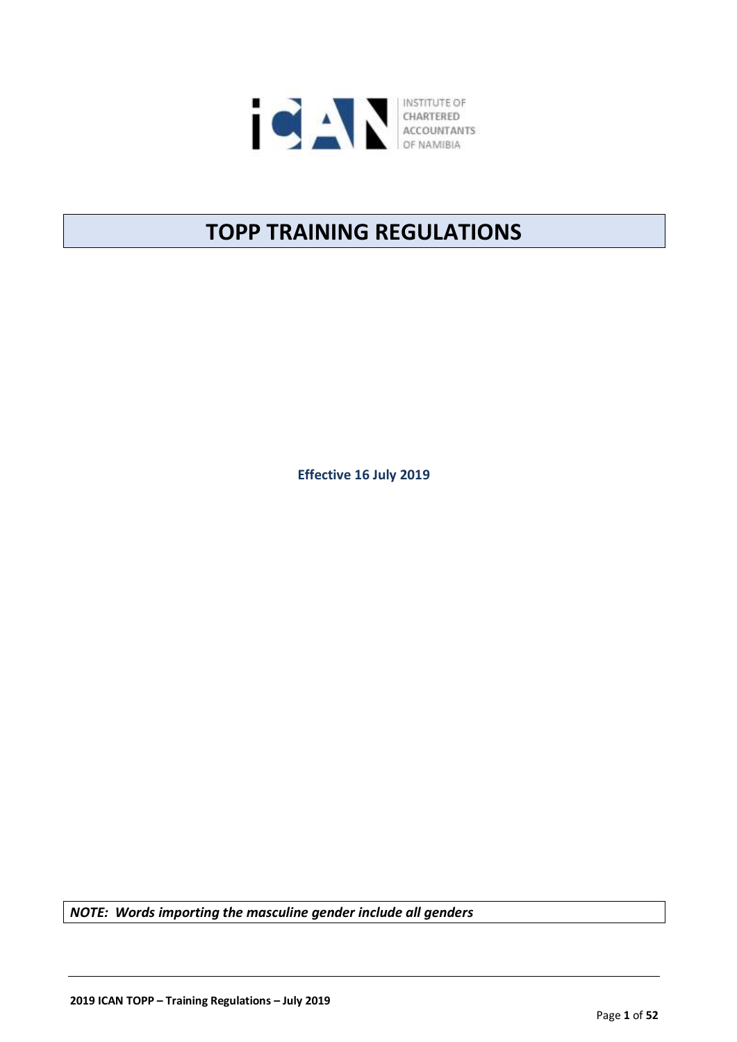INSTITUTE OF CHARTERED ACCOUNTANTS OF NAMIBIA

# TOPP TRAINING REGULATIONS

**Effective 16 July 2019**

***NOTE: Words importing the masculine gender include all genders***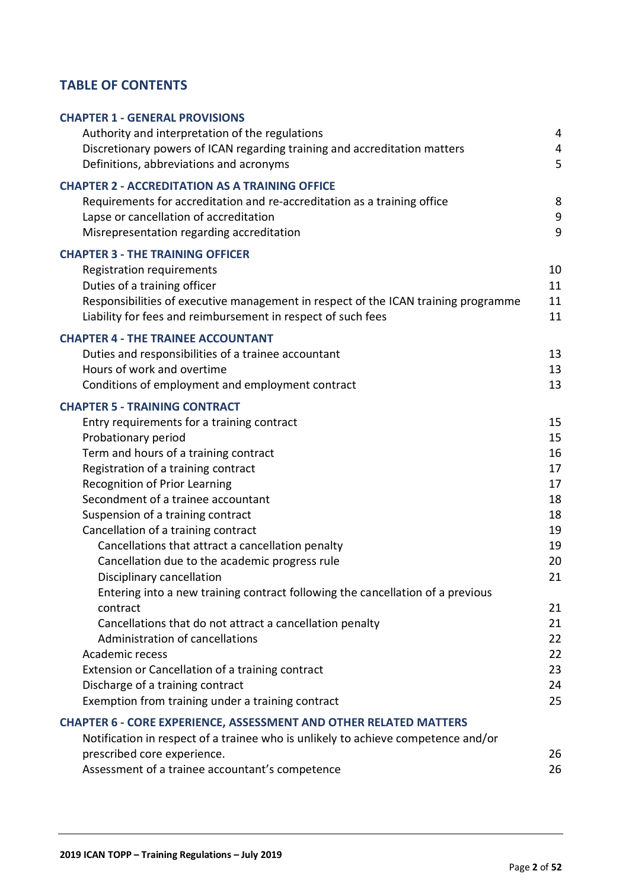# TABLE OF CONTENTS

| | |
|---|---|
| **CHAPTER 1 - GENERAL PROVISIONS** | |
| Authority and interpretation of the regulations | 4 |
| Discretionary powers of ICAN regarding training and accreditation matters | 4 |
| Definitions, abbreviations and acronyms | 5 |
| **CHAPTER 2 - ACCREDITATION AS A TRAINING OFFICE** | |
| Requirements for accreditation and re-accreditation as a training office | 8 |
| Lapse or cancellation of accreditation | 9 |
| Misrepresentation regarding accreditation | 9 |
| **CHAPTER 3 - THE TRAINING OFFICER** | |
| Registration requirements | 10 |
| Duties of a training officer | 11 |
| Responsibilities of executive management in respect of the ICAN training programme | 11 |
| Liability for fees and reimbursement in respect of such fees | 11 |
| **CHAPTER 4 - THE TRAINEE ACCOUNTANT** | |
| Duties and responsibilities of a trainee accountant | 13 |
| Hours of work and overtime | 13 |
| Conditions of employment and employment contract | 13 |
| **CHAPTER 5 - TRAINING CONTRACT** | |
| Entry requirements for a training contract | 15 |
| Probationary period | 15 |
| Term and hours of a training contract | 16 |
| Registration of a training contract | 17 |
| Recognition of Prior Learning | 17 |
| Secondment of a trainee accountant | 18 |
| Suspension of a training contract | 18 |
| Cancellation of a training contract | 19 |
| Cancellations that attract a cancellation penalty | 19 |
| Cancellation due to the academic progress rule | 20 |
| Disciplinary cancellation | 21 |
| Entering into a new training contract following the cancellation of a previous contract | 21 |
| Cancellations that do not attract a cancellation penalty | 21 |
| Administration of cancellations | 22 |
| Academic recess | 22 |
| Extension or Cancellation of a training contract | 23 |
| Discharge of a training contract | 24 |
| Exemption from training under a training contract | 25 |
| **CHAPTER 6 - CORE EXPERIENCE, ASSESSMENT AND OTHER RELATED MATTERS** | |
| Notification in respect of a trainee who is unlikely to achieve competence and/or prescribed core experience. | 26 |
| Assessment of a trainee accountant's competence | 26 |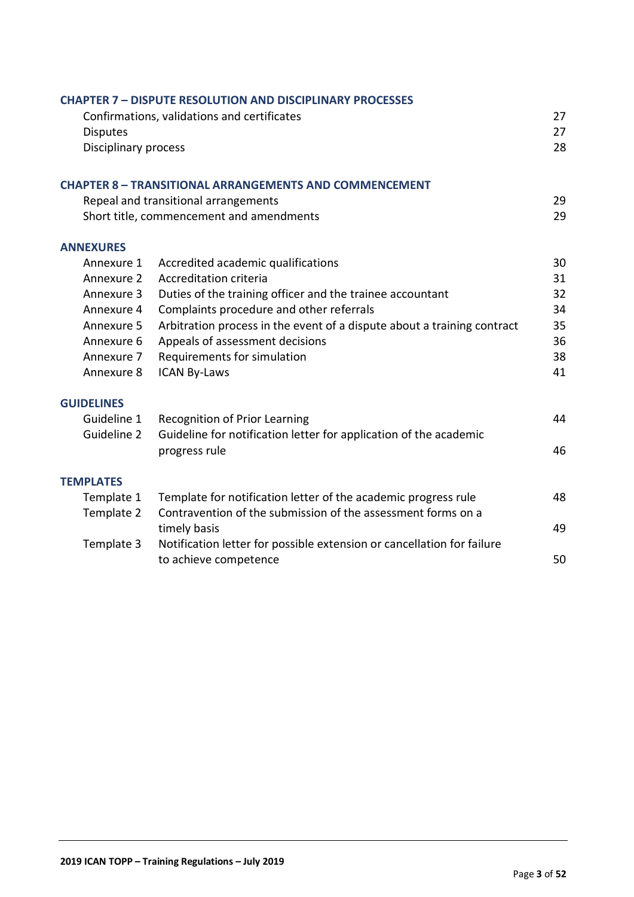**CHAPTER 7 – DISPUTE RESOLUTION AND DISCIPLINARY PROCESSES**

| | |
|---|---|
| Confirmations, validations and certificates | 27 |
| Disputes | 27 |
| Disciplinary process | 28 |

**CHAPTER 8 – TRANSITIONAL ARRANGEMENTS AND COMMENCEMENT**

| | |
|---|---|
| Repeal and transitional arrangements | 29 |
| Short title, commencement and amendments | 29 |

**ANNEXURES**

| | | |
|---|---|---|
| Annexure 1 | Accredited academic qualifications | 30 |
| Annexure 2 | Accreditation criteria | 31 |
| Annexure 3 | Duties of the training officer and the trainee accountant | 32 |
| Annexure 4 | Complaints procedure and other referrals | 34 |
| Annexure 5 | Arbitration process in the event of a dispute about a training contract | 35 |
| Annexure 6 | Appeals of assessment decisions | 36 |
| Annexure 7 | Requirements for simulation | 38 |
| Annexure 8 | ICAN By-Laws | 41 |

**GUIDELINES**

| | | |
|---|---|---|
| Guideline 1 | Recognition of Prior Learning | 44 |
| Guideline 2 | Guideline for notification letter for application of the academic progress rule | 46 |

**TEMPLATES**

| | | |
|---|---|---|
| Template 1 | Template for notification letter of the academic progress rule | 48 |
| Template 2 | Contravention of the submission of the assessment forms on a timely basis | 49 |
| Template 3 | Notification letter for possible extension or cancellation for failure to achieve competence | 50 |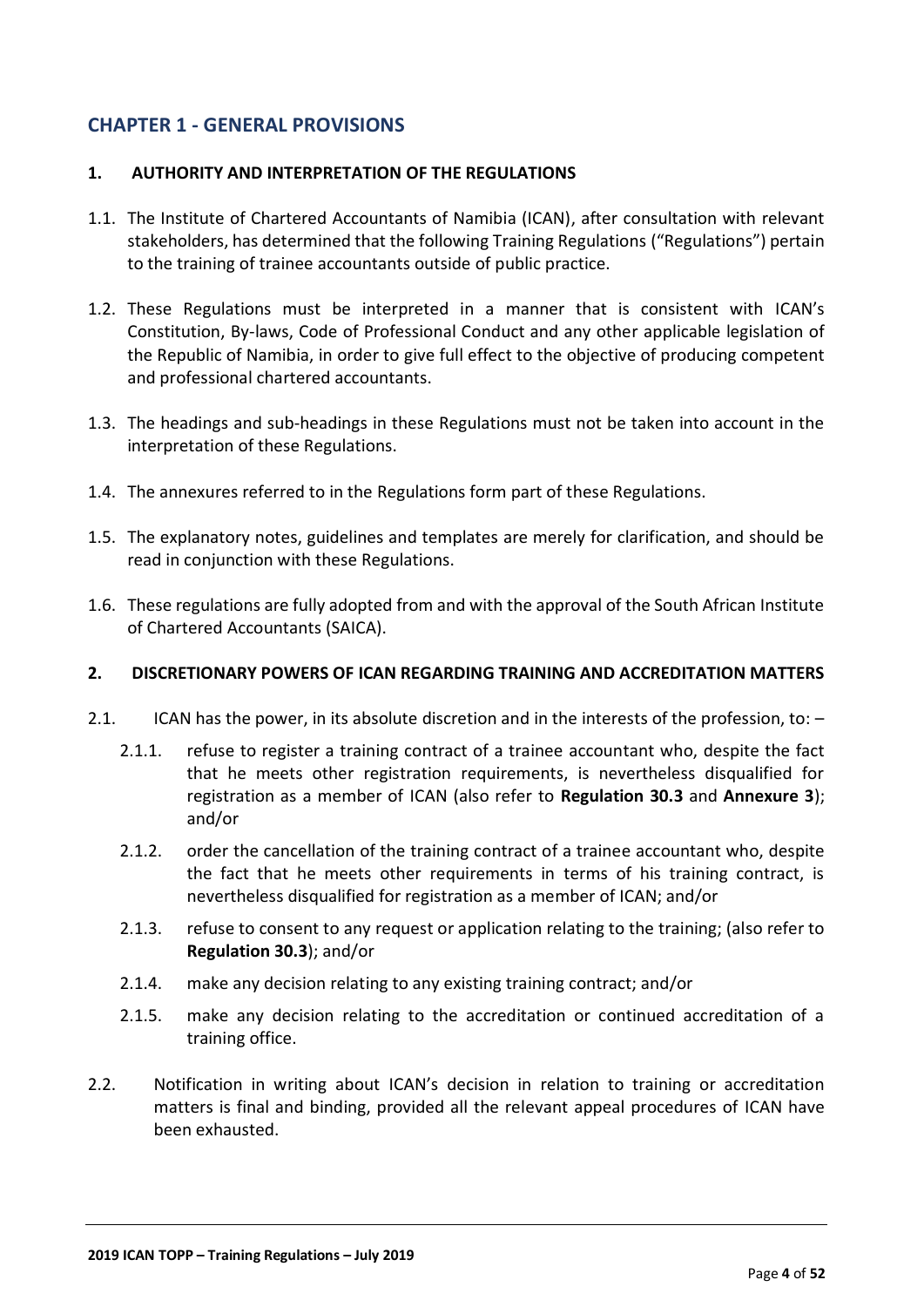## CHAPTER 1 - GENERAL PROVISIONS

### 1. AUTHORITY AND INTERPRETATION OF THE REGULATIONS

1.1. The Institute of Chartered Accountants of Namibia (ICAN), after consultation with relevant stakeholders, has determined that the following Training Regulations ("Regulations") pertain to the training of trainee accountants outside of public practice.

1.2. These Regulations must be interpreted in a manner that is consistent with ICAN's Constitution, By-laws, Code of Professional Conduct and any other applicable legislation of the Republic of Namibia, in order to give full effect to the objective of producing competent and professional chartered accountants.

1.3. The headings and sub-headings in these Regulations must not be taken into account in the interpretation of these Regulations.

1.4. The annexures referred to in the Regulations form part of these Regulations.

1.5. The explanatory notes, guidelines and templates are merely for clarification, and should be read in conjunction with these Regulations.

1.6. These regulations are fully adopted from and with the approval of the South African Institute of Chartered Accountants (SAICA).

### 2. DISCRETIONARY POWERS OF ICAN REGARDING TRAINING AND ACCREDITATION MATTERS

2.1. ICAN has the power, in its absolute discretion and in the interests of the profession, to: –

- 2.1.1. refuse to register a training contract of a trainee accountant who, despite the fact that he meets other registration requirements, is nevertheless disqualified for registration as a member of ICAN (also refer to **Regulation 30.3** and **Annexure 3**); and/or
- 2.1.2. order the cancellation of the training contract of a trainee accountant who, despite the fact that he meets other requirements in terms of his training contract, is nevertheless disqualified for registration as a member of ICAN; and/or
- 2.1.3. refuse to consent to any request or application relating to the training; (also refer to **Regulation 30.3**); and/or
- 2.1.4. make any decision relating to any existing training contract; and/or
- 2.1.5. make any decision relating to the accreditation or continued accreditation of a training office.

2.2. Notification in writing about ICAN's decision in relation to training or accreditation matters is final and binding, provided all the relevant appeal procedures of ICAN have been exhausted.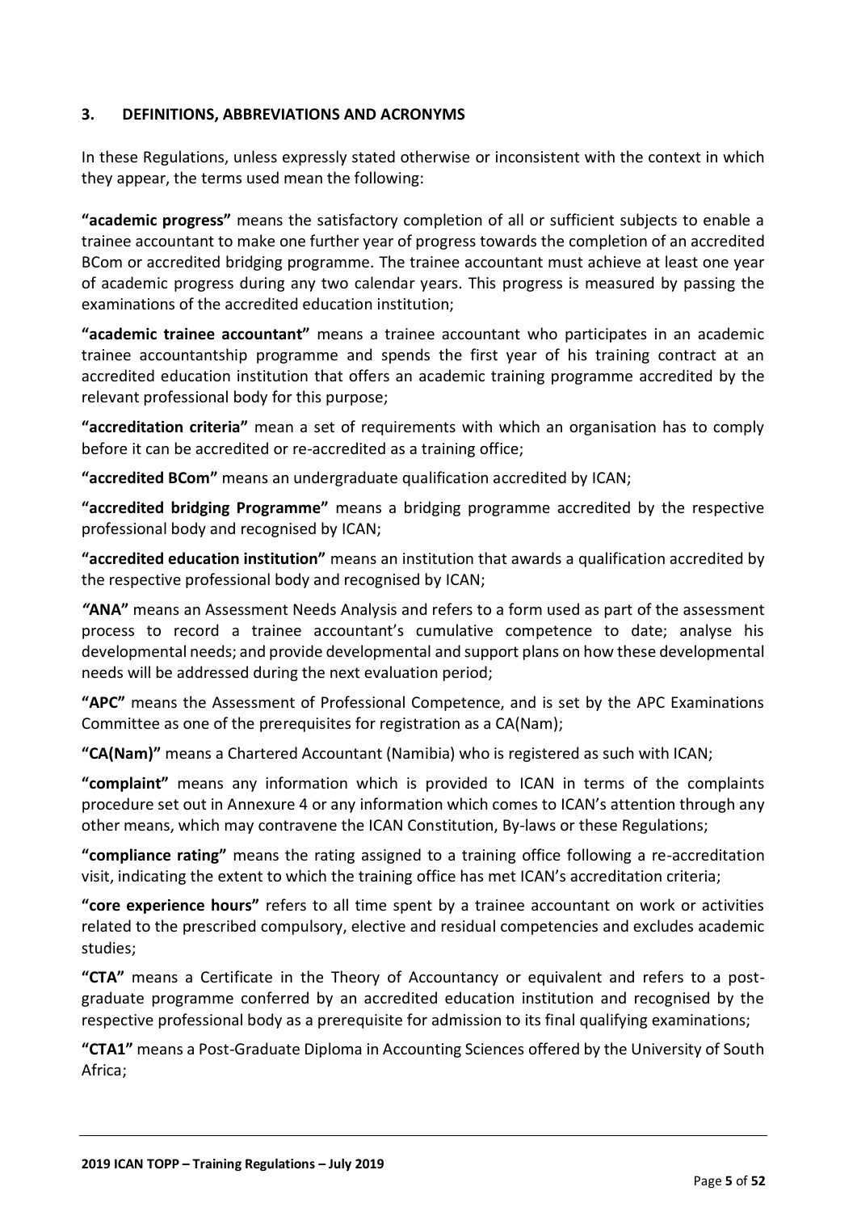## 3. DEFINITIONS, ABBREVIATIONS AND ACRONYMS

In these Regulations, unless expressly stated otherwise or inconsistent with the context in which they appear, the terms used mean the following:

**"academic progress"** means the satisfactory completion of all or sufficient subjects to enable a trainee accountant to make one further year of progress towards the completion of an accredited BCom or accredited bridging programme. The trainee accountant must achieve at least one year of academic progress during any two calendar years. This progress is measured by passing the examinations of the accredited education institution;

**"academic trainee accountant"** means a trainee accountant who participates in an academic trainee accountantship programme and spends the first year of his training contract at an accredited education institution that offers an academic training programme accredited by the relevant professional body for this purpose;

**"accreditation criteria"** mean a set of requirements with which an organisation has to comply before it can be accredited or re-accredited as a training office;

**"accredited BCom"** means an undergraduate qualification accredited by ICAN;

**"accredited bridging Programme"** means a bridging programme accredited by the respective professional body and recognised by ICAN;

**"accredited education institution"** means an institution that awards a qualification accredited by the respective professional body and recognised by ICAN;

**"ANA"** means an Assessment Needs Analysis and refers to a form used as part of the assessment process to record a trainee accountant's cumulative competence to date; analyse his developmental needs; and provide developmental and support plans on how these developmental needs will be addressed during the next evaluation period;

**"APC"** means the Assessment of Professional Competence, and is set by the APC Examinations Committee as one of the prerequisites for registration as a CA(Nam);

**"CA(Nam)"** means a Chartered Accountant (Namibia) who is registered as such with ICAN;

**"complaint"** means any information which is provided to ICAN in terms of the complaints procedure set out in Annexure 4 or any information which comes to ICAN's attention through any other means, which may contravene the ICAN Constitution, By-laws or these Regulations;

**"compliance rating"** means the rating assigned to a training office following a re-accreditation visit, indicating the extent to which the training office has met ICAN's accreditation criteria;

**"core experience hours"** refers to all time spent by a trainee accountant on work or activities related to the prescribed compulsory, elective and residual competencies and excludes academic studies;

**"CTA"** means a Certificate in the Theory of Accountancy or equivalent and refers to a post-graduate programme conferred by an accredited education institution and recognised by the respective professional body as a prerequisite for admission to its final qualifying examinations;

**"CTA1"** means a Post-Graduate Diploma in Accounting Sciences offered by the University of South Africa;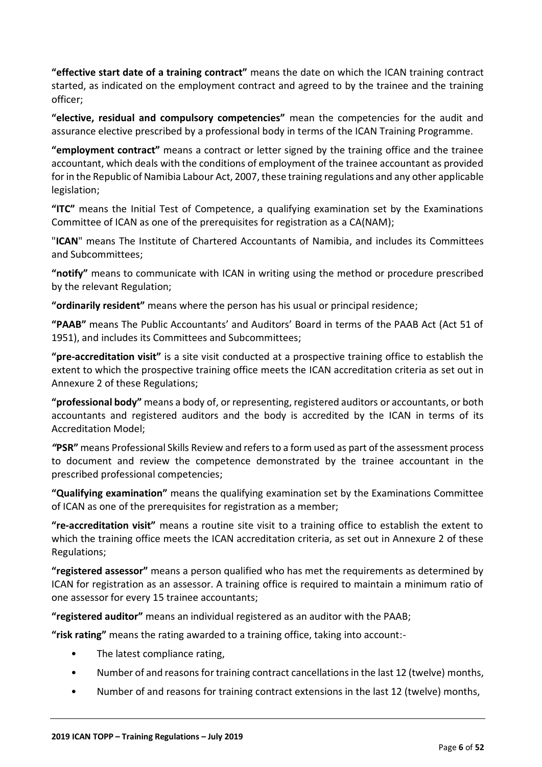**"effective start date of a training contract"** means the date on which the ICAN training contract started, as indicated on the employment contract and agreed to by the trainee and the training officer;

**"elective, residual and compulsory competencies"** mean the competencies for the audit and assurance elective prescribed by a professional body in terms of the ICAN Training Programme.

**"employment contract"** means a contract or letter signed by the training office and the trainee accountant, which deals with the conditions of employment of the trainee accountant as provided for in the Republic of Namibia Labour Act, 2007, these training regulations and any other applicable legislation;

**"ITC"** means the Initial Test of Competence, a qualifying examination set by the Examinations Committee of ICAN as one of the prerequisites for registration as a CA(NAM);

"**ICAN**" means The Institute of Chartered Accountants of Namibia, and includes its Committees and Subcommittees;

**"notify"** means to communicate with ICAN in writing using the method or procedure prescribed by the relevant Regulation;

**"ordinarily resident"** means where the person has his usual or principal residence;

**"PAAB"** means The Public Accountants' and Auditors' Board in terms of the PAAB Act (Act 51 of 1951), and includes its Committees and Subcommittees;

**"pre-accreditation visit"** is a site visit conducted at a prospective training office to establish the extent to which the prospective training office meets the ICAN accreditation criteria as set out in Annexure 2 of these Regulations;

**"professional body"** means a body of, or representing, registered auditors or accountants, or both accountants and registered auditors and the body is accredited by the ICAN in terms of its Accreditation Model;

**"PSR"** means Professional Skills Review and refers to a form used as part of the assessment process to document and review the competence demonstrated by the trainee accountant in the prescribed professional competencies;

**"Qualifying examination"** means the qualifying examination set by the Examinations Committee of ICAN as one of the prerequisites for registration as a member;

**"re-accreditation visit"** means a routine site visit to a training office to establish the extent to which the training office meets the ICAN accreditation criteria, as set out in Annexure 2 of these Regulations;

**"registered assessor"** means a person qualified who has met the requirements as determined by ICAN for registration as an assessor. A training office is required to maintain a minimum ratio of one assessor for every 15 trainee accountants;

**"registered auditor"** means an individual registered as an auditor with the PAAB;

**"risk rating"** means the rating awarded to a training office, taking into account:-

- The latest compliance rating,
- Number of and reasons for training contract cancellations in the last 12 (twelve) months,
- Number of and reasons for training contract extensions in the last 12 (twelve) months,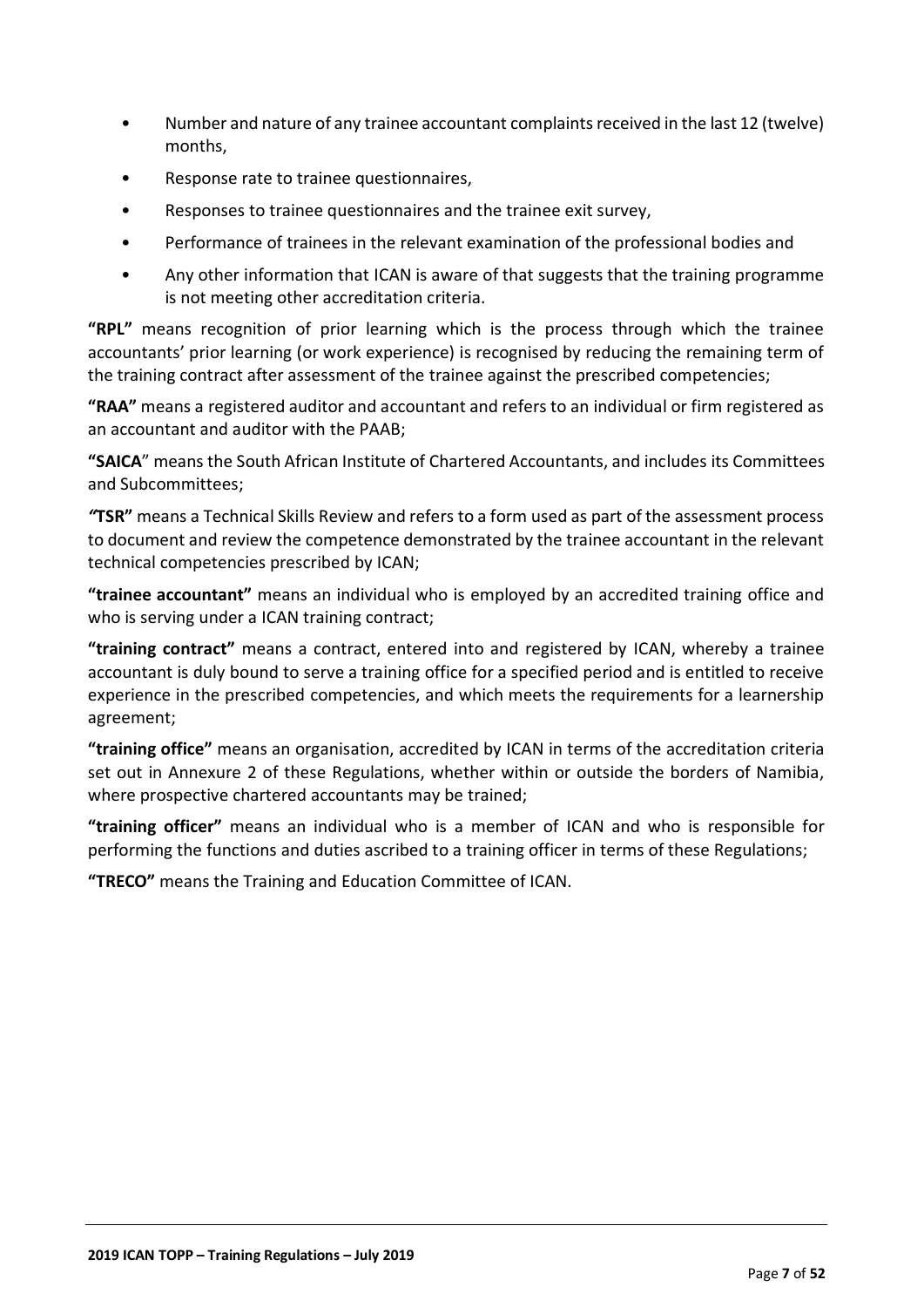- Number and nature of any trainee accountant complaints received in the last 12 (twelve) months,
- Response rate to trainee questionnaires,
- Responses to trainee questionnaires and the trainee exit survey,
- Performance of trainees in the relevant examination of the professional bodies and
- Any other information that ICAN is aware of that suggests that the training programme is not meeting other accreditation criteria.

**"RPL"** means recognition of prior learning which is the process through which the trainee accountants' prior learning (or work experience) is recognised by reducing the remaining term of the training contract after assessment of the trainee against the prescribed competencies;

**"RAA"** means a registered auditor and accountant and refers to an individual or firm registered as an accountant and auditor with the PAAB;

**"SAICA"** means the South African Institute of Chartered Accountants, and includes its Committees and Subcommittees;

**"TSR"** means a Technical Skills Review and refers to a form used as part of the assessment process to document and review the competence demonstrated by the trainee accountant in the relevant technical competencies prescribed by ICAN;

**"trainee accountant"** means an individual who is employed by an accredited training office and who is serving under a ICAN training contract;

**"training contract"** means a contract, entered into and registered by ICAN, whereby a trainee accountant is duly bound to serve a training office for a specified period and is entitled to receive experience in the prescribed competencies, and which meets the requirements for a learnership agreement;

**"training office"** means an organisation, accredited by ICAN in terms of the accreditation criteria set out in Annexure 2 of these Regulations, whether within or outside the borders of Namibia, where prospective chartered accountants may be trained;

**"training officer"** means an individual who is a member of ICAN and who is responsible for performing the functions and duties ascribed to a training officer in terms of these Regulations;

**"TRECO"** means the Training and Education Committee of ICAN.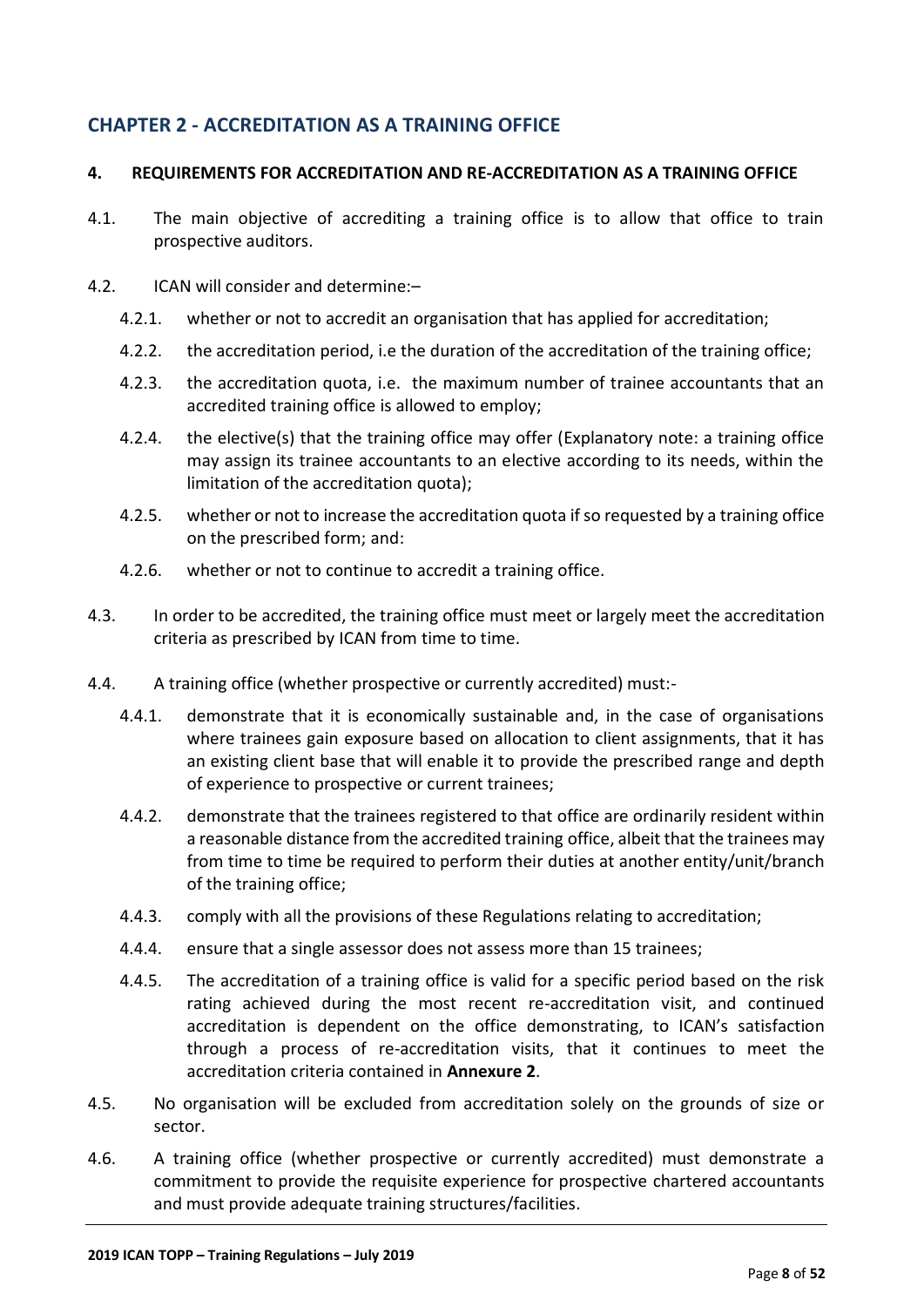## CHAPTER 2 - ACCREDITATION AS A TRAINING OFFICE

### 4. REQUIREMENTS FOR ACCREDITATION AND RE-ACCREDITATION AS A TRAINING OFFICE

4.1. The main objective of accrediting a training office is to allow that office to train prospective auditors.

4.2. ICAN will consider and determine:–

- 4.2.1. whether or not to accredit an organisation that has applied for accreditation;
- 4.2.2. the accreditation period, i.e the duration of the accreditation of the training office;
- 4.2.3. the accreditation quota, i.e. the maximum number of trainee accountants that an accredited training office is allowed to employ;
- 4.2.4. the elective(s) that the training office may offer (Explanatory note: a training office may assign its trainee accountants to an elective according to its needs, within the limitation of the accreditation quota);
- 4.2.5. whether or not to increase the accreditation quota if so requested by a training office on the prescribed form; and:
- 4.2.6. whether or not to continue to accredit a training office.

4.3. In order to be accredited, the training office must meet or largely meet the accreditation criteria as prescribed by ICAN from time to time.

4.4. A training office (whether prospective or currently accredited) must:-

- 4.4.1. demonstrate that it is economically sustainable and, in the case of organisations where trainees gain exposure based on allocation to client assignments, that it has an existing client base that will enable it to provide the prescribed range and depth of experience to prospective or current trainees;
- 4.4.2. demonstrate that the trainees registered to that office are ordinarily resident within a reasonable distance from the accredited training office, albeit that the trainees may from time to time be required to perform their duties at another entity/unit/branch of the training office;
- 4.4.3. comply with all the provisions of these Regulations relating to accreditation;
- 4.4.4. ensure that a single assessor does not assess more than 15 trainees;
- 4.4.5. The accreditation of a training office is valid for a specific period based on the risk rating achieved during the most recent re-accreditation visit, and continued accreditation is dependent on the office demonstrating, to ICAN's satisfaction through a process of re-accreditation visits, that it continues to meet the accreditation criteria contained in **Annexure 2**.

4.5. No organisation will be excluded from accreditation solely on the grounds of size or sector.

4.6. A training office (whether prospective or currently accredited) must demonstrate a commitment to provide the requisite experience for prospective chartered accountants and must provide adequate training structures/facilities.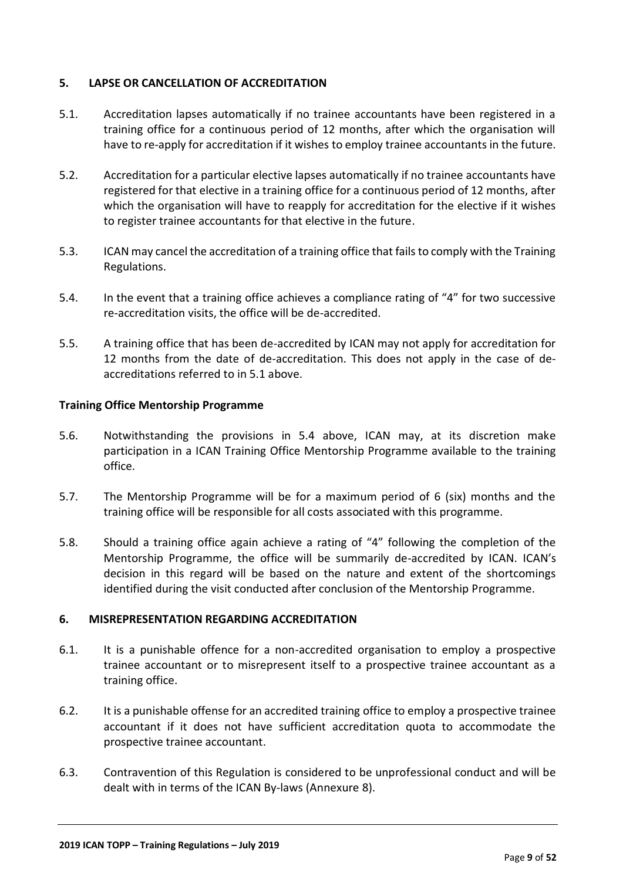## 5. LAPSE OR CANCELLATION OF ACCREDITATION

5.1. Accreditation lapses automatically if no trainee accountants have been registered in a training office for a continuous period of 12 months, after which the organisation will have to re-apply for accreditation if it wishes to employ trainee accountants in the future.

5.2. Accreditation for a particular elective lapses automatically if no trainee accountants have registered for that elective in a training office for a continuous period of 12 months, after which the organisation will have to reapply for accreditation for the elective if it wishes to register trainee accountants for that elective in the future.

5.3. ICAN may cancel the accreditation of a training office that fails to comply with the Training Regulations.

5.4. In the event that a training office achieves a compliance rating of "4" for two successive re-accreditation visits, the office will be de-accredited.

5.5. A training office that has been de-accredited by ICAN may not apply for accreditation for 12 months from the date of de-accreditation. This does not apply in the case of de-accreditations referred to in 5.1 above.

**Training Office Mentorship Programme**

5.6. Notwithstanding the provisions in 5.4 above, ICAN may, at its discretion make participation in a ICAN Training Office Mentorship Programme available to the training office.

5.7. The Mentorship Programme will be for a maximum period of 6 (six) months and the training office will be responsible for all costs associated with this programme.

5.8. Should a training office again achieve a rating of "4" following the completion of the Mentorship Programme, the office will be summarily de-accredited by ICAN. ICAN's decision in this regard will be based on the nature and extent of the shortcomings identified during the visit conducted after conclusion of the Mentorship Programme.

## 6. MISREPRESENTATION REGARDING ACCREDITATION

6.1. It is a punishable offence for a non-accredited organisation to employ a prospective trainee accountant or to misrepresent itself to a prospective trainee accountant as a training office.

6.2. It is a punishable offense for an accredited training office to employ a prospective trainee accountant if it does not have sufficient accreditation quota to accommodate the prospective trainee accountant.

6.3. Contravention of this Regulation is considered to be unprofessional conduct and will be dealt with in terms of the ICAN By-laws (Annexure 8).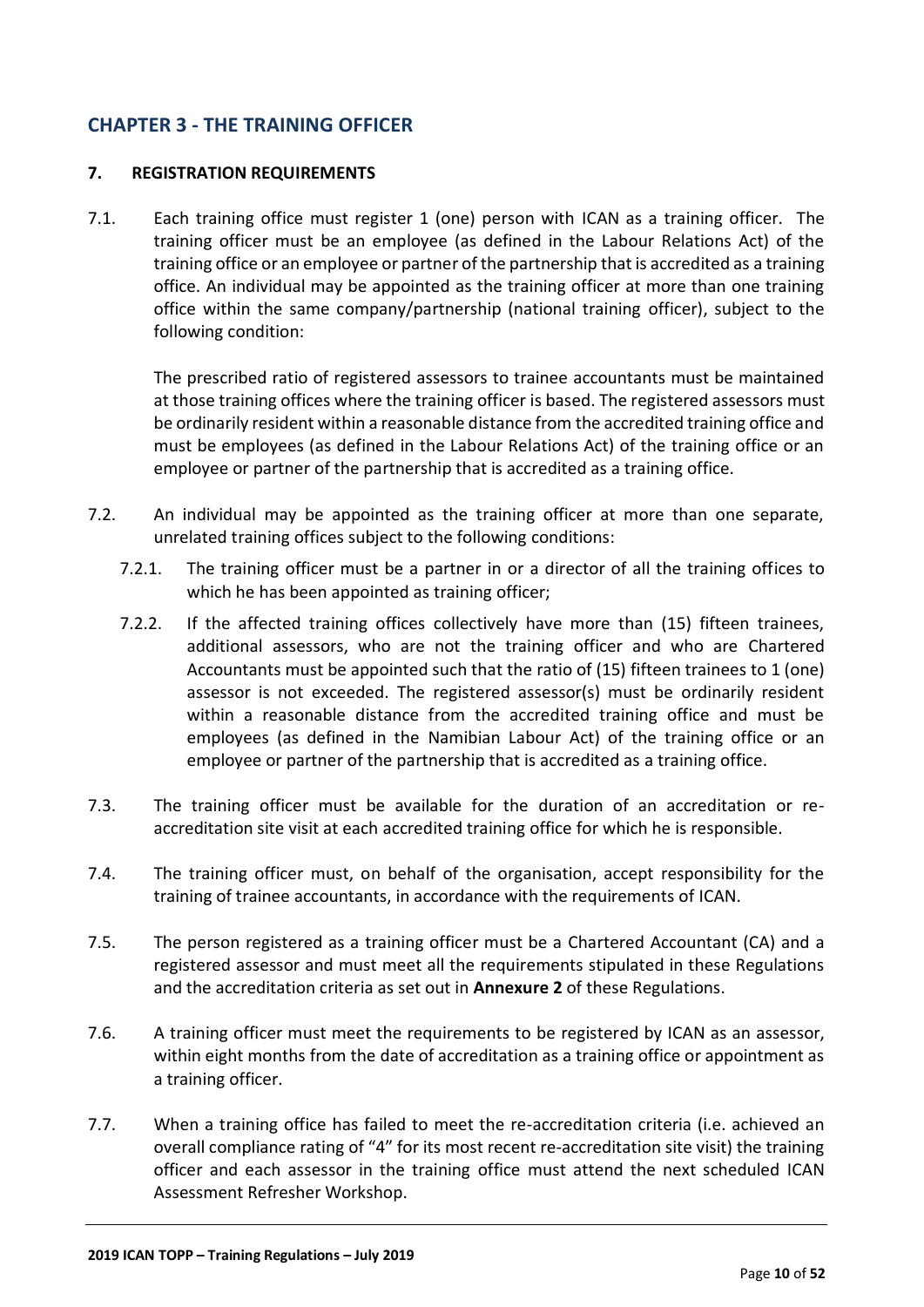## CHAPTER 3 - THE TRAINING OFFICER

### 7. REGISTRATION REQUIREMENTS

7.1. Each training office must register 1 (one) person with ICAN as a training officer. The training officer must be an employee (as defined in the Labour Relations Act) of the training office or an employee or partner of the partnership that is accredited as a training office. An individual may be appointed as the training officer at more than one training office within the same company/partnership (national training officer), subject to the following condition:

The prescribed ratio of registered assessors to trainee accountants must be maintained at those training offices where the training officer is based. The registered assessors must be ordinarily resident within a reasonable distance from the accredited training office and must be employees (as defined in the Labour Relations Act) of the training office or an employee or partner of the partnership that is accredited as a training office.

7.2. An individual may be appointed as the training officer at more than one separate, unrelated training offices subject to the following conditions:

7.2.1. The training officer must be a partner in or a director of all the training offices to which he has been appointed as training officer;

7.2.2. If the affected training offices collectively have more than (15) fifteen trainees, additional assessors, who are not the training officer and who are Chartered Accountants must be appointed such that the ratio of (15) fifteen trainees to 1 (one) assessor is not exceeded. The registered assessor(s) must be ordinarily resident within a reasonable distance from the accredited training office and must be employees (as defined in the Namibian Labour Act) of the training office or an employee or partner of the partnership that is accredited as a training office.

7.3. The training officer must be available for the duration of an accreditation or re-accreditation site visit at each accredited training office for which he is responsible.

7.4. The training officer must, on behalf of the organisation, accept responsibility for the training of trainee accountants, in accordance with the requirements of ICAN.

7.5. The person registered as a training officer must be a Chartered Accountant (CA) and a registered assessor and must meet all the requirements stipulated in these Regulations and the accreditation criteria as set out in **Annexure 2** of these Regulations.

7.6. A training officer must meet the requirements to be registered by ICAN as an assessor, within eight months from the date of accreditation as a training office or appointment as a training officer.

7.7. When a training office has failed to meet the re-accreditation criteria (i.e. achieved an overall compliance rating of "4" for its most recent re-accreditation site visit) the training officer and each assessor in the training office must attend the next scheduled ICAN Assessment Refresher Workshop.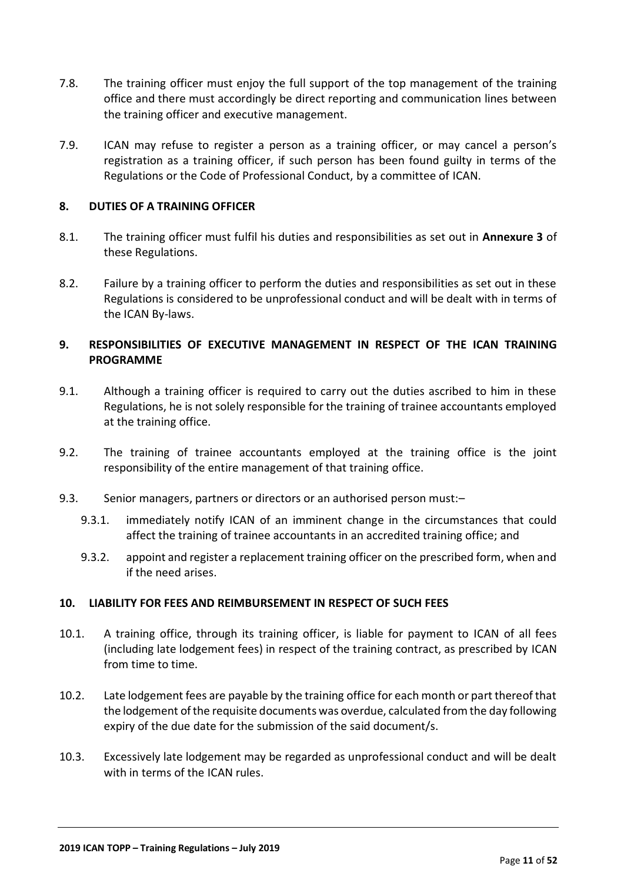7.8. The training officer must enjoy the full support of the top management of the training office and there must accordingly be direct reporting and communication lines between the training officer and executive management.

7.9. ICAN may refuse to register a person as a training officer, or may cancel a person's registration as a training officer, if such person has been found guilty in terms of the Regulations or the Code of Professional Conduct, by a committee of ICAN.

## 8. DUTIES OF A TRAINING OFFICER

8.1. The training officer must fulfil his duties and responsibilities as set out in **Annexure 3** of these Regulations.

8.2. Failure by a training officer to perform the duties and responsibilities as set out in these Regulations is considered to be unprofessional conduct and will be dealt with in terms of the ICAN By-laws.

## 9. RESPONSIBILITIES OF EXECUTIVE MANAGEMENT IN RESPECT OF THE ICAN TRAINING PROGRAMME

9.1. Although a training officer is required to carry out the duties ascribed to him in these Regulations, he is not solely responsible for the training of trainee accountants employed at the training office.

9.2. The training of trainee accountants employed at the training office is the joint responsibility of the entire management of that training office.

9.3. Senior managers, partners or directors or an authorised person must:–

- 9.3.1. immediately notify ICAN of an imminent change in the circumstances that could affect the training of trainee accountants in an accredited training office; and
- 9.3.2. appoint and register a replacement training officer on the prescribed form, when and if the need arises.

## 10. LIABILITY FOR FEES AND REIMBURSEMENT IN RESPECT OF SUCH FEES

10.1. A training office, through its training officer, is liable for payment to ICAN of all fees (including late lodgement fees) in respect of the training contract, as prescribed by ICAN from time to time.

10.2. Late lodgement fees are payable by the training office for each month or part thereof that the lodgement of the requisite documents was overdue, calculated from the day following expiry of the due date for the submission of the said document/s.

10.3. Excessively late lodgement may be regarded as unprofessional conduct and will be dealt with in terms of the ICAN rules.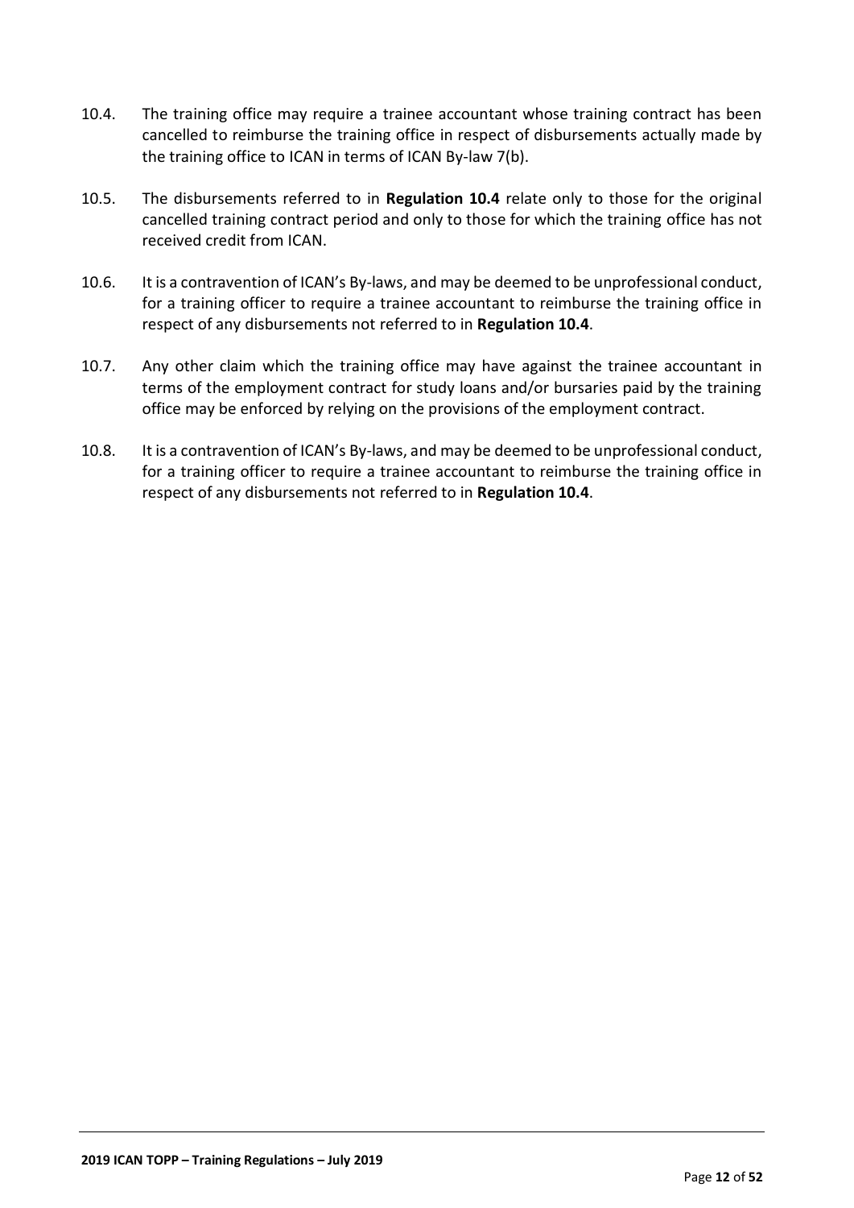10.4. The training office may require a trainee accountant whose training contract has been cancelled to reimburse the training office in respect of disbursements actually made by the training office to ICAN in terms of ICAN By-law 7(b).

10.5. The disbursements referred to in **Regulation 10.4** relate only to those for the original cancelled training contract period and only to those for which the training office has not received credit from ICAN.

10.6. It is a contravention of ICAN's By-laws, and may be deemed to be unprofessional conduct, for a training officer to require a trainee accountant to reimburse the training office in respect of any disbursements not referred to in **Regulation 10.4**.

10.7. Any other claim which the training office may have against the trainee accountant in terms of the employment contract for study loans and/or bursaries paid by the training office may be enforced by relying on the provisions of the employment contract.

10.8. It is a contravention of ICAN's By-laws, and may be deemed to be unprofessional conduct, for a training officer to require a trainee accountant to reimburse the training office in respect of any disbursements not referred to in **Regulation 10.4**.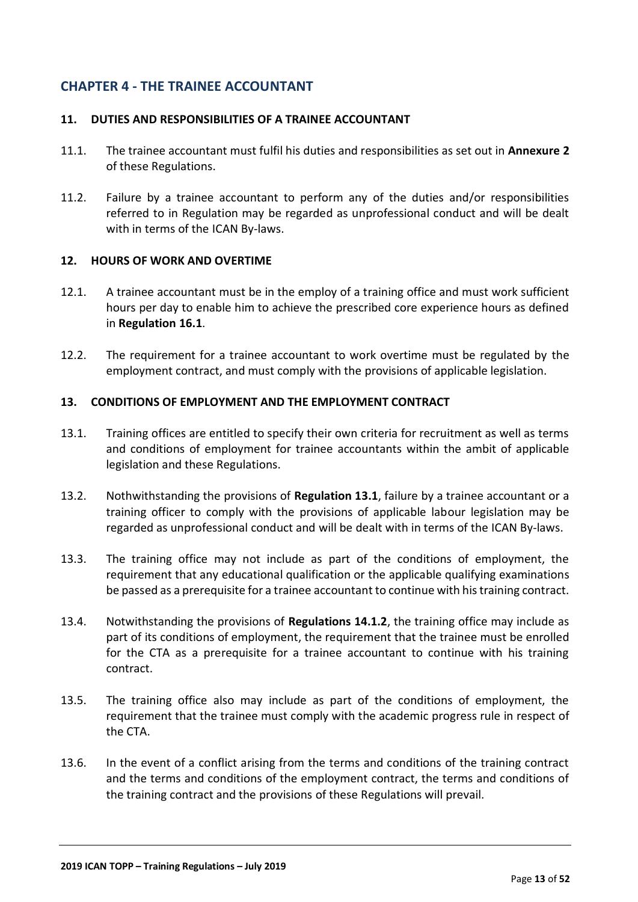## CHAPTER 4 - THE TRAINEE ACCOUNTANT

### 11. DUTIES AND RESPONSIBILITIES OF A TRAINEE ACCOUNTANT

11.1. The trainee accountant must fulfil his duties and responsibilities as set out in **Annexure 2** of these Regulations.

11.2. Failure by a trainee accountant to perform any of the duties and/or responsibilities referred to in Regulation may be regarded as unprofessional conduct and will be dealt with in terms of the ICAN By-laws.

### 12. HOURS OF WORK AND OVERTIME

12.1. A trainee accountant must be in the employ of a training office and must work sufficient hours per day to enable him to achieve the prescribed core experience hours as defined in **Regulation 16.1**.

12.2. The requirement for a trainee accountant to work overtime must be regulated by the employment contract, and must comply with the provisions of applicable legislation.

### 13. CONDITIONS OF EMPLOYMENT AND THE EMPLOYMENT CONTRACT

13.1. Training offices are entitled to specify their own criteria for recruitment as well as terms and conditions of employment for trainee accountants within the ambit of applicable legislation and these Regulations.

13.2. Nothwithstanding the provisions of **Regulation 13.1**, failure by a trainee accountant or a training officer to comply with the provisions of applicable labour legislation may be regarded as unprofessional conduct and will be dealt with in terms of the ICAN By-laws.

13.3. The training office may not include as part of the conditions of employment, the requirement that any educational qualification or the applicable qualifying examinations be passed as a prerequisite for a trainee accountant to continue with his training contract.

13.4. Notwithstanding the provisions of **Regulations 14.1.2**, the training office may include as part of its conditions of employment, the requirement that the trainee must be enrolled for the CTA as a prerequisite for a trainee accountant to continue with his training contract.

13.5. The training office also may include as part of the conditions of employment, the requirement that the trainee must comply with the academic progress rule in respect of the CTA.

13.6. In the event of a conflict arising from the terms and conditions of the training contract and the terms and conditions of the employment contract, the terms and conditions of the training contract and the provisions of these Regulations will prevail.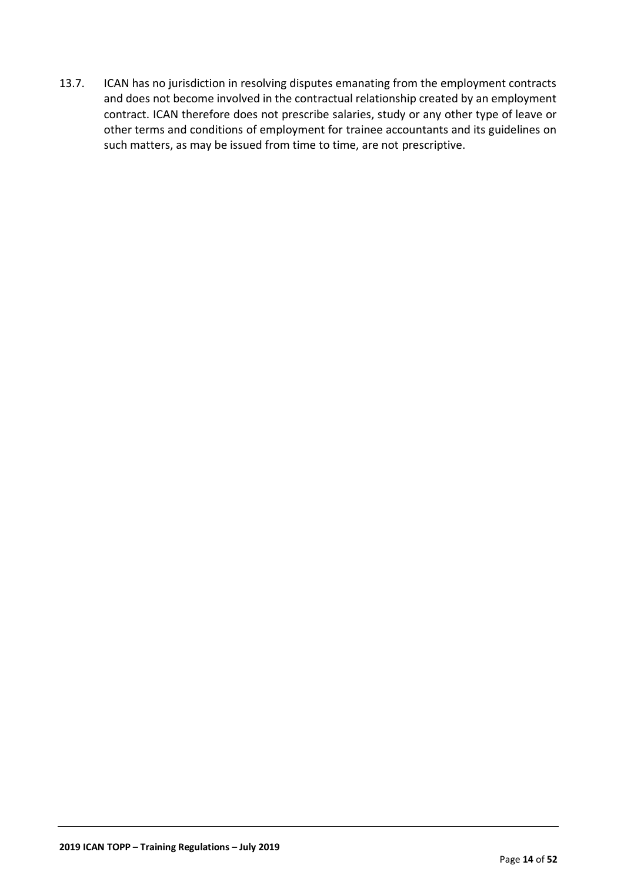13.7. ICAN has no jurisdiction in resolving disputes emanating from the employment contracts and does not become involved in the contractual relationship created by an employment contract. ICAN therefore does not prescribe salaries, study or any other type of leave or other terms and conditions of employment for trainee accountants and its guidelines on such matters, as may be issued from time to time, are not prescriptive.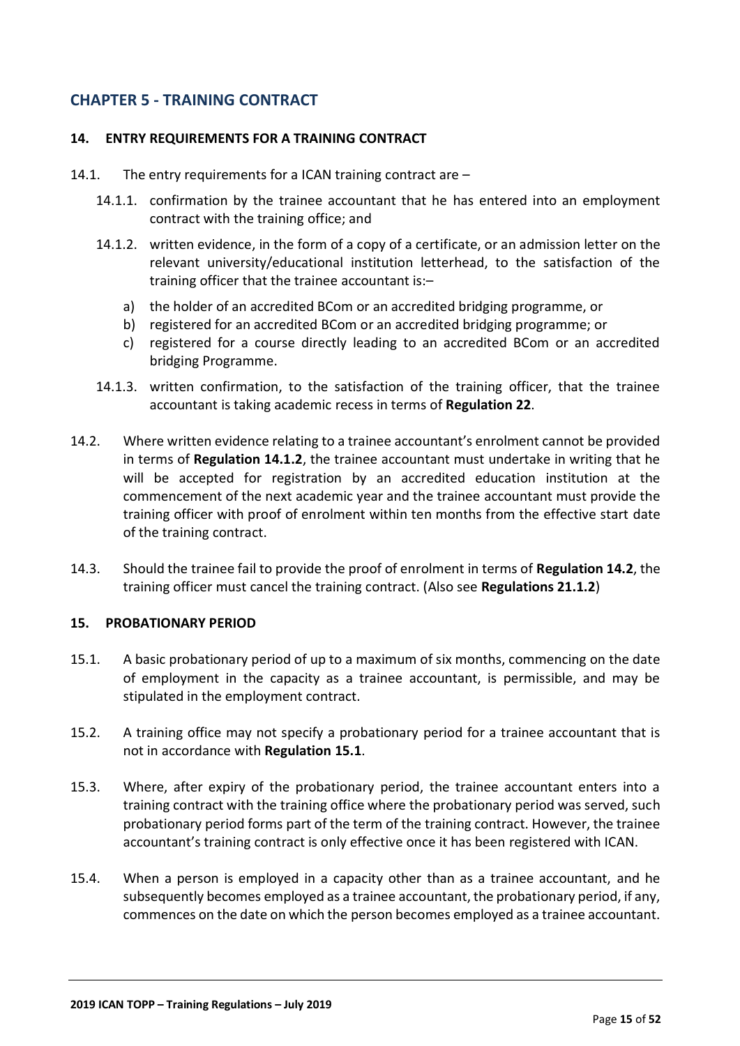## CHAPTER 5 - TRAINING CONTRACT

### 14. ENTRY REQUIREMENTS FOR A TRAINING CONTRACT

14.1. The entry requirements for a ICAN training contract are –

14.1.1. confirmation by the trainee accountant that he has entered into an employment contract with the training office; and

14.1.2. written evidence, in the form of a copy of a certificate, or an admission letter on the relevant university/educational institution letterhead, to the satisfaction of the training officer that the trainee accountant is:–

a) the holder of an accredited BCom or an accredited bridging programme, or

b) registered for an accredited BCom or an accredited bridging programme; or

c) registered for a course directly leading to an accredited BCom or an accredited bridging Programme.

14.1.3. written confirmation, to the satisfaction of the training officer, that the trainee accountant is taking academic recess in terms of **Regulation 22**.

14.2. Where written evidence relating to a trainee accountant's enrolment cannot be provided in terms of **Regulation 14.1.2**, the trainee accountant must undertake in writing that he will be accepted for registration by an accredited education institution at the commencement of the next academic year and the trainee accountant must provide the training officer with proof of enrolment within ten months from the effective start date of the training contract.

14.3. Should the trainee fail to provide the proof of enrolment in terms of **Regulation 14.2**, the training officer must cancel the training contract. (Also see **Regulations 21.1.2**)

### 15. PROBATIONARY PERIOD

15.1. A basic probationary period of up to a maximum of six months, commencing on the date of employment in the capacity as a trainee accountant, is permissible, and may be stipulated in the employment contract.

15.2. A training office may not specify a probationary period for a trainee accountant that is not in accordance with **Regulation 15.1**.

15.3. Where, after expiry of the probationary period, the trainee accountant enters into a training contract with the training office where the probationary period was served, such probationary period forms part of the term of the training contract. However, the trainee accountant's training contract is only effective once it has been registered with ICAN.

15.4. When a person is employed in a capacity other than as a trainee accountant, and he subsequently becomes employed as a trainee accountant, the probationary period, if any, commences on the date on which the person becomes employed as a trainee accountant.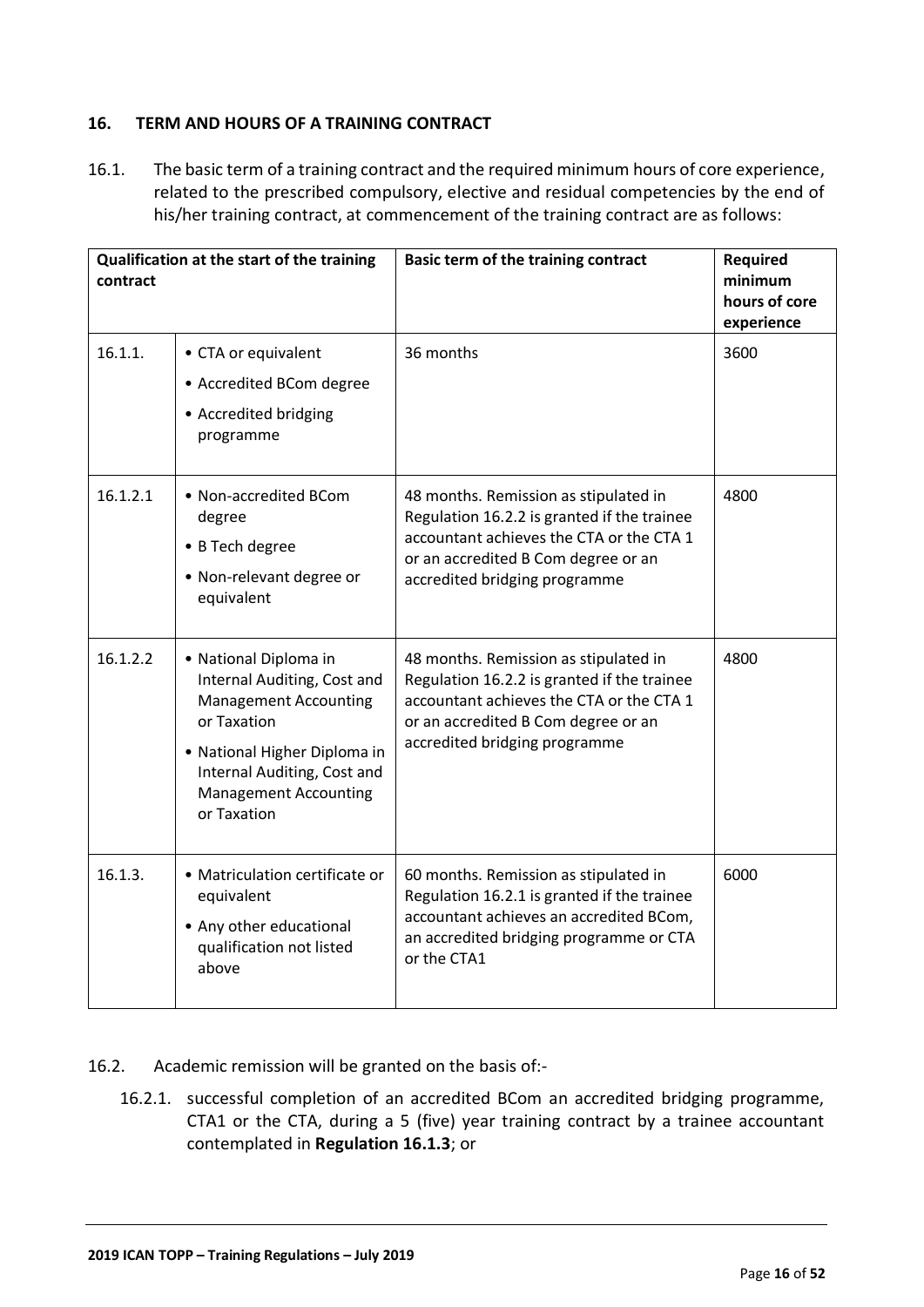## 16. TERM AND HOURS OF A TRAINING CONTRACT

16.1. The basic term of a training contract and the required minimum hours of core experience, related to the prescribed compulsory, elective and residual competencies by the end of his/her training contract, at commencement of the training contract are as follows:

| Qualification at the start of the training contract | | Basic term of the training contract | Required minimum hours of core experience |
|---|---|---|---|
| 16.1.1. | • CTA or equivalent<br>• Accredited BCom degree<br>• Accredited bridging programme | 36 months | 3600 |
| 16.1.2.1 | • Non-accredited BCom degree<br>• B Tech degree<br>• Non-relevant degree or equivalent | 48 months. Remission as stipulated in Regulation 16.2.2 is granted if the trainee accountant achieves the CTA or the CTA 1 or an accredited B Com degree or an accredited bridging programme | 4800 |
| 16.1.2.2 | • National Diploma in Internal Auditing, Cost and Management Accounting or Taxation<br>• National Higher Diploma in Internal Auditing, Cost and Management Accounting or Taxation | 48 months. Remission as stipulated in Regulation 16.2.2 is granted if the trainee accountant achieves the CTA or the CTA 1 or an accredited B Com degree or an accredited bridging programme | 4800 |
| 16.1.3. | • Matriculation certificate or equivalent<br>• Any other educational qualification not listed above | 60 months. Remission as stipulated in Regulation 16.2.1 is granted if the trainee accountant achieves an accredited BCom, an accredited bridging programme or CTA or the CTA1 | 6000 |

16.2. Academic remission will be granted on the basis of:-

16.2.1. successful completion of an accredited BCom an accredited bridging programme, CTA1 or the CTA, during a 5 (five) year training contract by a trainee accountant contemplated in **Regulation 16.1.3**; or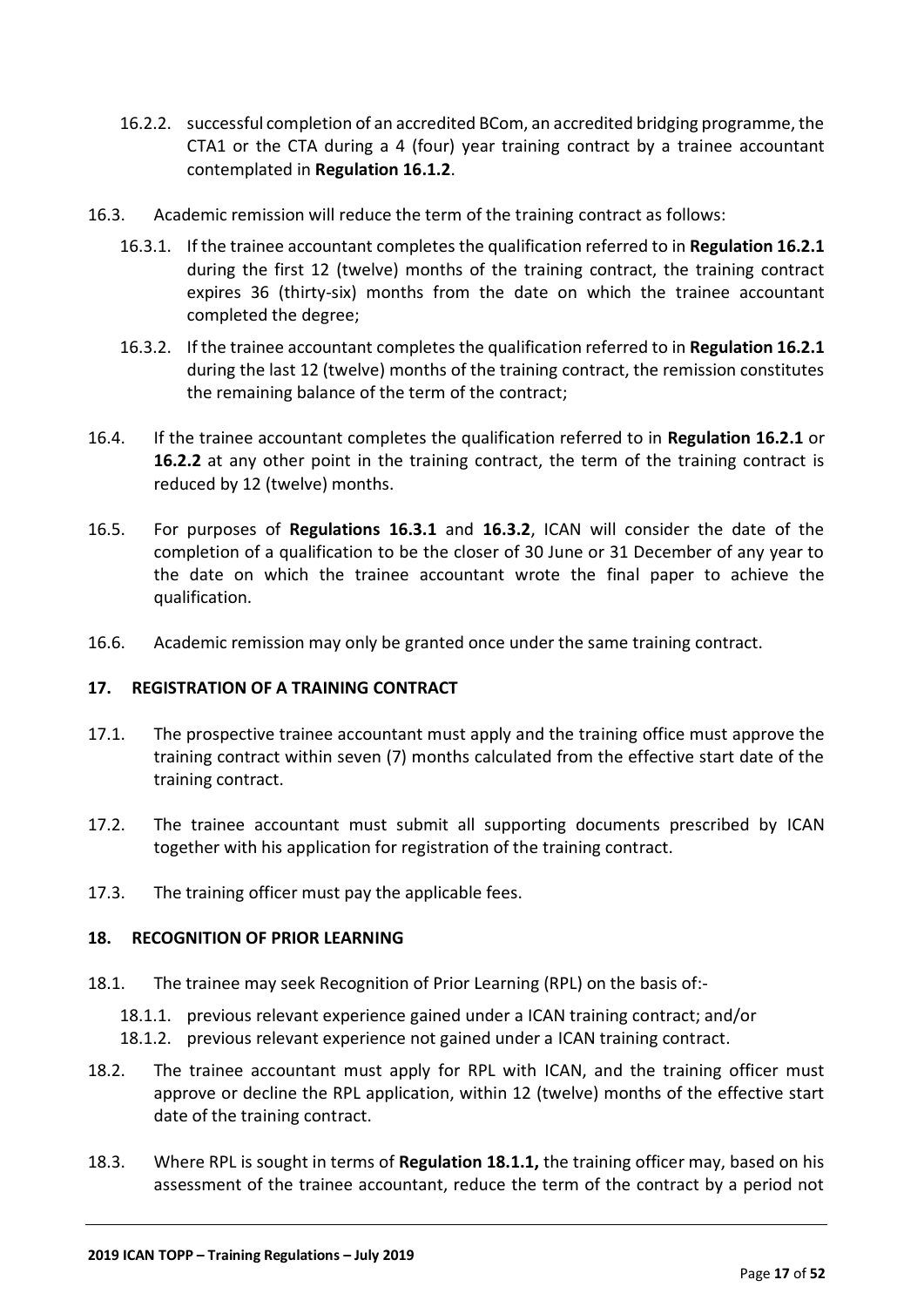16.2.2. successful completion of an accredited BCom, an accredited bridging programme, the CTA1 or the CTA during a 4 (four) year training contract by a trainee accountant contemplated in **Regulation 16.1.2**.

16.3. Academic remission will reduce the term of the training contract as follows:

16.3.1. If the trainee accountant completes the qualification referred to in **Regulation 16.2.1** during the first 12 (twelve) months of the training contract, the training contract expires 36 (thirty-six) months from the date on which the trainee accountant completed the degree;

16.3.2. If the trainee accountant completes the qualification referred to in **Regulation 16.2.1** during the last 12 (twelve) months of the training contract, the remission constitutes the remaining balance of the term of the contract;

16.4. If the trainee accountant completes the qualification referred to in **Regulation 16.2.1** or **16.2.2** at any other point in the training contract, the term of the training contract is reduced by 12 (twelve) months.

16.5. For purposes of **Regulations 16.3.1** and **16.3.2**, ICAN will consider the date of the completion of a qualification to be the closer of 30 June or 31 December of any year to the date on which the trainee accountant wrote the final paper to achieve the qualification.

16.6. Academic remission may only be granted once under the same training contract.

## 17. REGISTRATION OF A TRAINING CONTRACT

17.1. The prospective trainee accountant must apply and the training office must approve the training contract within seven (7) months calculated from the effective start date of the training contract.

17.2. The trainee accountant must submit all supporting documents prescribed by ICAN together with his application for registration of the training contract.

17.3. The training officer must pay the applicable fees.

## 18. RECOGNITION OF PRIOR LEARNING

18.1. The trainee may seek Recognition of Prior Learning (RPL) on the basis of:-

18.1.1. previous relevant experience gained under a ICAN training contract; and/or
18.1.2. previous relevant experience not gained under a ICAN training contract.

18.2. The trainee accountant must apply for RPL with ICAN, and the training officer must approve or decline the RPL application, within 12 (twelve) months of the effective start date of the training contract.

18.3. Where RPL is sought in terms of **Regulation 18.1.1,** the training officer may, based on his assessment of the trainee accountant, reduce the term of the contract by a period not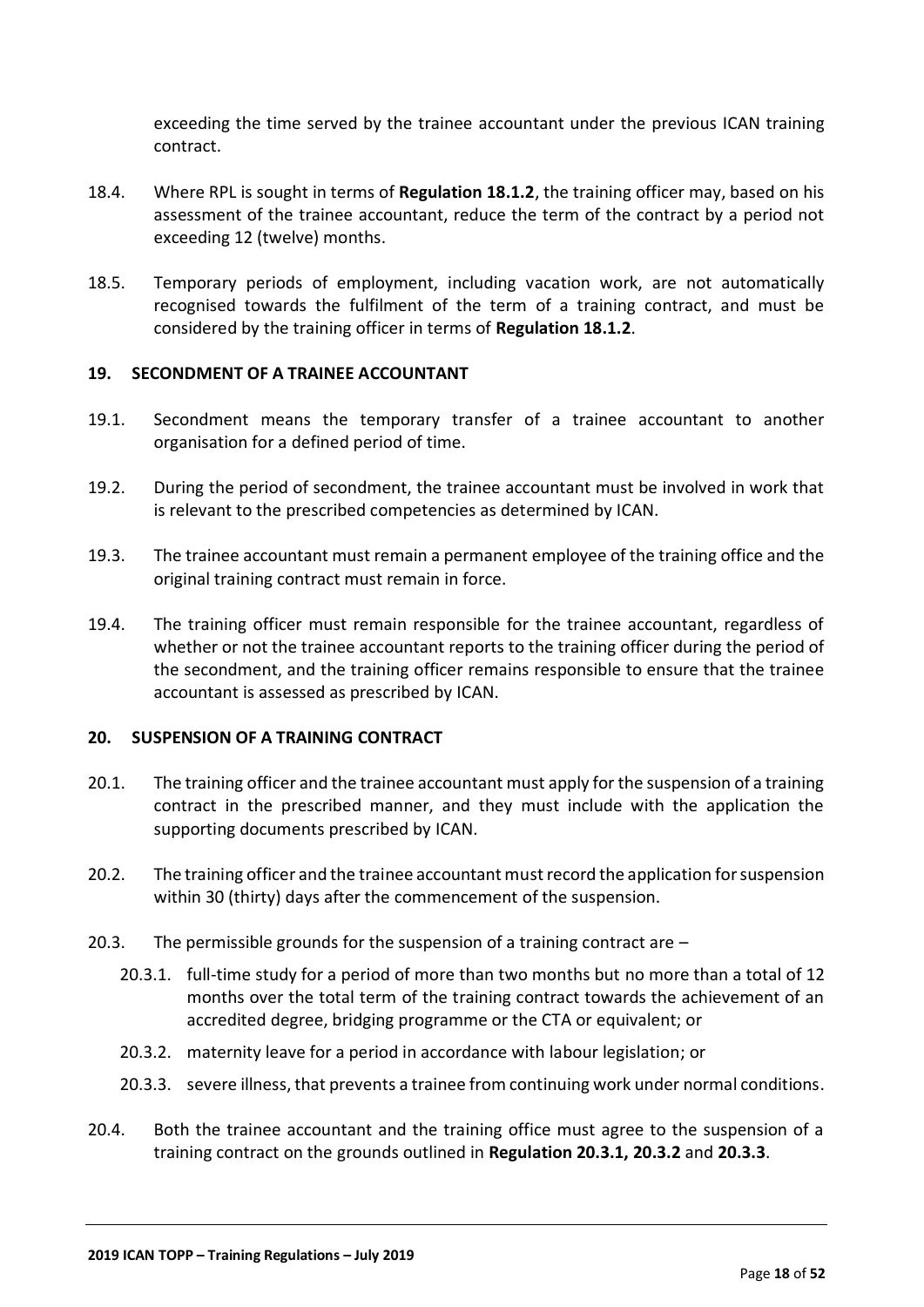exceeding the time served by the trainee accountant under the previous ICAN training contract.

18.4. Where RPL is sought in terms of **Regulation 18.1.2**, the training officer may, based on his assessment of the trainee accountant, reduce the term of the contract by a period not exceeding 12 (twelve) months.

18.5. Temporary periods of employment, including vacation work, are not automatically recognised towards the fulfilment of the term of a training contract, and must be considered by the training officer in terms of **Regulation 18.1.2**.

## 19. SECONDMENT OF A TRAINEE ACCOUNTANT

19.1. Secondment means the temporary transfer of a trainee accountant to another organisation for a defined period of time.

19.2. During the period of secondment, the trainee accountant must be involved in work that is relevant to the prescribed competencies as determined by ICAN.

19.3. The trainee accountant must remain a permanent employee of the training office and the original training contract must remain in force.

19.4. The training officer must remain responsible for the trainee accountant, regardless of whether or not the trainee accountant reports to the training officer during the period of the secondment, and the training officer remains responsible to ensure that the trainee accountant is assessed as prescribed by ICAN.

## 20. SUSPENSION OF A TRAINING CONTRACT

20.1. The training officer and the trainee accountant must apply for the suspension of a training contract in the prescribed manner, and they must include with the application the supporting documents prescribed by ICAN.

20.2. The training officer and the trainee accountant must record the application for suspension within 30 (thirty) days after the commencement of the suspension.

20.3. The permissible grounds for the suspension of a training contract are –

- 20.3.1. full-time study for a period of more than two months but no more than a total of 12 months over the total term of the training contract towards the achievement of an accredited degree, bridging programme or the CTA or equivalent; or
- 20.3.2. maternity leave for a period in accordance with labour legislation; or
- 20.3.3. severe illness, that prevents a trainee from continuing work under normal conditions.

20.4. Both the trainee accountant and the training office must agree to the suspension of a training contract on the grounds outlined in **Regulation 20.3.1, 20.3.2** and **20.3.3**.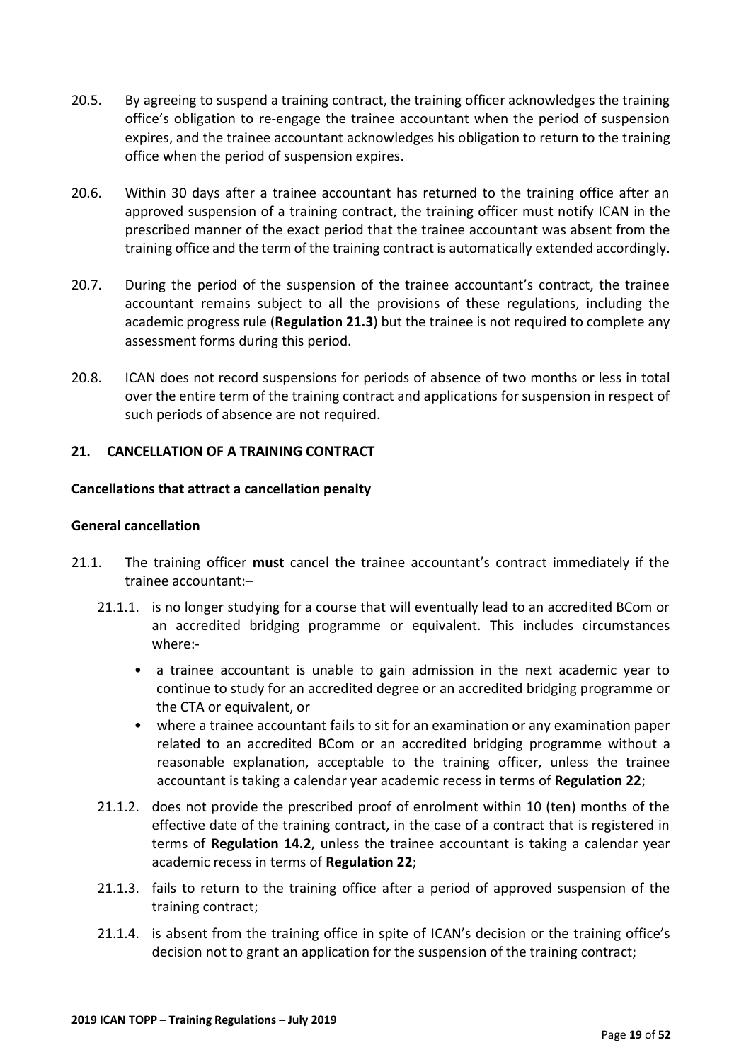20.5. By agreeing to suspend a training contract, the training officer acknowledges the training office's obligation to re-engage the trainee accountant when the period of suspension expires, and the trainee accountant acknowledges his obligation to return to the training office when the period of suspension expires.

20.6. Within 30 days after a trainee accountant has returned to the training office after an approved suspension of a training contract, the training officer must notify ICAN in the prescribed manner of the exact period that the trainee accountant was absent from the training office and the term of the training contract is automatically extended accordingly.

20.7. During the period of the suspension of the trainee accountant's contract, the trainee accountant remains subject to all the provisions of these regulations, including the academic progress rule (**Regulation 21.3**) but the trainee is not required to complete any assessment forms during this period.

20.8. ICAN does not record suspensions for periods of absence of two months or less in total over the entire term of the training contract and applications for suspension in respect of such periods of absence are not required.

## 21. CANCELLATION OF A TRAINING CONTRACT

**Cancellations that attract a cancellation penalty**

### General cancellation

21.1. The training officer **must** cancel the trainee accountant's contract immediately if the trainee accountant:–

21.1.1. is no longer studying for a course that will eventually lead to an accredited BCom or an accredited bridging programme or equivalent. This includes circumstances where:-

- a trainee accountant is unable to gain admission in the next academic year to continue to study for an accredited degree or an accredited bridging programme or the CTA or equivalent, or
- where a trainee accountant fails to sit for an examination or any examination paper related to an accredited BCom or an accredited bridging programme without a reasonable explanation, acceptable to the training officer, unless the trainee accountant is taking a calendar year academic recess in terms of **Regulation 22**;

21.1.2. does not provide the prescribed proof of enrolment within 10 (ten) months of the effective date of the training contract, in the case of a contract that is registered in terms of **Regulation 14.2**, unless the trainee accountant is taking a calendar year academic recess in terms of **Regulation 22**;

21.1.3. fails to return to the training office after a period of approved suspension of the training contract;

21.1.4. is absent from the training office in spite of ICAN's decision or the training office's decision not to grant an application for the suspension of the training contract;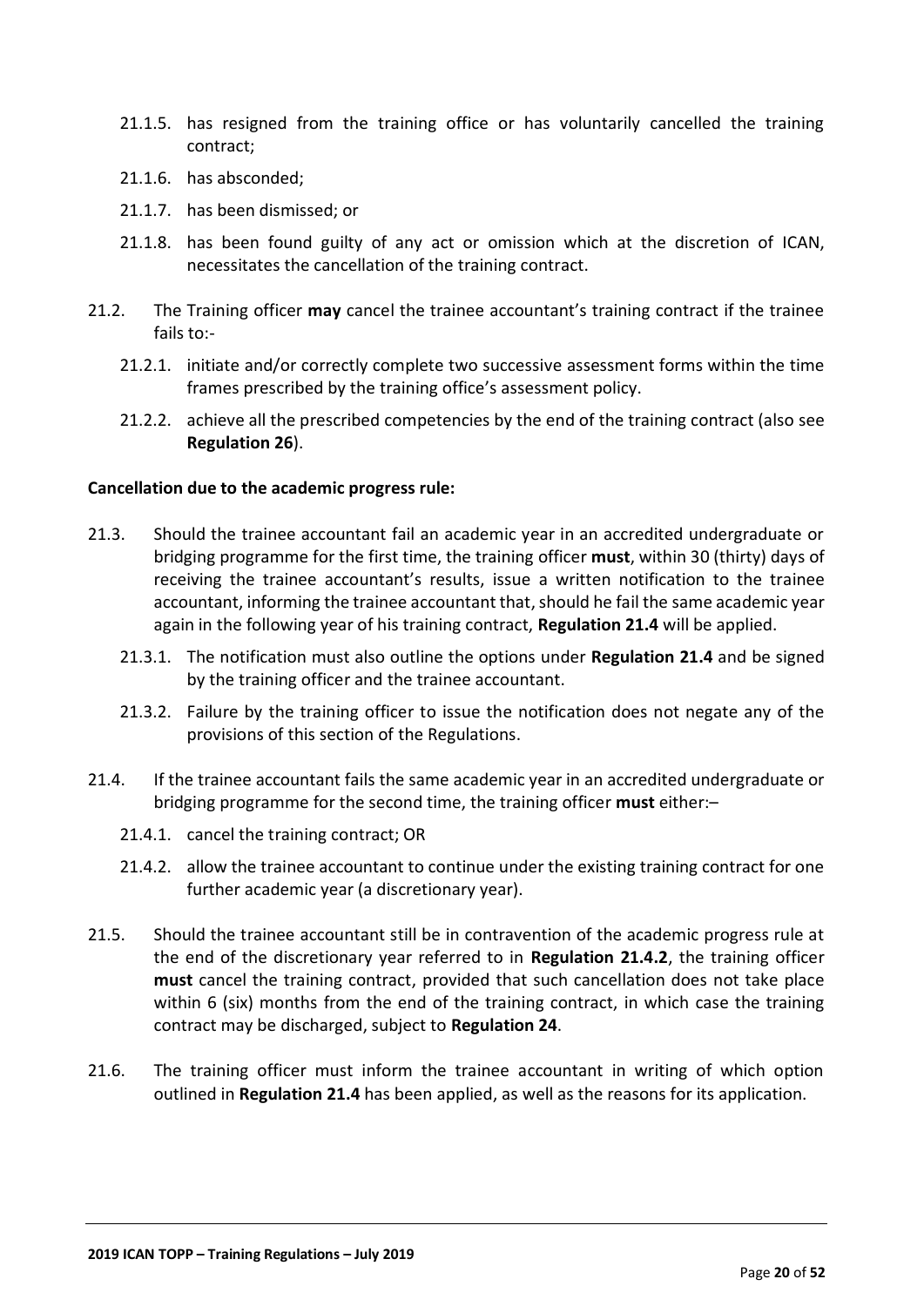21.1.5. has resigned from the training office or has voluntarily cancelled the training contract;

21.1.6. has absconded;

21.1.7. has been dismissed; or

21.1.8. has been found guilty of any act or omission which at the discretion of ICAN, necessitates the cancellation of the training contract.

21.2. The Training officer **may** cancel the trainee accountant's training contract if the trainee fails to:-

21.2.1. initiate and/or correctly complete two successive assessment forms within the time frames prescribed by the training office's assessment policy.

21.2.2. achieve all the prescribed competencies by the end of the training contract (also see **Regulation 26**).

**Cancellation due to the academic progress rule:**

21.3. Should the trainee accountant fail an academic year in an accredited undergraduate or bridging programme for the first time, the training officer **must**, within 30 (thirty) days of receiving the trainee accountant's results, issue a written notification to the trainee accountant, informing the trainee accountant that, should he fail the same academic year again in the following year of his training contract, **Regulation 21.4** will be applied.

21.3.1. The notification must also outline the options under **Regulation 21.4** and be signed by the training officer and the trainee accountant.

21.3.2. Failure by the training officer to issue the notification does not negate any of the provisions of this section of the Regulations.

21.4. If the trainee accountant fails the same academic year in an accredited undergraduate or bridging programme for the second time, the training officer **must** either:–

21.4.1. cancel the training contract; OR

21.4.2. allow the trainee accountant to continue under the existing training contract for one further academic year (a discretionary year).

21.5. Should the trainee accountant still be in contravention of the academic progress rule at the end of the discretionary year referred to in **Regulation 21.4.2**, the training officer **must** cancel the training contract, provided that such cancellation does not take place within 6 (six) months from the end of the training contract, in which case the training contract may be discharged, subject to **Regulation 24**.

21.6. The training officer must inform the trainee accountant in writing of which option outlined in **Regulation 21.4** has been applied, as well as the reasons for its application.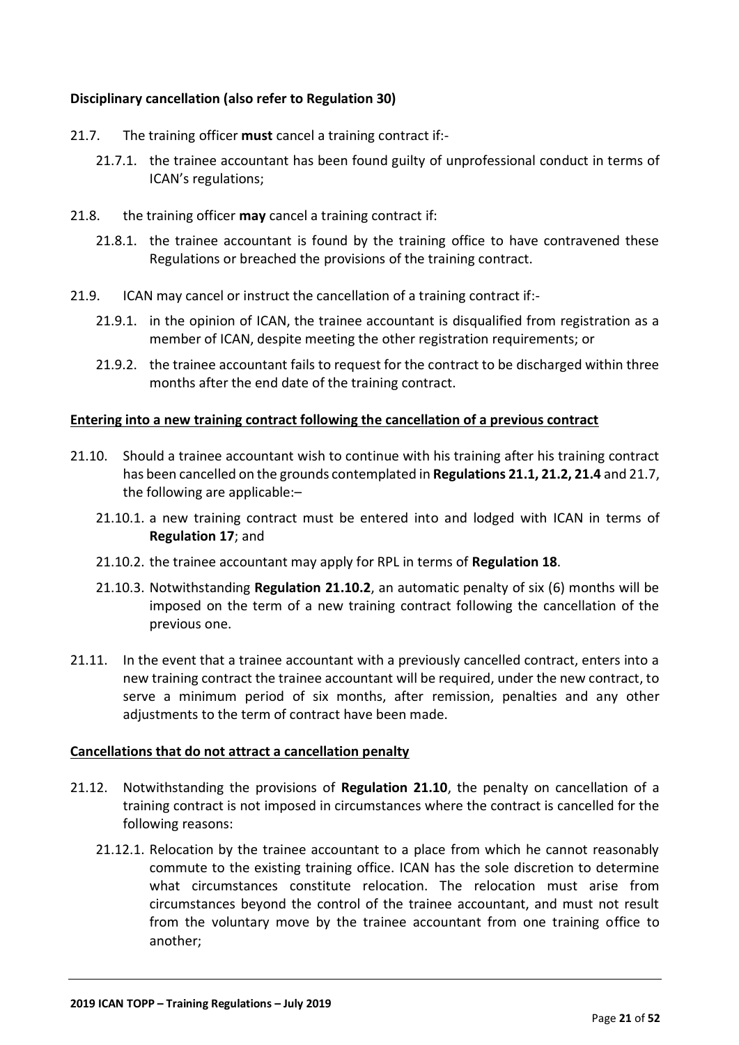**Disciplinary cancellation (also refer to Regulation 30)**

21.7. The training officer **must** cancel a training contract if:-

21.7.1. the trainee accountant has been found guilty of unprofessional conduct in terms of ICAN's regulations;

21.8. the training officer **may** cancel a training contract if:

21.8.1. the trainee accountant is found by the training office to have contravened these Regulations or breached the provisions of the training contract.

21.9. ICAN may cancel or instruct the cancellation of a training contract if:-

21.9.1. in the opinion of ICAN, the trainee accountant is disqualified from registration as a member of ICAN, despite meeting the other registration requirements; or

21.9.2. the trainee accountant fails to request for the contract to be discharged within three months after the end date of the training contract.

**Entering into a new training contract following the cancellation of a previous contract**

21.10. Should a trainee accountant wish to continue with his training after his training contract has been cancelled on the grounds contemplated in **Regulations 21.1, 21.2, 21.4** and 21.7, the following are applicable:–

21.10.1. a new training contract must be entered into and lodged with ICAN in terms of **Regulation 17**; and

21.10.2. the trainee accountant may apply for RPL in terms of **Regulation 18**.

21.10.3. Notwithstanding **Regulation 21.10.2**, an automatic penalty of six (6) months will be imposed on the term of a new training contract following the cancellation of the previous one.

21.11. In the event that a trainee accountant with a previously cancelled contract, enters into a new training contract the trainee accountant will be required, under the new contract, to serve a minimum period of six months, after remission, penalties and any other adjustments to the term of contract have been made.

**Cancellations that do not attract a cancellation penalty**

21.12. Notwithstanding the provisions of **Regulation 21.10**, the penalty on cancellation of a training contract is not imposed in circumstances where the contract is cancelled for the following reasons:

21.12.1. Relocation by the trainee accountant to a place from which he cannot reasonably commute to the existing training office. ICAN has the sole discretion to determine what circumstances constitute relocation. The relocation must arise from circumstances beyond the control of the trainee accountant, and must not result from the voluntary move by the trainee accountant from one training office to another;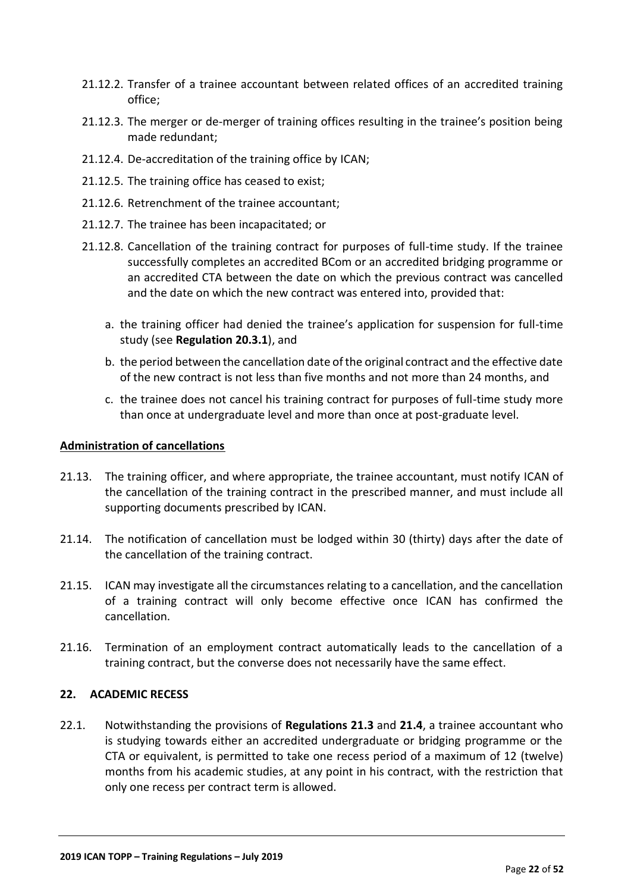21.12.2. Transfer of a trainee accountant between related offices of an accredited training office;

21.12.3. The merger or de-merger of training offices resulting in the trainee's position being made redundant;

21.12.4. De-accreditation of the training office by ICAN;

21.12.5. The training office has ceased to exist;

21.12.6. Retrenchment of the trainee accountant;

21.12.7. The trainee has been incapacitated; or

21.12.8. Cancellation of the training contract for purposes of full-time study. If the trainee successfully completes an accredited BCom or an accredited bridging programme or an accredited CTA between the date on which the previous contract was cancelled and the date on which the new contract was entered into, provided that:

a. the training officer had denied the trainee's application for suspension for full-time study (see **Regulation 20.3.1**), and

b. the period between the cancellation date of the original contract and the effective date of the new contract is not less than five months and not more than 24 months, and

c. the trainee does not cancel his training contract for purposes of full-time study more than once at undergraduate level and more than once at post-graduate level.

**Administration of cancellations**

21.13. The training officer, and where appropriate, the trainee accountant, must notify ICAN of the cancellation of the training contract in the prescribed manner, and must include all supporting documents prescribed by ICAN.

21.14. The notification of cancellation must be lodged within 30 (thirty) days after the date of the cancellation of the training contract.

21.15. ICAN may investigate all the circumstances relating to a cancellation, and the cancellation of a training contract will only become effective once ICAN has confirmed the cancellation.

21.16. Termination of an employment contract automatically leads to the cancellation of a training contract, but the converse does not necessarily have the same effect.

## 22. ACADEMIC RECESS

22.1. Notwithstanding the provisions of **Regulations 21.3** and **21.4**, a trainee accountant who is studying towards either an accredited undergraduate or bridging programme or the CTA or equivalent, is permitted to take one recess period of a maximum of 12 (twelve) months from his academic studies, at any point in his contract, with the restriction that only one recess per contract term is allowed.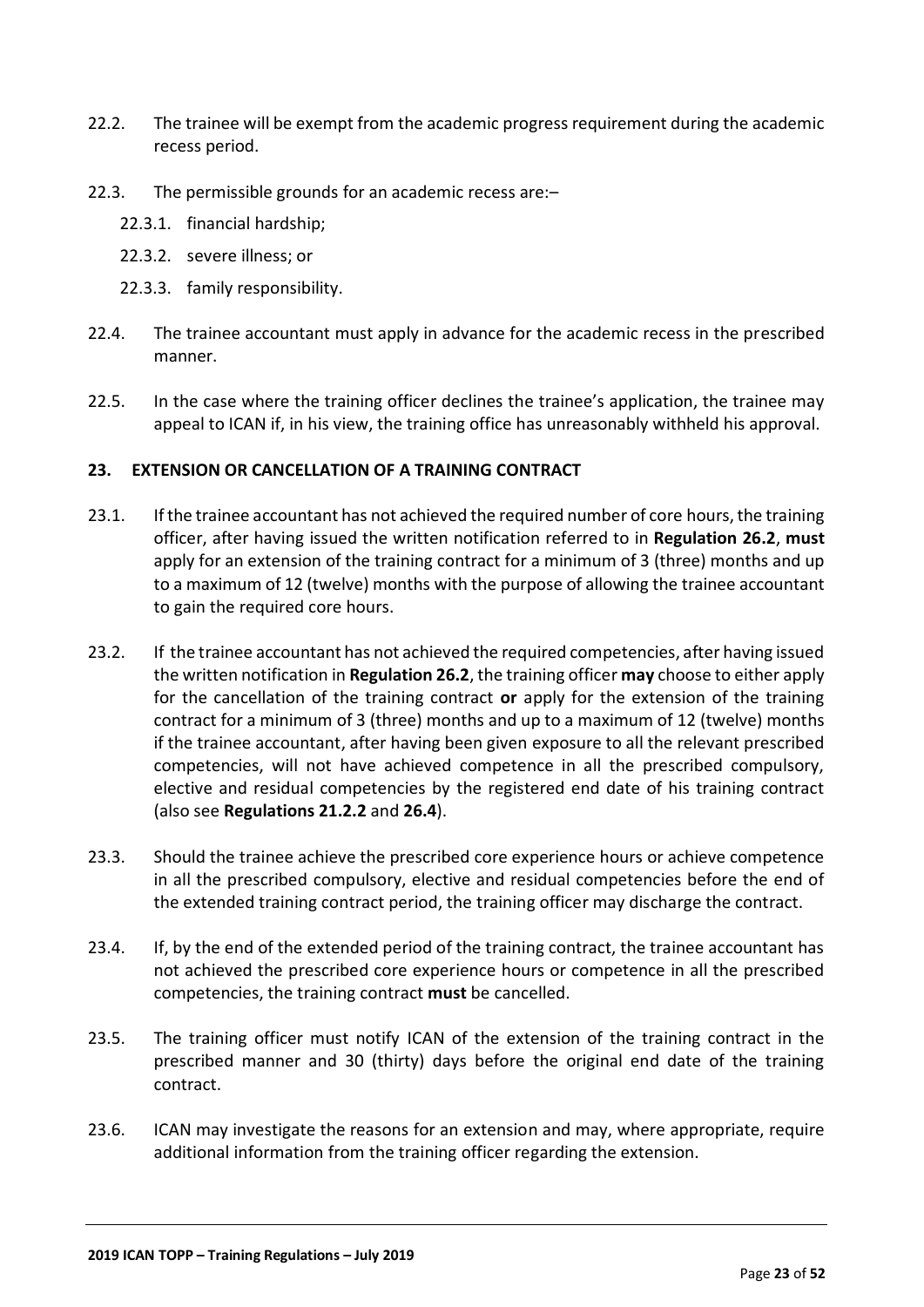22.2. The trainee will be exempt from the academic progress requirement during the academic recess period.

22.3. The permissible grounds for an academic recess are:–

  22.3.1. financial hardship;

  22.3.2. severe illness; or

  22.3.3. family responsibility.

22.4. The trainee accountant must apply in advance for the academic recess in the prescribed manner.

22.5. In the case where the training officer declines the trainee's application, the trainee may appeal to ICAN if, in his view, the training office has unreasonably withheld his approval.

## 23. EXTENSION OR CANCELLATION OF A TRAINING CONTRACT

23.1. If the trainee accountant has not achieved the required number of core hours, the training officer, after having issued the written notification referred to in **Regulation 26.2**, **must** apply for an extension of the training contract for a minimum of 3 (three) months and up to a maximum of 12 (twelve) months with the purpose of allowing the trainee accountant to gain the required core hours.

23.2. If the trainee accountant has not achieved the required competencies, after having issued the written notification in **Regulation 26.2**, the training officer **may** choose to either apply for the cancellation of the training contract **or** apply for the extension of the training contract for a minimum of 3 (three) months and up to a maximum of 12 (twelve) months if the trainee accountant, after having been given exposure to all the relevant prescribed competencies, will not have achieved competence in all the prescribed compulsory, elective and residual competencies by the registered end date of his training contract (also see **Regulations 21.2.2** and **26.4**).

23.3. Should the trainee achieve the prescribed core experience hours or achieve competence in all the prescribed compulsory, elective and residual competencies before the end of the extended training contract period, the training officer may discharge the contract.

23.4. If, by the end of the extended period of the training contract, the trainee accountant has not achieved the prescribed core experience hours or competence in all the prescribed competencies, the training contract **must** be cancelled.

23.5. The training officer must notify ICAN of the extension of the training contract in the prescribed manner and 30 (thirty) days before the original end date of the training contract.

23.6. ICAN may investigate the reasons for an extension and may, where appropriate, require additional information from the training officer regarding the extension.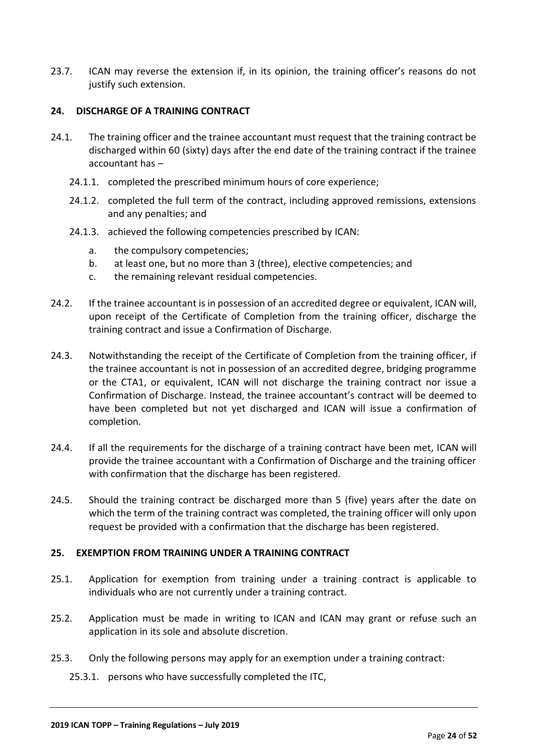23.7. ICAN may reverse the extension if, in its opinion, the training officer's reasons do not justify such extension.

## 24. DISCHARGE OF A TRAINING CONTRACT

24.1. The training officer and the trainee accountant must request that the training contract be discharged within 60 (sixty) days after the end date of the training contract if the trainee accountant has –

- 24.1.1. completed the prescribed minimum hours of core experience;
- 24.1.2. completed the full term of the contract, including approved remissions, extensions and any penalties; and
- 24.1.3. achieved the following competencies prescribed by ICAN:
  - a. the compulsory competencies;
  - b. at least one, but no more than 3 (three), elective competencies; and
  - c. the remaining relevant residual competencies.

24.2. If the trainee accountant is in possession of an accredited degree or equivalent, ICAN will, upon receipt of the Certificate of Completion from the training officer, discharge the training contract and issue a Confirmation of Discharge.

24.3. Notwithstanding the receipt of the Certificate of Completion from the training officer, if the trainee accountant is not in possession of an accredited degree, bridging programme or the CTA1, or equivalent, ICAN will not discharge the training contract nor issue a Confirmation of Discharge. Instead, the trainee accountant's contract will be deemed to have been completed but not yet discharged and ICAN will issue a confirmation of completion.

24.4. If all the requirements for the discharge of a training contract have been met, ICAN will provide the trainee accountant with a Confirmation of Discharge and the training officer with confirmation that the discharge has been registered.

24.5. Should the training contract be discharged more than 5 (five) years after the date on which the term of the training contract was completed, the training officer will only upon request be provided with a confirmation that the discharge has been registered.

## 25. EXEMPTION FROM TRAINING UNDER A TRAINING CONTRACT

25.1. Application for exemption from training under a training contract is applicable to individuals who are not currently under a training contract.

25.2. Application must be made in writing to ICAN and ICAN may grant or refuse such an application in its sole and absolute discretion.

25.3. Only the following persons may apply for an exemption under a training contract:

- 25.3.1. persons who have successfully completed the ITC,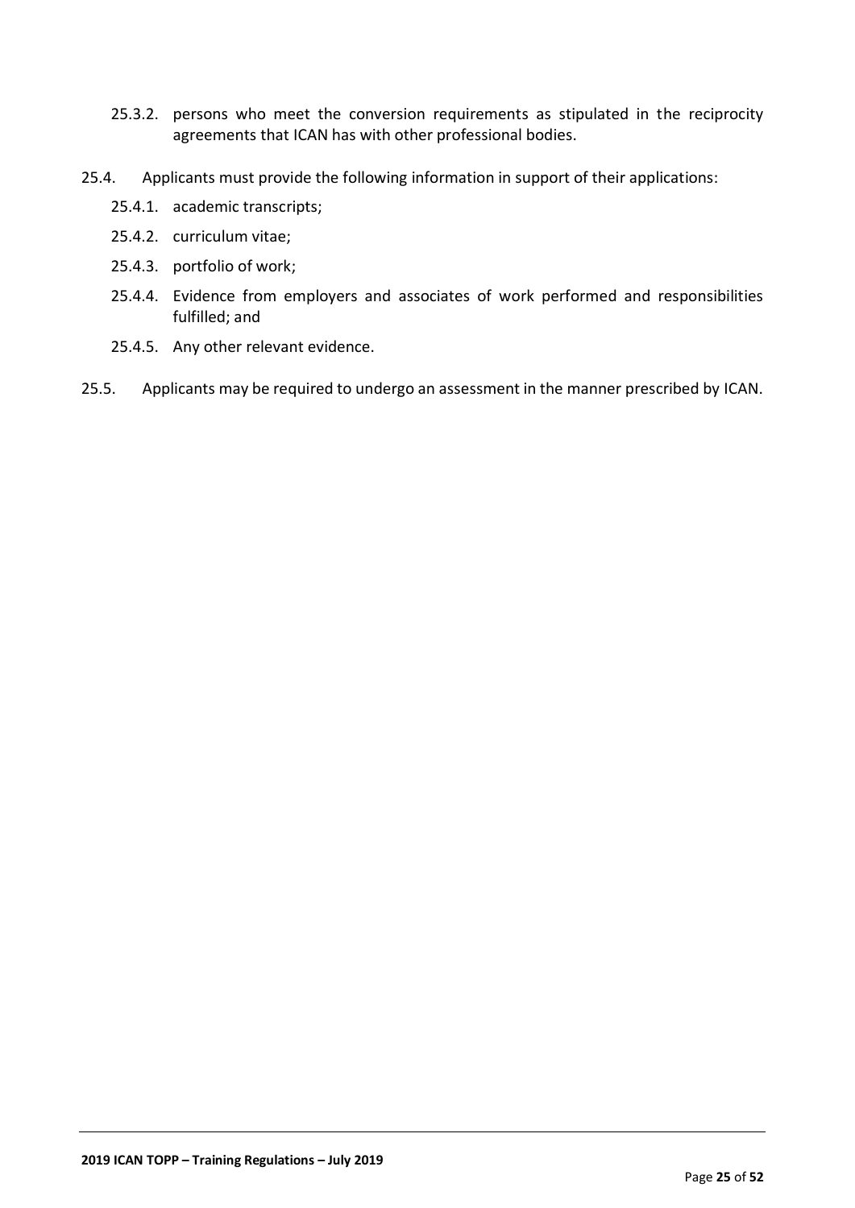25.3.2. persons who meet the conversion requirements as stipulated in the reciprocity agreements that ICAN has with other professional bodies.

25.4. Applicants must provide the following information in support of their applications:

25.4.1. academic transcripts;

25.4.2. curriculum vitae;

25.4.3. portfolio of work;

25.4.4. Evidence from employers and associates of work performed and responsibilities fulfilled; and

25.4.5. Any other relevant evidence.

25.5. Applicants may be required to undergo an assessment in the manner prescribed by ICAN.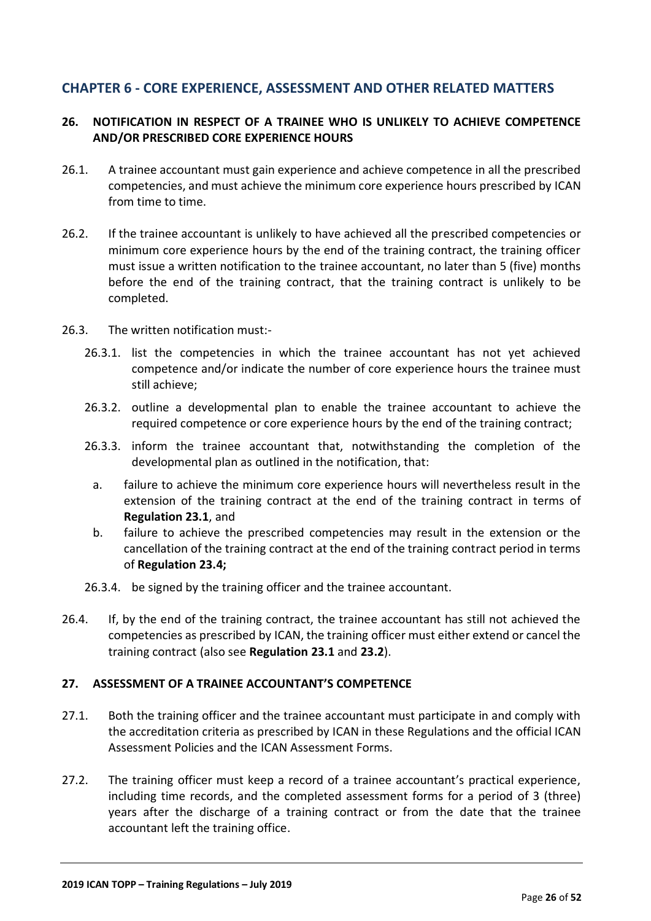## CHAPTER 6 - CORE EXPERIENCE, ASSESSMENT AND OTHER RELATED MATTERS

### 26. NOTIFICATION IN RESPECT OF A TRAINEE WHO IS UNLIKELY TO ACHIEVE COMPETENCE AND/OR PRESCRIBED CORE EXPERIENCE HOURS

26.1. A trainee accountant must gain experience and achieve competence in all the prescribed competencies, and must achieve the minimum core experience hours prescribed by ICAN from time to time.

26.2. If the trainee accountant is unlikely to have achieved all the prescribed competencies or minimum core experience hours by the end of the training contract, the training officer must issue a written notification to the trainee accountant, no later than 5 (five) months before the end of the training contract, that the training contract is unlikely to be completed.

26.3. The written notification must:-

26.3.1. list the competencies in which the trainee accountant has not yet achieved competence and/or indicate the number of core experience hours the trainee must still achieve;

26.3.2. outline a developmental plan to enable the trainee accountant to achieve the required competence or core experience hours by the end of the training contract;

26.3.3. inform the trainee accountant that, notwithstanding the completion of the developmental plan as outlined in the notification, that:

a. failure to achieve the minimum core experience hours will nevertheless result in the extension of the training contract at the end of the training contract in terms of **Regulation 23.1**, and

b. failure to achieve the prescribed competencies may result in the extension or the cancellation of the training contract at the end of the training contract period in terms of **Regulation 23.4;**

26.3.4. be signed by the training officer and the trainee accountant.

26.4. If, by the end of the training contract, the trainee accountant has still not achieved the competencies as prescribed by ICAN, the training officer must either extend or cancel the training contract (also see **Regulation 23.1** and **23.2**).

### 27. ASSESSMENT OF A TRAINEE ACCOUNTANT'S COMPETENCE

27.1. Both the training officer and the trainee accountant must participate in and comply with the accreditation criteria as prescribed by ICAN in these Regulations and the official ICAN Assessment Policies and the ICAN Assessment Forms.

27.2. The training officer must keep a record of a trainee accountant's practical experience, including time records, and the completed assessment forms for a period of 3 (three) years after the discharge of a training contract or from the date that the trainee accountant left the training office.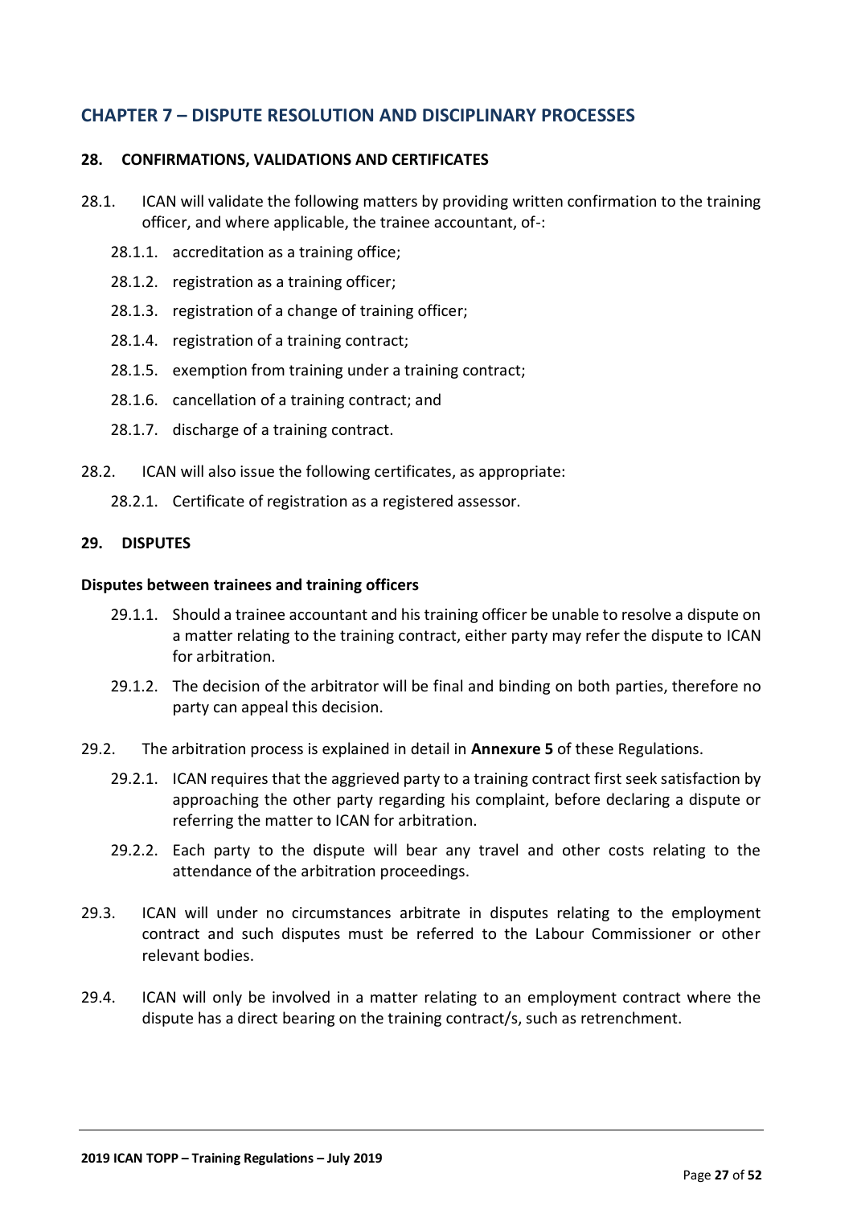## CHAPTER 7 – DISPUTE RESOLUTION AND DISCIPLINARY PROCESSES

### 28. CONFIRMATIONS, VALIDATIONS AND CERTIFICATES

28.1. ICAN will validate the following matters by providing written confirmation to the training officer, and where applicable, the trainee accountant, of-:

- 28.1.1. accreditation as a training office;
- 28.1.2. registration as a training officer;
- 28.1.3. registration of a change of training officer;
- 28.1.4. registration of a training contract;
- 28.1.5. exemption from training under a training contract;
- 28.1.6. cancellation of a training contract; and
- 28.1.7. discharge of a training contract.

28.2. ICAN will also issue the following certificates, as appropriate:

- 28.2.1. Certificate of registration as a registered assessor.

### 29. DISPUTES

**Disputes between trainees and training officers**

- 29.1.1. Should a trainee accountant and his training officer be unable to resolve a dispute on a matter relating to the training contract, either party may refer the dispute to ICAN for arbitration.
- 29.1.2. The decision of the arbitrator will be final and binding on both parties, therefore no party can appeal this decision.

29.2. The arbitration process is explained in detail in **Annexure 5** of these Regulations.

- 29.2.1. ICAN requires that the aggrieved party to a training contract first seek satisfaction by approaching the other party regarding his complaint, before declaring a dispute or referring the matter to ICAN for arbitration.
- 29.2.2. Each party to the dispute will bear any travel and other costs relating to the attendance of the arbitration proceedings.

29.3. ICAN will under no circumstances arbitrate in disputes relating to the employment contract and such disputes must be referred to the Labour Commissioner or other relevant bodies.

29.4. ICAN will only be involved in a matter relating to an employment contract where the dispute has a direct bearing on the training contract/s, such as retrenchment.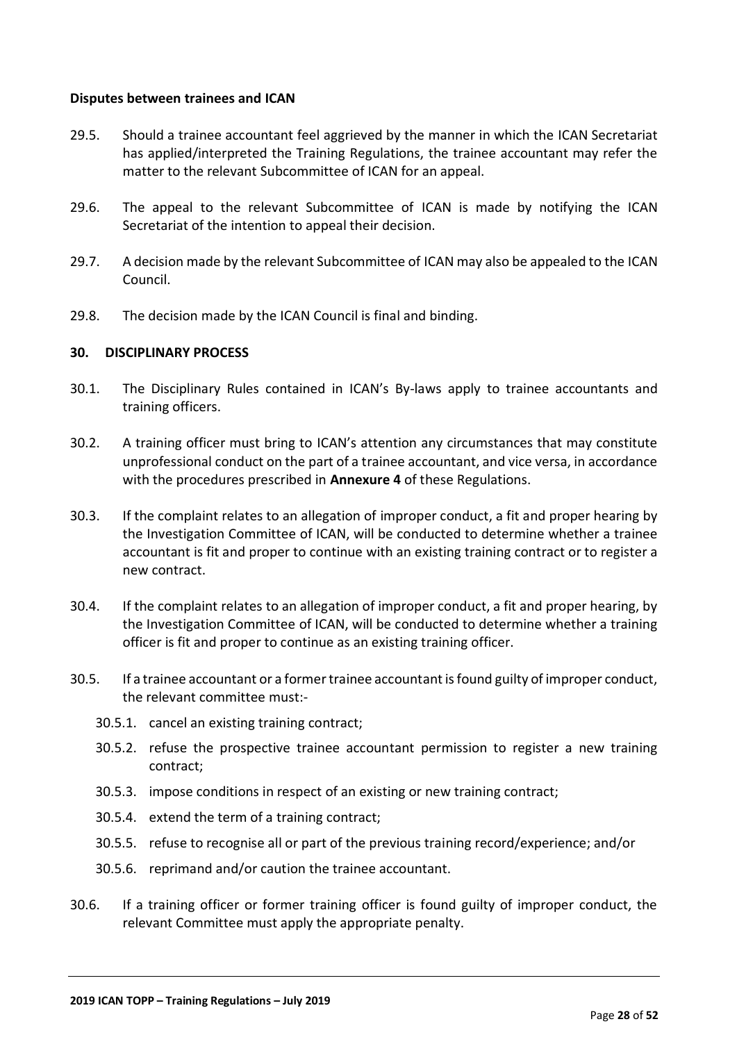**Disputes between trainees and ICAN**

29.5. Should a trainee accountant feel aggrieved by the manner in which the ICAN Secretariat has applied/interpreted the Training Regulations, the trainee accountant may refer the matter to the relevant Subcommittee of ICAN for an appeal.

29.6. The appeal to the relevant Subcommittee of ICAN is made by notifying the ICAN Secretariat of the intention to appeal their decision.

29.7. A decision made by the relevant Subcommittee of ICAN may also be appealed to the ICAN Council.

29.8. The decision made by the ICAN Council is final and binding.

**30. DISCIPLINARY PROCESS**

30.1. The Disciplinary Rules contained in ICAN's By-laws apply to trainee accountants and training officers.

30.2. A training officer must bring to ICAN's attention any circumstances that may constitute unprofessional conduct on the part of a trainee accountant, and vice versa, in accordance with the procedures prescribed in **Annexure 4** of these Regulations.

30.3. If the complaint relates to an allegation of improper conduct, a fit and proper hearing by the Investigation Committee of ICAN, will be conducted to determine whether a trainee accountant is fit and proper to continue with an existing training contract or to register a new contract.

30.4. If the complaint relates to an allegation of improper conduct, a fit and proper hearing, by the Investigation Committee of ICAN, will be conducted to determine whether a training officer is fit and proper to continue as an existing training officer.

30.5. If a trainee accountant or a former trainee accountant is found guilty of improper conduct, the relevant committee must:-

- 30.5.1. cancel an existing training contract;
- 30.5.2. refuse the prospective trainee accountant permission to register a new training contract;
- 30.5.3. impose conditions in respect of an existing or new training contract;
- 30.5.4. extend the term of a training contract;
- 30.5.5. refuse to recognise all or part of the previous training record/experience; and/or
- 30.5.6. reprimand and/or caution the trainee accountant.

30.6. If a training officer or former training officer is found guilty of improper conduct, the relevant Committee must apply the appropriate penalty.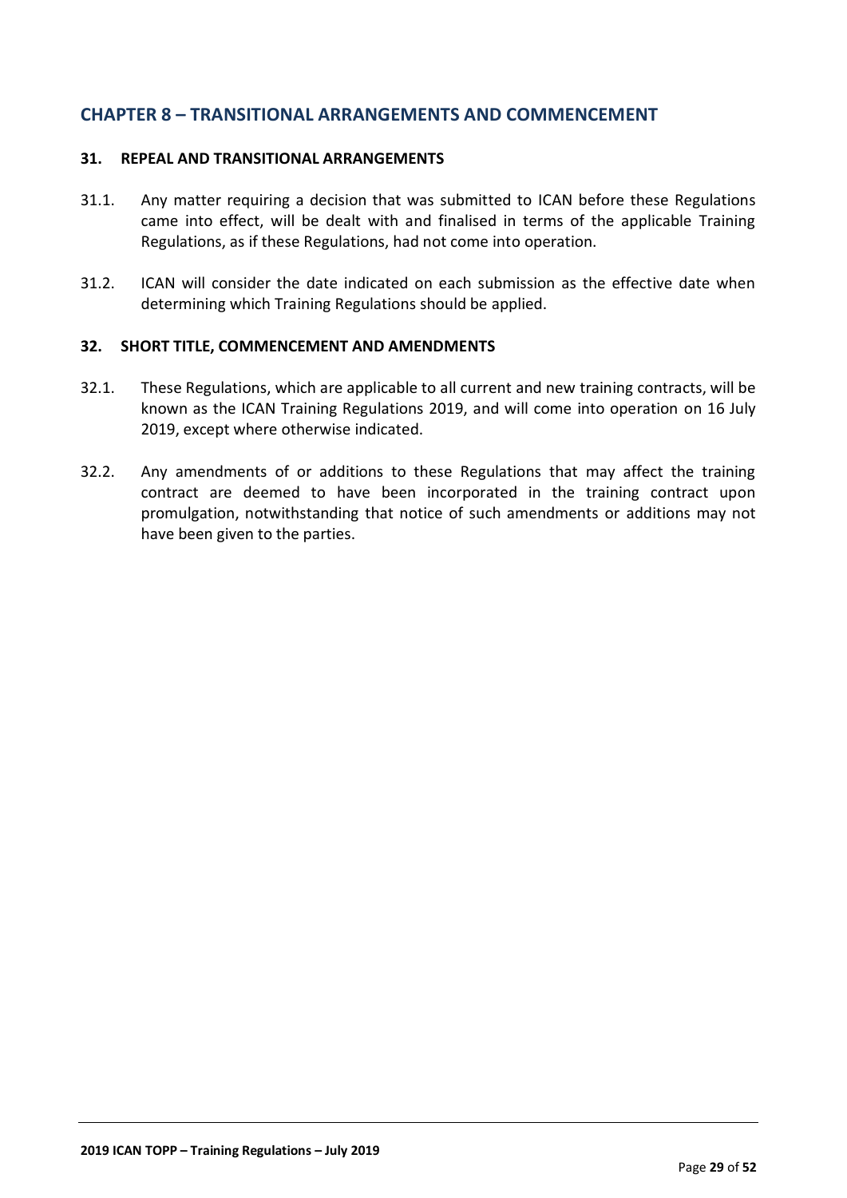## CHAPTER 8 – TRANSITIONAL ARRANGEMENTS AND COMMENCEMENT

### 31. REPEAL AND TRANSITIONAL ARRANGEMENTS

31.1. Any matter requiring a decision that was submitted to ICAN before these Regulations came into effect, will be dealt with and finalised in terms of the applicable Training Regulations, as if these Regulations, had not come into operation.

31.2. ICAN will consider the date indicated on each submission as the effective date when determining which Training Regulations should be applied.

### 32. SHORT TITLE, COMMENCEMENT AND AMENDMENTS

32.1. These Regulations, which are applicable to all current and new training contracts, will be known as the ICAN Training Regulations 2019, and will come into operation on 16 July 2019, except where otherwise indicated.

32.2. Any amendments of or additions to these Regulations that may affect the training contract are deemed to have been incorporated in the training contract upon promulgation, notwithstanding that notice of such amendments or additions may not have been given to the parties.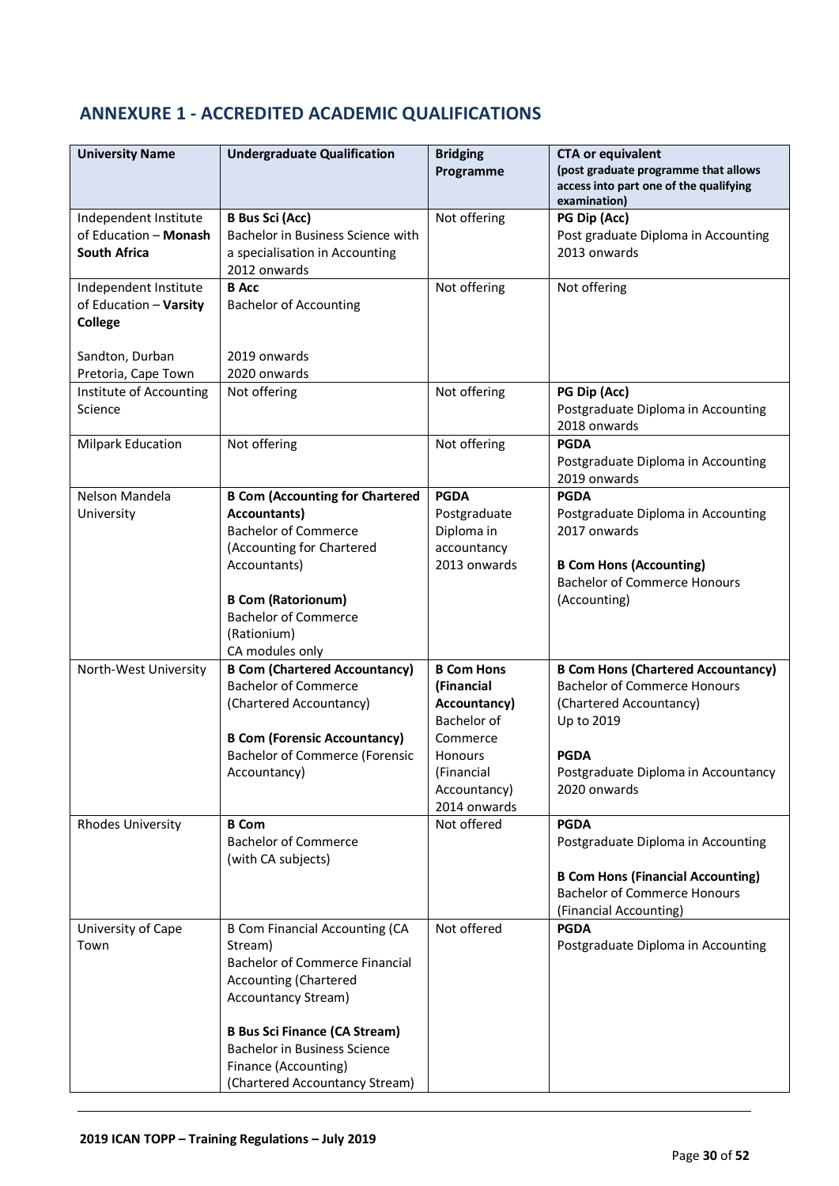## ANNEXURE 1 - ACCREDITED ACADEMIC QUALIFICATIONS

| University Name | Undergraduate Qualification | Bridging Programme | CTA or equivalent (post graduate programme that allows access into part one of the qualifying examination) |
|---|---|---|---|
| Independent Institute of Education – **Monash South Africa** | **B Bus Sci (Acc)**<br>Bachelor in Business Science with a specialisation in Accounting<br>2012 onwards | Not offering | **PG Dip (Acc)**<br>Post graduate Diploma in Accounting<br>2013 onwards |
| Independent Institute of Education – **Varsity College**<br><br>Sandton, Durban<br>Pretoria, Cape Town | **B Acc**<br>Bachelor of Accounting<br><br>2019 onwards<br>2020 onwards | Not offering | Not offering |
| Institute of Accounting Science | Not offering | Not offering | **PG Dip (Acc)**<br>Postgraduate Diploma in Accounting<br>2018 onwards |
| Milpark Education | Not offering | Not offering | **PGDA**<br>Postgraduate Diploma in Accounting<br>2019 onwards |
| Nelson Mandela University | **B Com (Accounting for Chartered Accountants)**<br>Bachelor of Commerce (Accounting for Chartered Accountants)<br><br>**B Com (Ratorionum)**<br>Bachelor of Commerce (Rationium)<br>CA modules only | **PGDA**<br>Postgraduate Diploma in accountancy<br>2013 onwards | **PGDA**<br>Postgraduate Diploma in Accounting<br>2017 onwards<br><br>**B Com Hons (Accounting)**<br>Bachelor of Commerce Honours (Accounting) |
| North-West University | **B Com (Chartered Accountancy)**<br>Bachelor of Commerce (Chartered Accountancy)<br><br>**B Com (Forensic Accountancy)**<br>Bachelor of Commerce (Forensic Accountancy) | **B Com Hons (Financial Accountancy)**<br>Bachelor of Commerce Honours (Financial Accountancy)<br>2014 onwards | **B Com Hons (Chartered Accountancy)**<br>Bachelor of Commerce Honours (Chartered Accountancy)<br>Up to 2019<br><br>**PGDA**<br>Postgraduate Diploma in Accountancy<br>2020 onwards |
| Rhodes University | **B Com**<br>Bachelor of Commerce (with CA subjects) | Not offered | **PGDA**<br>Postgraduate Diploma in Accounting<br><br>**B Com Hons (Financial Accounting)**<br>Bachelor of Commerce Honours (Financial Accounting) |
| University of Cape Town | B Com Financial Accounting (CA Stream)<br>Bachelor of Commerce Financial Accounting (Chartered Accountancy Stream)<br><br>**B Bus Sci Finance (CA Stream)**<br>Bachelor in Business Science Finance (Accounting) (Chartered Accountancy Stream) | Not offered | **PGDA**<br>Postgraduate Diploma in Accounting |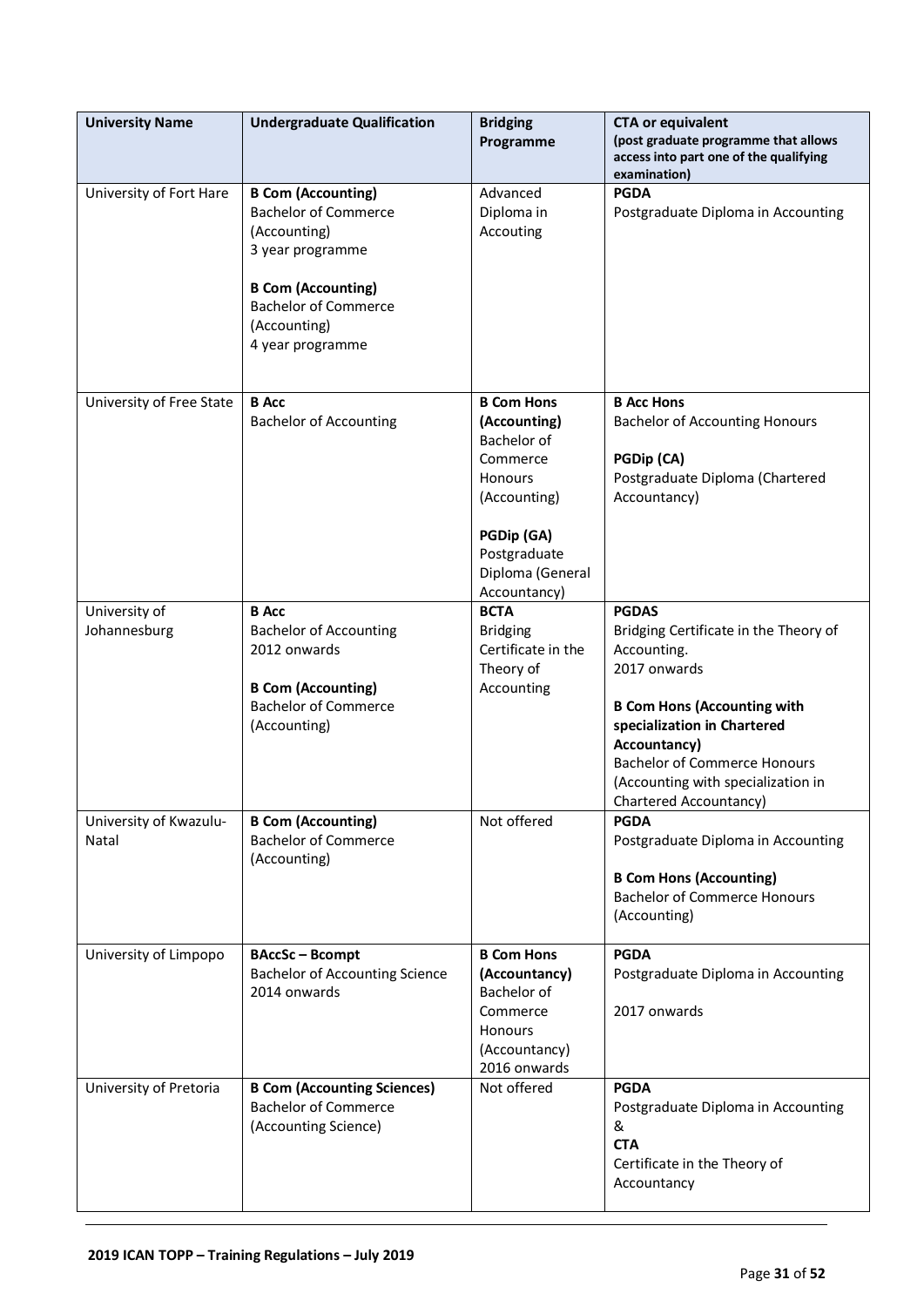| University Name | Undergraduate Qualification | Bridging Programme | CTA or equivalent (post graduate programme that allows access into part one of the qualifying examination) |
|---|---|---|---|
| University of Fort Hare | **B Com (Accounting)** Bachelor of Commerce (Accounting) 3 year programme<br><br>**B Com (Accounting)** Bachelor of Commerce (Accounting) 4 year programme | Advanced Diploma in Accouting | **PGDA** Postgraduate Diploma in Accounting |
| University of Free State | **B Acc** Bachelor of Accounting | **B Com Hons (Accounting)** Bachelor of Commerce Honours (Accounting)<br><br>**PGDip (GA)** Postgraduate Diploma (General Accountancy) | **B Acc Hons** Bachelor of Accounting Honours<br><br>**PGDip (CA)** Postgraduate Diploma (Chartered Accountancy) |
| University of Johannesburg | **B Acc** Bachelor of Accounting 2012 onwards<br><br>**B Com (Accounting)** Bachelor of Commerce (Accounting) | **BCTA** Bridging Certificate in the Theory of Accounting | **PGDAS** Bridging Certificate in the Theory of Accounting. 2017 onwards<br><br>**B Com Hons (Accounting with specialization in Chartered Accountancy)** Bachelor of Commerce Honours (Accounting with specialization in Chartered Accountancy) |
| University of Kwazulu-Natal | **B Com (Accounting)** Bachelor of Commerce (Accounting) | Not offered | **PGDA** Postgraduate Diploma in Accounting<br><br>**B Com Hons (Accounting)** Bachelor of Commerce Honours (Accounting) |
| University of Limpopo | **BAccSc – Bcompt** Bachelor of Accounting Science 2014 onwards | **B Com Hons (Accountancy)** Bachelor of Commerce Honours (Accountancy) 2016 onwards | **PGDA** Postgraduate Diploma in Accounting<br><br>2017 onwards |
| University of Pretoria | **B Com (Accounting Sciences)** Bachelor of Commerce (Accounting Science) | Not offered | **PGDA** Postgraduate Diploma in Accounting &<br>**CTA** Certificate in the Theory of Accountancy |

2019 ICAN TOPP – Training Regulations – July 2019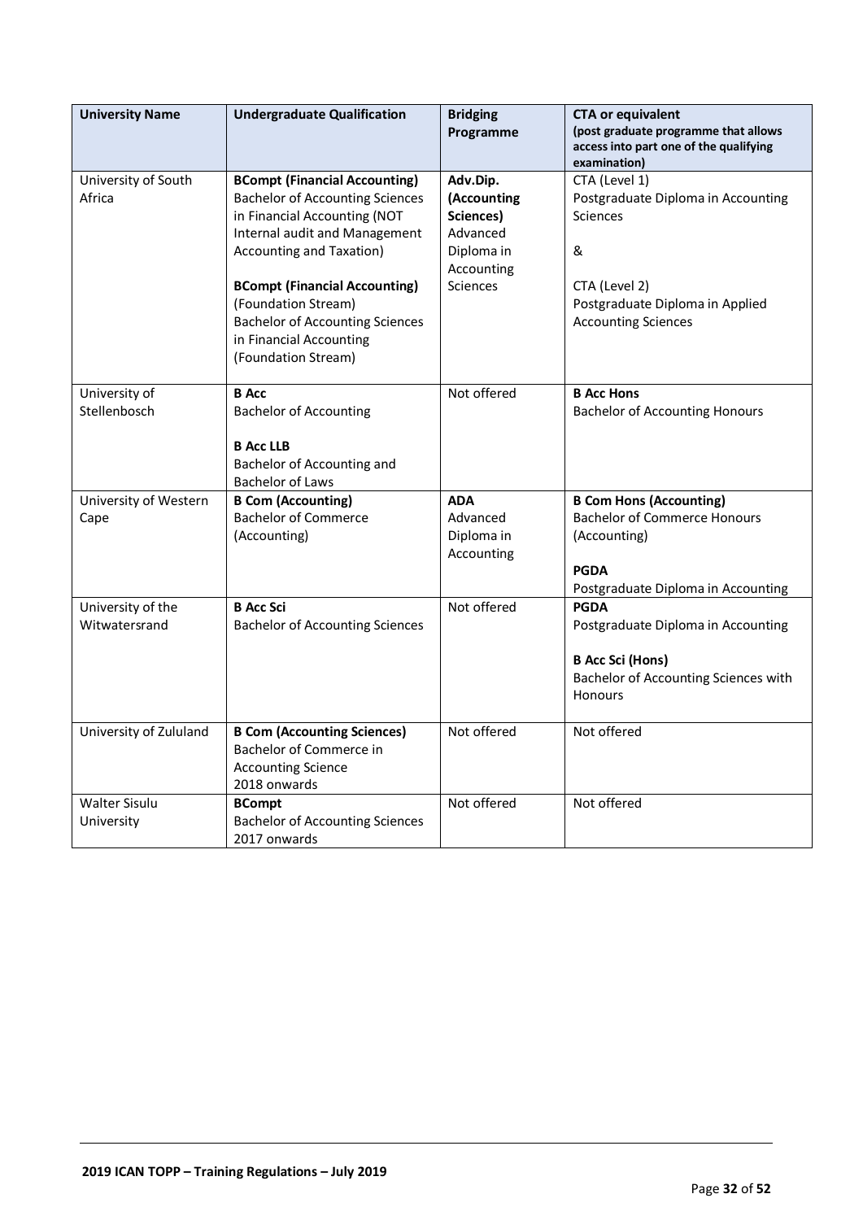| University Name | Undergraduate Qualification | Bridging Programme | CTA or equivalent (post graduate programme that allows access into part one of the qualifying examination) |
|---|---|---|---|
| University of South Africa | **BCompt (Financial Accounting)** Bachelor of Accounting Sciences in Financial Accounting (NOT Internal audit and Management Accounting and Taxation)<br><br>**BCompt (Financial Accounting)** (Foundation Stream) Bachelor of Accounting Sciences in Financial Accounting (Foundation Stream) | **Adv.Dip. (Accounting Sciences)** Advanced Diploma in Accounting Sciences | CTA (Level 1) Postgraduate Diploma in Accounting Sciences<br><br>&<br><br>CTA (Level 2) Postgraduate Diploma in Applied Accounting Sciences |
| University of Stellenbosch | **B Acc** Bachelor of Accounting<br><br>**B Acc LLB** Bachelor of Accounting and Bachelor of Laws | Not offered | **B Acc Hons** Bachelor of Accounting Honours |
| University of Western Cape | **B Com (Accounting)** Bachelor of Commerce (Accounting) | **ADA** Advanced Diploma in Accounting | **B Com Hons (Accounting)** Bachelor of Commerce Honours (Accounting)<br><br>**PGDA** Postgraduate Diploma in Accounting |
| University of the Witwatersrand | **B Acc Sci** Bachelor of Accounting Sciences | Not offered | **PGDA** Postgraduate Diploma in Accounting<br><br>**B Acc Sci (Hons)** Bachelor of Accounting Sciences with Honours |
| University of Zululand | **B Com (Accounting Sciences)** Bachelor of Commerce in Accounting Science 2018 onwards | Not offered | Not offered |
| Walter Sisulu University | **BCompt** Bachelor of Accounting Sciences 2017 onwards | Not offered | Not offered |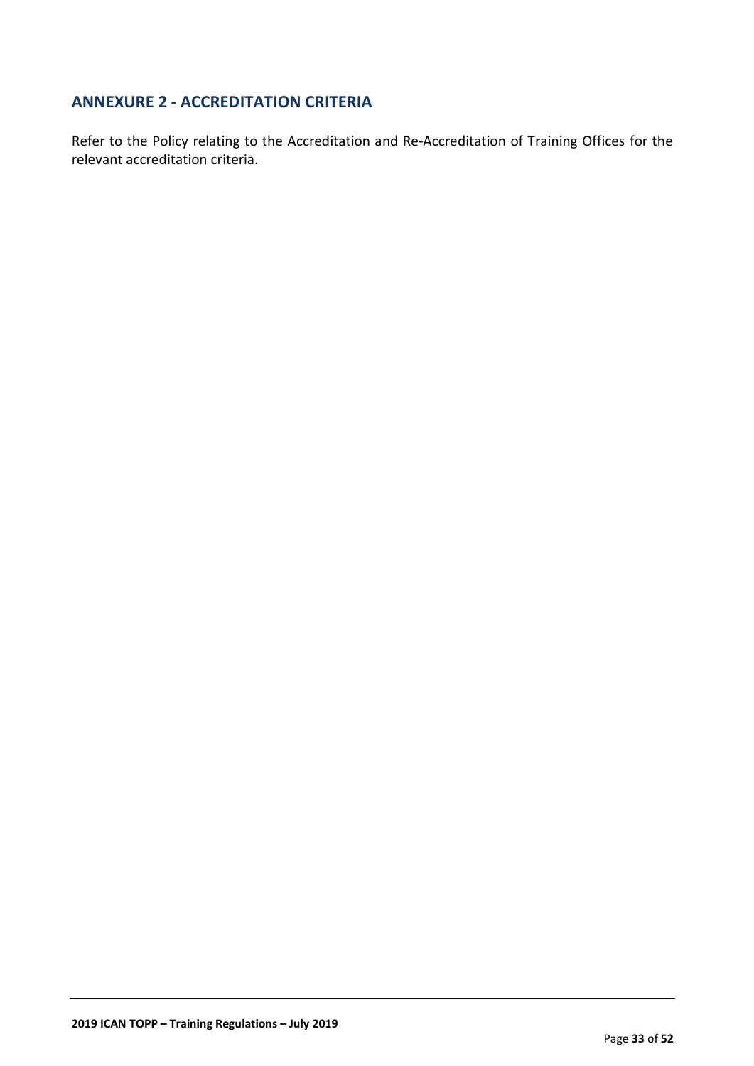## ANNEXURE 2 - ACCREDITATION CRITERIA

Refer to the Policy relating to the Accreditation and Re-Accreditation of Training Offices for the relevant accreditation criteria.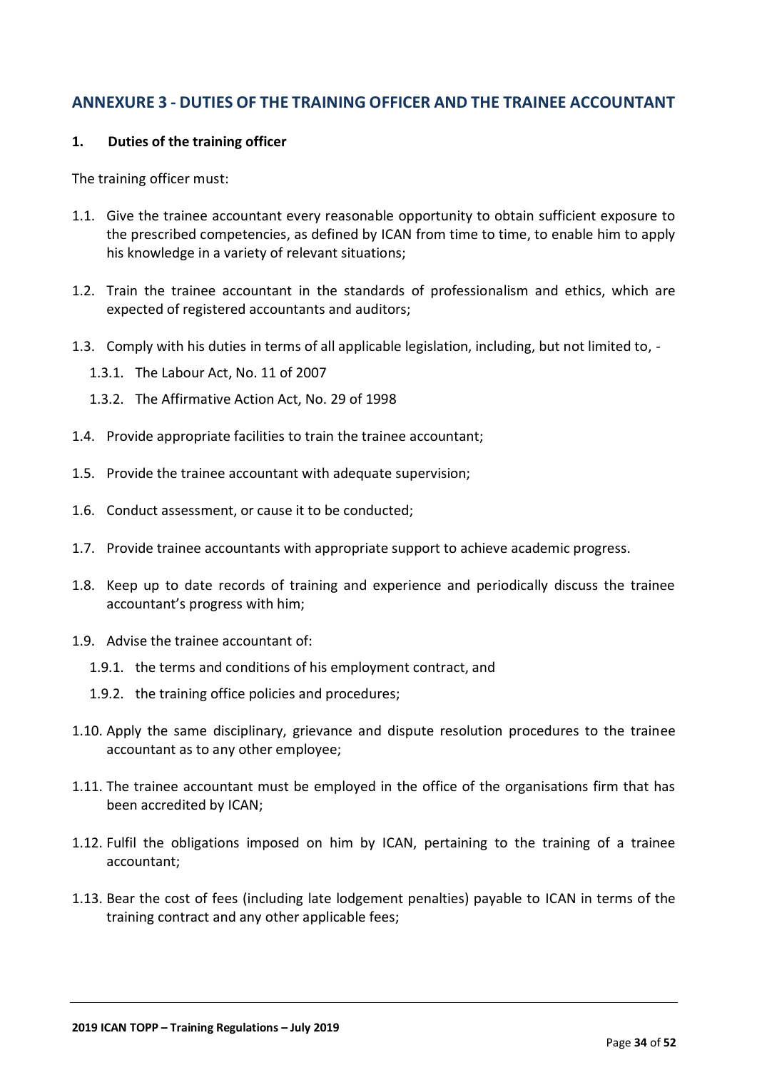## ANNEXURE 3 - DUTIES OF THE TRAINING OFFICER AND THE TRAINEE ACCOUNTANT

**1. Duties of the training officer**

The training officer must:

1.1. Give the trainee accountant every reasonable opportunity to obtain sufficient exposure to the prescribed competencies, as defined by ICAN from time to time, to enable him to apply his knowledge in a variety of relevant situations;

1.2. Train the trainee accountant in the standards of professionalism and ethics, which are expected of registered accountants and auditors;

1.3. Comply with his duties in terms of all applicable legislation, including, but not limited to, -

   1.3.1. The Labour Act, No. 11 of 2007

   1.3.2. The Affirmative Action Act, No. 29 of 1998

1.4. Provide appropriate facilities to train the trainee accountant;

1.5. Provide the trainee accountant with adequate supervision;

1.6. Conduct assessment, or cause it to be conducted;

1.7. Provide trainee accountants with appropriate support to achieve academic progress.

1.8. Keep up to date records of training and experience and periodically discuss the trainee accountant's progress with him;

1.9. Advise the trainee accountant of:

   1.9.1. the terms and conditions of his employment contract, and

   1.9.2. the training office policies and procedures;

1.10. Apply the same disciplinary, grievance and dispute resolution procedures to the trainee accountant as to any other employee;

1.11. The trainee accountant must be employed in the office of the organisations firm that has been accredited by ICAN;

1.12. Fulfil the obligations imposed on him by ICAN, pertaining to the training of a trainee accountant;

1.13. Bear the cost of fees (including late lodgement penalties) payable to ICAN in terms of the training contract and any other applicable fees;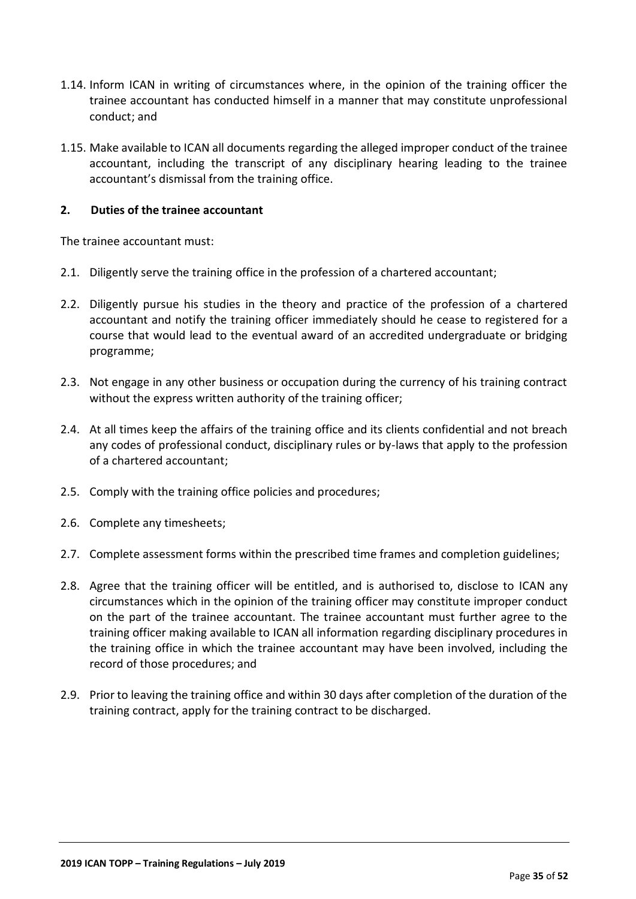1.14. Inform ICAN in writing of circumstances where, in the opinion of the training officer the trainee accountant has conducted himself in a manner that may constitute unprofessional conduct; and

1.15. Make available to ICAN all documents regarding the alleged improper conduct of the trainee accountant, including the transcript of any disciplinary hearing leading to the trainee accountant's dismissal from the training office.

## 2. Duties of the trainee accountant

The trainee accountant must:

2.1. Diligently serve the training office in the profession of a chartered accountant;

2.2. Diligently pursue his studies in the theory and practice of the profession of a chartered accountant and notify the training officer immediately should he cease to registered for a course that would lead to the eventual award of an accredited undergraduate or bridging programme;

2.3. Not engage in any other business or occupation during the currency of his training contract without the express written authority of the training officer;

2.4. At all times keep the affairs of the training office and its clients confidential and not breach any codes of professional conduct, disciplinary rules or by-laws that apply to the profession of a chartered accountant;

2.5. Comply with the training office policies and procedures;

2.6. Complete any timesheets;

2.7. Complete assessment forms within the prescribed time frames and completion guidelines;

2.8. Agree that the training officer will be entitled, and is authorised to, disclose to ICAN any circumstances which in the opinion of the training officer may constitute improper conduct on the part of the trainee accountant. The trainee accountant must further agree to the training officer making available to ICAN all information regarding disciplinary procedures in the training office in which the trainee accountant may have been involved, including the record of those procedures; and

2.9. Prior to leaving the training office and within 30 days after completion of the duration of the training contract, apply for the training contract to be discharged.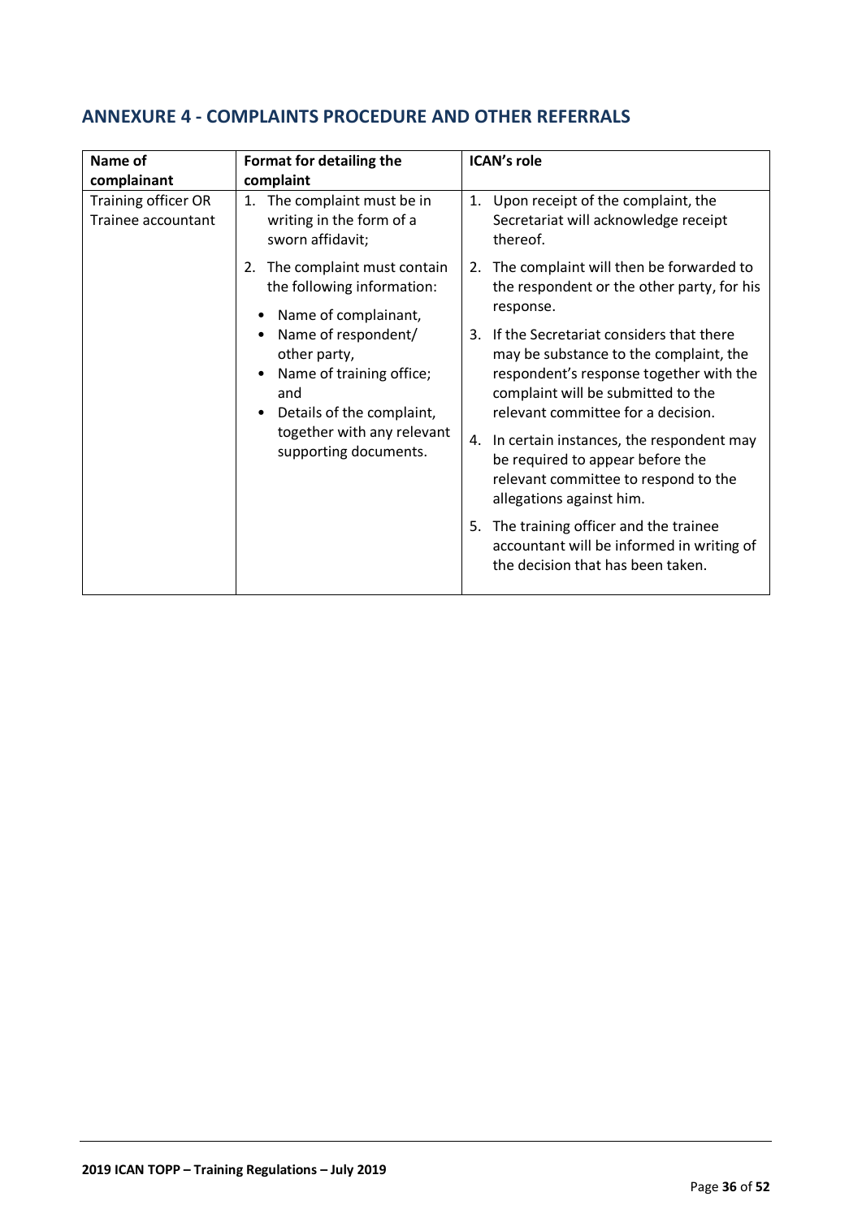## ANNEXURE 4 - COMPLAINTS PROCEDURE AND OTHER REFERRALS

| Name of complainant | Format for detailing the complaint | ICAN's role |
|---|---|---|
| Training officer OR Trainee accountant | 1. The complaint must be in writing in the form of a sworn affidavit;<br><br>2. The complaint must contain the following information:<br>• Name of complainant,<br>• Name of respondent/ other party,<br>• Name of training office; and<br>• Details of the complaint, together with any relevant supporting documents. | 1. Upon receipt of the complaint, the Secretariat will acknowledge receipt thereof.<br><br>2. The complaint will then be forwarded to the respondent or the other party, for his response.<br><br>3. If the Secretariat considers that there may be substance to the complaint, the respondent's response together with the complaint will be submitted to the relevant committee for a decision.<br><br>4. In certain instances, the respondent may be required to appear before the relevant committee to respond to the allegations against him.<br><br>5. The training officer and the trainee accountant will be informed in writing of the decision that has been taken. |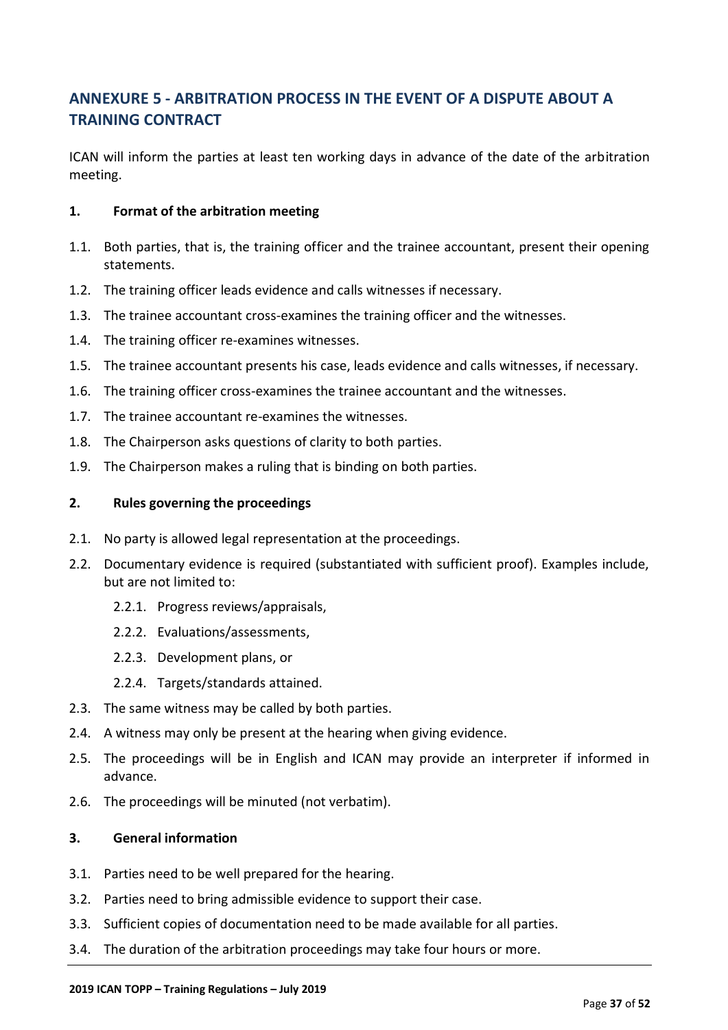## ANNEXURE 5 - ARBITRATION PROCESS IN THE EVENT OF A DISPUTE ABOUT A TRAINING CONTRACT

ICAN will inform the parties at least ten working days in advance of the date of the arbitration meeting.

### 1. Format of the arbitration meeting

1.1. Both parties, that is, the training officer and the trainee accountant, present their opening statements.

1.2. The training officer leads evidence and calls witnesses if necessary.

1.3. The trainee accountant cross-examines the training officer and the witnesses.

1.4. The training officer re-examines witnesses.

1.5. The trainee accountant presents his case, leads evidence and calls witnesses, if necessary.

1.6. The training officer cross-examines the trainee accountant and the witnesses.

1.7. The trainee accountant re-examines the witnesses.

1.8. The Chairperson asks questions of clarity to both parties.

1.9. The Chairperson makes a ruling that is binding on both parties.

### 2. Rules governing the proceedings

2.1. No party is allowed legal representation at the proceedings.

2.2. Documentary evidence is required (substantiated with sufficient proof). Examples include, but are not limited to:

- 2.2.1. Progress reviews/appraisals,
- 2.2.2. Evaluations/assessments,
- 2.2.3. Development plans, or
- 2.2.4. Targets/standards attained.

2.3. The same witness may be called by both parties.

2.4. A witness may only be present at the hearing when giving evidence.

2.5. The proceedings will be in English and ICAN may provide an interpreter if informed in advance.

2.6. The proceedings will be minuted (not verbatim).

### 3. General information

3.1. Parties need to be well prepared for the hearing.

3.2. Parties need to bring admissible evidence to support their case.

3.3. Sufficient copies of documentation need to be made available for all parties.

3.4. The duration of the arbitration proceedings may take four hours or more.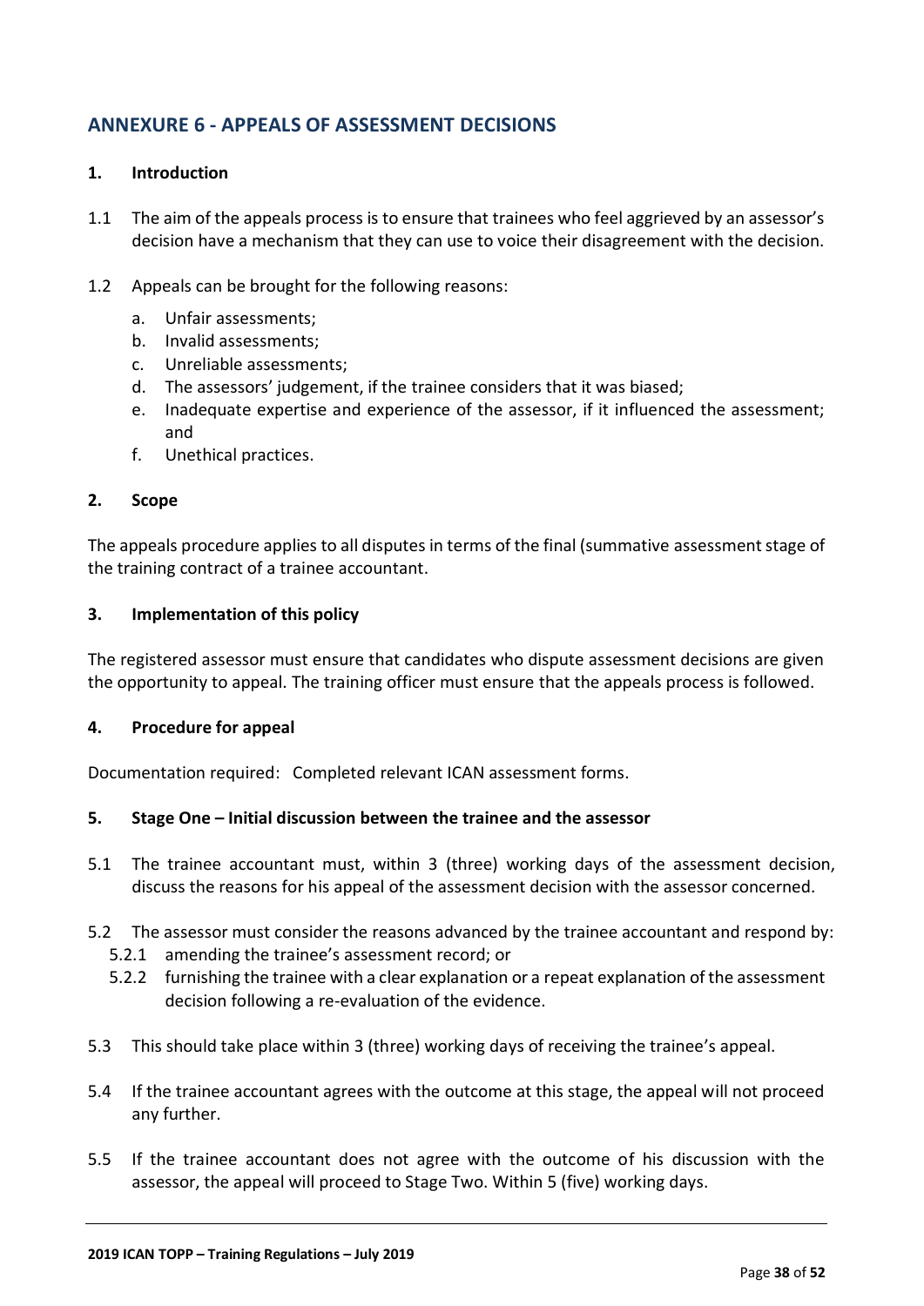## ANNEXURE 6 - APPEALS OF ASSESSMENT DECISIONS

### 1. Introduction

1.1 The aim of the appeals process is to ensure that trainees who feel aggrieved by an assessor's decision have a mechanism that they can use to voice their disagreement with the decision.

1.2 Appeals can be brought for the following reasons:

a. Unfair assessments;
b. Invalid assessments;
c. Unreliable assessments;
d. The assessors' judgement, if the trainee considers that it was biased;
e. Inadequate expertise and experience of the assessor, if it influenced the assessment; and
f. Unethical practices.

### 2. Scope

The appeals procedure applies to all disputes in terms of the final (summative assessment stage of the training contract of a trainee accountant.

### 3. Implementation of this policy

The registered assessor must ensure that candidates who dispute assessment decisions are given the opportunity to appeal. The training officer must ensure that the appeals process is followed.

### 4. Procedure for appeal

Documentation required: Completed relevant ICAN assessment forms.

### 5. Stage One – Initial discussion between the trainee and the assessor

5.1 The trainee accountant must, within 3 (three) working days of the assessment decision, discuss the reasons for his appeal of the assessment decision with the assessor concerned.

5.2 The assessor must consider the reasons advanced by the trainee accountant and respond by:

5.2.1 amending the trainee's assessment record; or

5.2.2 furnishing the trainee with a clear explanation or a repeat explanation of the assessment decision following a re-evaluation of the evidence.

5.3 This should take place within 3 (three) working days of receiving the trainee's appeal.

5.4 If the trainee accountant agrees with the outcome at this stage, the appeal will not proceed any further.

5.5 If the trainee accountant does not agree with the outcome of his discussion with the assessor, the appeal will proceed to Stage Two. Within 5 (five) working days.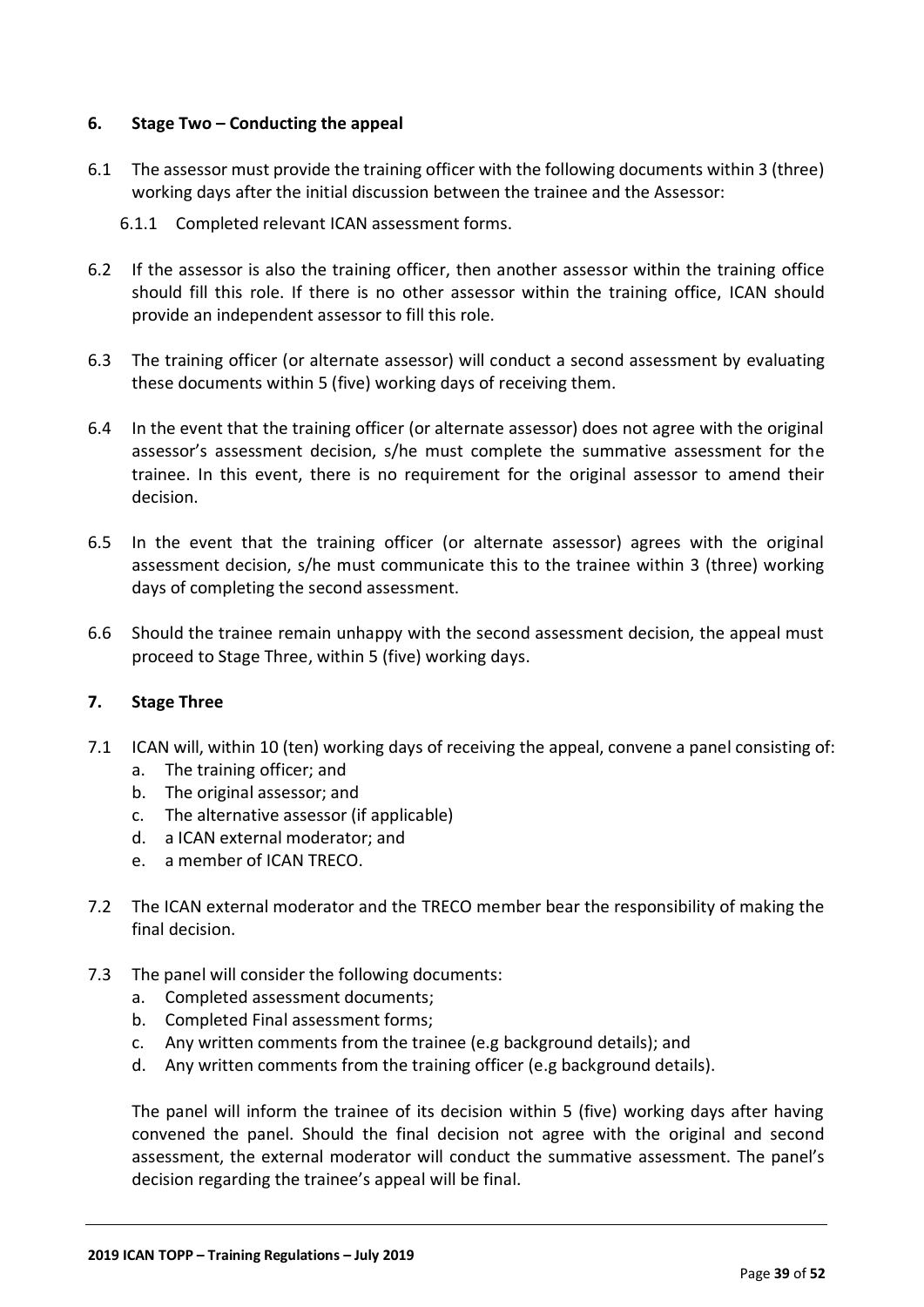### 6. Stage Two – Conducting the appeal

6.1 The assessor must provide the training officer with the following documents within 3 (three) working days after the initial discussion between the trainee and the Assessor:

6.1.1 Completed relevant ICAN assessment forms.

6.2 If the assessor is also the training officer, then another assessor within the training office should fill this role. If there is no other assessor within the training office, ICAN should provide an independent assessor to fill this role.

6.3 The training officer (or alternate assessor) will conduct a second assessment by evaluating these documents within 5 (five) working days of receiving them.

6.4 In the event that the training officer (or alternate assessor) does not agree with the original assessor's assessment decision, s/he must complete the summative assessment for the trainee. In this event, there is no requirement for the original assessor to amend their decision.

6.5 In the event that the training officer (or alternate assessor) agrees with the original assessment decision, s/he must communicate this to the trainee within 3 (three) working days of completing the second assessment.

6.6 Should the trainee remain unhappy with the second assessment decision, the appeal must proceed to Stage Three, within 5 (five) working days.

### 7. Stage Three

7.1 ICAN will, within 10 (ten) working days of receiving the appeal, convene a panel consisting of:

a. The training officer; and
b. The original assessor; and
c. The alternative assessor (if applicable)
d. a ICAN external moderator; and
e. a member of ICAN TRECO.

7.2 The ICAN external moderator and the TRECO member bear the responsibility of making the final decision.

7.3 The panel will consider the following documents:

a. Completed assessment documents;
b. Completed Final assessment forms;
c. Any written comments from the trainee (e.g background details); and
d. Any written comments from the training officer (e.g background details).

The panel will inform the trainee of its decision within 5 (five) working days after having convened the panel. Should the final decision not agree with the original and second assessment, the external moderator will conduct the summative assessment. The panel's decision regarding the trainee's appeal will be final.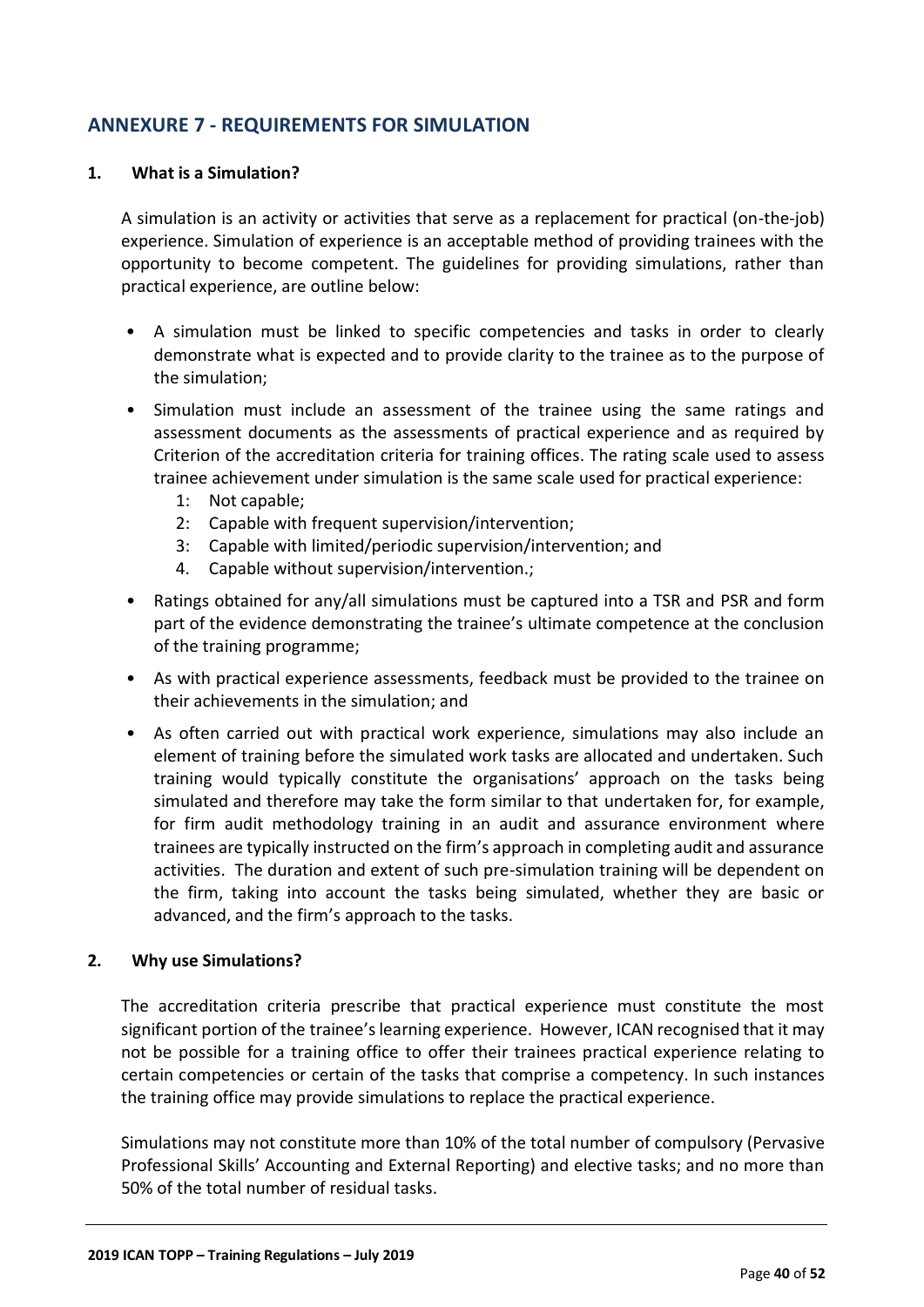## ANNEXURE 7 - REQUIREMENTS FOR SIMULATION

### 1. What is a Simulation?

A simulation is an activity or activities that serve as a replacement for practical (on-the-job) experience. Simulation of experience is an acceptable method of providing trainees with the opportunity to become competent. The guidelines for providing simulations, rather than practical experience, are outline below:

- A simulation must be linked to specific competencies and tasks in order to clearly demonstrate what is expected and to provide clarity to the trainee as to the purpose of the simulation;
- Simulation must include an assessment of the trainee using the same ratings and assessment documents as the assessments of practical experience and as required by Criterion of the accreditation criteria for training offices. The rating scale used to assess trainee achievement under simulation is the same scale used for practical experience:
  1: Not capable;
  2: Capable with frequent supervision/intervention;
  3: Capable with limited/periodic supervision/intervention; and
  4. Capable without supervision/intervention.;
- Ratings obtained for any/all simulations must be captured into a TSR and PSR and form part of the evidence demonstrating the trainee's ultimate competence at the conclusion of the training programme;
- As with practical experience assessments, feedback must be provided to the trainee on their achievements in the simulation; and
- As often carried out with practical work experience, simulations may also include an element of training before the simulated work tasks are allocated and undertaken. Such training would typically constitute the organisations' approach on the tasks being simulated and therefore may take the form similar to that undertaken for, for example, for firm audit methodology training in an audit and assurance environment where trainees are typically instructed on the firm's approach in completing audit and assurance activities. The duration and extent of such pre-simulation training will be dependent on the firm, taking into account the tasks being simulated, whether they are basic or advanced, and the firm's approach to the tasks.

### 2. Why use Simulations?

The accreditation criteria prescribe that practical experience must constitute the most significant portion of the trainee's learning experience. However, ICAN recognised that it may not be possible for a training office to offer their trainees practical experience relating to certain competencies or certain of the tasks that comprise a competency. In such instances the training office may provide simulations to replace the practical experience.

Simulations may not constitute more than 10% of the total number of compulsory (Pervasive Professional Skills' Accounting and External Reporting) and elective tasks; and no more than 50% of the total number of residual tasks.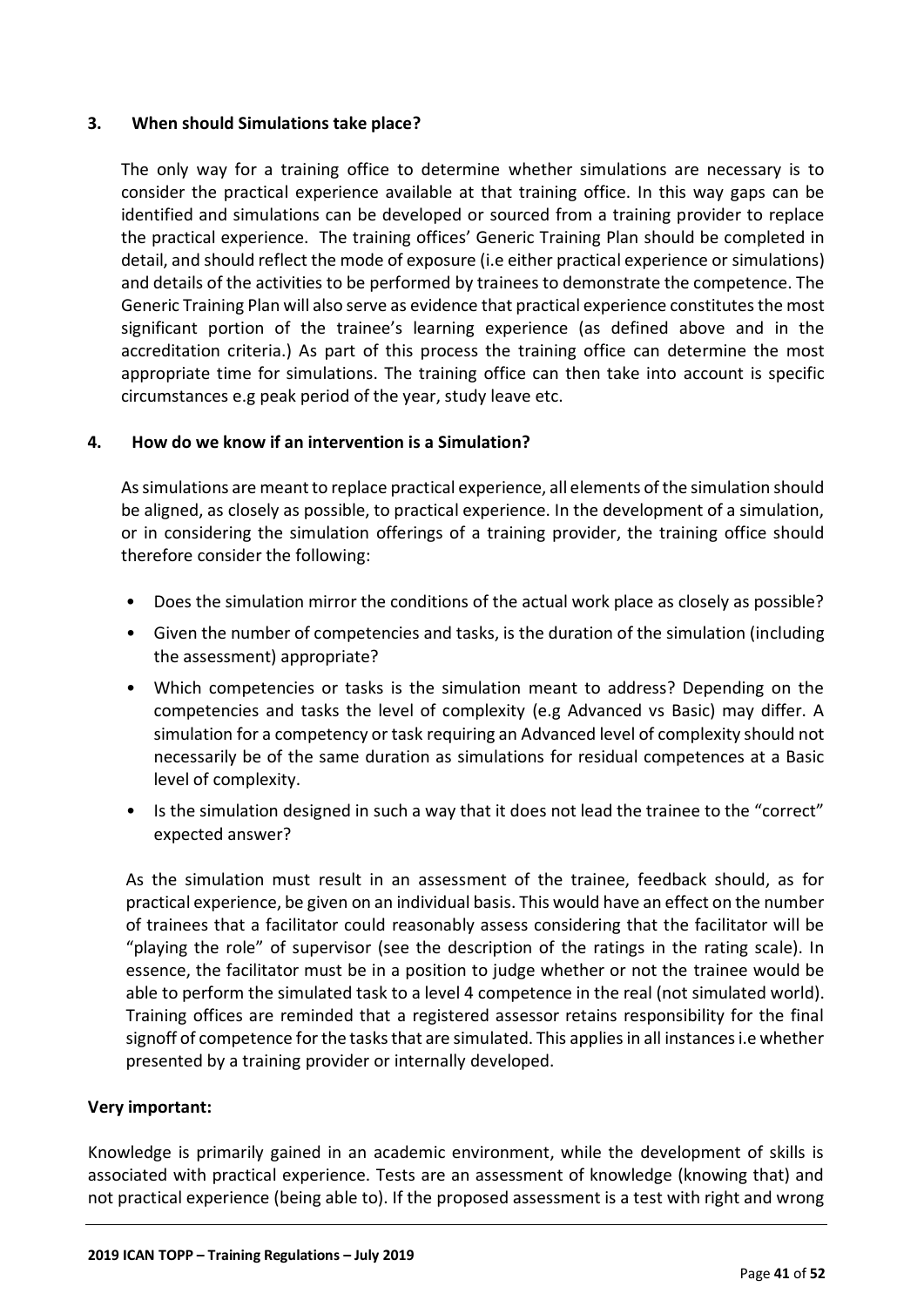### 3. When should Simulations take place?

The only way for a training office to determine whether simulations are necessary is to consider the practical experience available at that training office. In this way gaps can be identified and simulations can be developed or sourced from a training provider to replace the practical experience. The training offices' Generic Training Plan should be completed in detail, and should reflect the mode of exposure (i.e either practical experience or simulations) and details of the activities to be performed by trainees to demonstrate the competence. The Generic Training Plan will also serve as evidence that practical experience constitutes the most significant portion of the trainee's learning experience (as defined above and in the accreditation criteria.) As part of this process the training office can determine the most appropriate time for simulations. The training office can then take into account is specific circumstances e.g peak period of the year, study leave etc.

### 4. How do we know if an intervention is a Simulation?

As simulations are meant to replace practical experience, all elements of the simulation should be aligned, as closely as possible, to practical experience. In the development of a simulation, or in considering the simulation offerings of a training provider, the training office should therefore consider the following:

- Does the simulation mirror the conditions of the actual work place as closely as possible?
- Given the number of competencies and tasks, is the duration of the simulation (including the assessment) appropriate?
- Which competencies or tasks is the simulation meant to address? Depending on the competencies and tasks the level of complexity (e.g Advanced vs Basic) may differ. A simulation for a competency or task requiring an Advanced level of complexity should not necessarily be of the same duration as simulations for residual competences at a Basic level of complexity.
- Is the simulation designed in such a way that it does not lead the trainee to the "correct" expected answer?

As the simulation must result in an assessment of the trainee, feedback should, as for practical experience, be given on an individual basis. This would have an effect on the number of trainees that a facilitator could reasonably assess considering that the facilitator will be "playing the role" of supervisor (see the description of the ratings in the rating scale). In essence, the facilitator must be in a position to judge whether or not the trainee would be able to perform the simulated task to a level 4 competence in the real (not simulated world). Training offices are reminded that a registered assessor retains responsibility for the final signoff of competence for the tasks that are simulated. This applies in all instances i.e whether presented by a training provider or internally developed.

**Very important:**

Knowledge is primarily gained in an academic environment, while the development of skills is associated with practical experience. Tests are an assessment of knowledge (knowing that) and not practical experience (being able to). If the proposed assessment is a test with right and wrong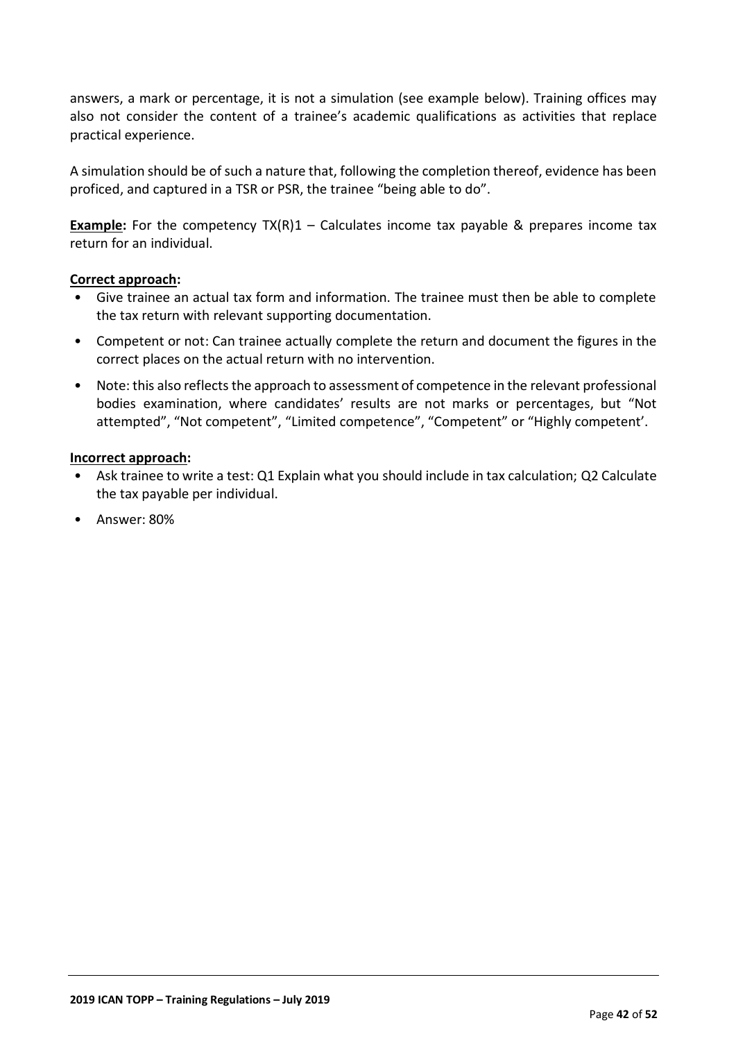answers, a mark or percentage, it is not a simulation (see example below). Training offices may also not consider the content of a trainee's academic qualifications as activities that replace practical experience.

A simulation should be of such a nature that, following the completion thereof, evidence has been proficed, and captured in a TSR or PSR, the trainee "being able to do".

**Example:** For the competency TX(R)1 – Calculates income tax payable & prepares income tax return for an individual.

**Correct approach:**

- Give trainee an actual tax form and information. The trainee must then be able to complete the tax return with relevant supporting documentation.
- Competent or not: Can trainee actually complete the return and document the figures in the correct places on the actual return with no intervention.
- Note: this also reflects the approach to assessment of competence in the relevant professional bodies examination, where candidates' results are not marks or percentages, but "Not attempted", "Not competent", "Limited competence", "Competent" or "Highly competent'.

**Incorrect approach:**

- Ask trainee to write a test: Q1 Explain what you should include in tax calculation; Q2 Calculate the tax payable per individual.
- Answer: 80%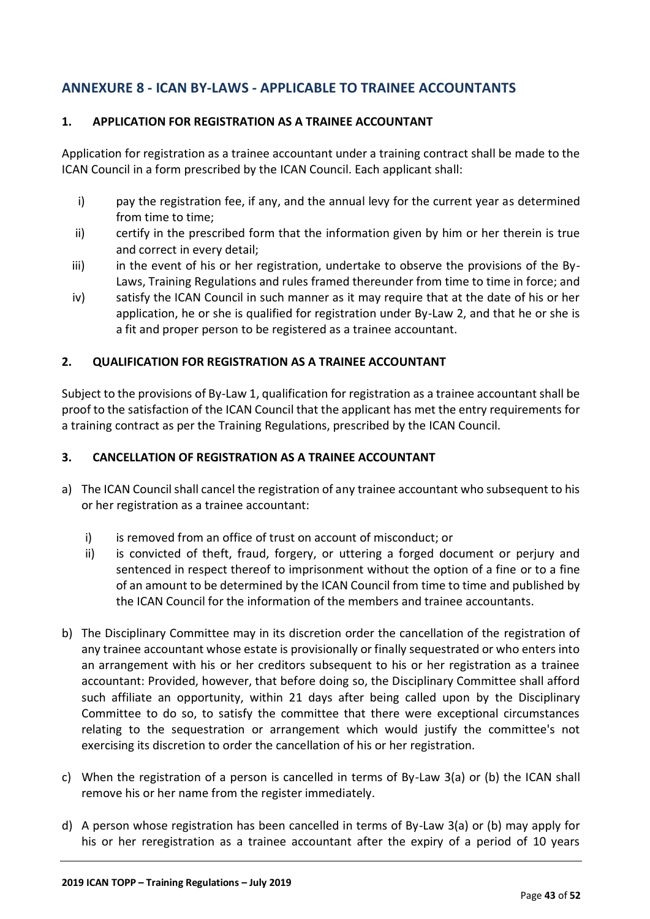## ANNEXURE 8 - ICAN BY-LAWS - APPLICABLE TO TRAINEE ACCOUNTANTS

### 1. APPLICATION FOR REGISTRATION AS A TRAINEE ACCOUNTANT

Application for registration as a trainee accountant under a training contract shall be made to the ICAN Council in a form prescribed by the ICAN Council. Each applicant shall:

i) pay the registration fee, if any, and the annual levy for the current year as determined from time to time;

ii) certify in the prescribed form that the information given by him or her therein is true and correct in every detail;

iii) in the event of his or her registration, undertake to observe the provisions of the By-Laws, Training Regulations and rules framed thereunder from time to time in force; and

iv) satisfy the ICAN Council in such manner as it may require that at the date of his or her application, he or she is qualified for registration under By-Law 2, and that he or she is a fit and proper person to be registered as a trainee accountant.

### 2. QUALIFICATION FOR REGISTRATION AS A TRAINEE ACCOUNTANT

Subject to the provisions of By-Law 1, qualification for registration as a trainee accountant shall be proof to the satisfaction of the ICAN Council that the applicant has met the entry requirements for a training contract as per the Training Regulations, prescribed by the ICAN Council.

### 3. CANCELLATION OF REGISTRATION AS A TRAINEE ACCOUNTANT

a) The ICAN Council shall cancel the registration of any trainee accountant who subsequent to his or her registration as a trainee accountant:

   i) is removed from an office of trust on account of misconduct; or

   ii) is convicted of theft, fraud, forgery, or uttering a forged document or perjury and sentenced in respect thereof to imprisonment without the option of a fine or to a fine of an amount to be determined by the ICAN Council from time to time and published by the ICAN Council for the information of the members and trainee accountants.

b) The Disciplinary Committee may in its discretion order the cancellation of the registration of any trainee accountant whose estate is provisionally or finally sequestrated or who enters into an arrangement with his or her creditors subsequent to his or her registration as a trainee accountant: Provided, however, that before doing so, the Disciplinary Committee shall afford such affiliate an opportunity, within 21 days after being called upon by the Disciplinary Committee to do so, to satisfy the committee that there were exceptional circumstances relating to the sequestration or arrangement which would justify the committee's not exercising its discretion to order the cancellation of his or her registration.

c) When the registration of a person is cancelled in terms of By-Law 3(a) or (b) the ICAN shall remove his or her name from the register immediately.

d) A person whose registration has been cancelled in terms of By-Law 3(a) or (b) may apply for his or her reregistration as a trainee accountant after the expiry of a period of 10 years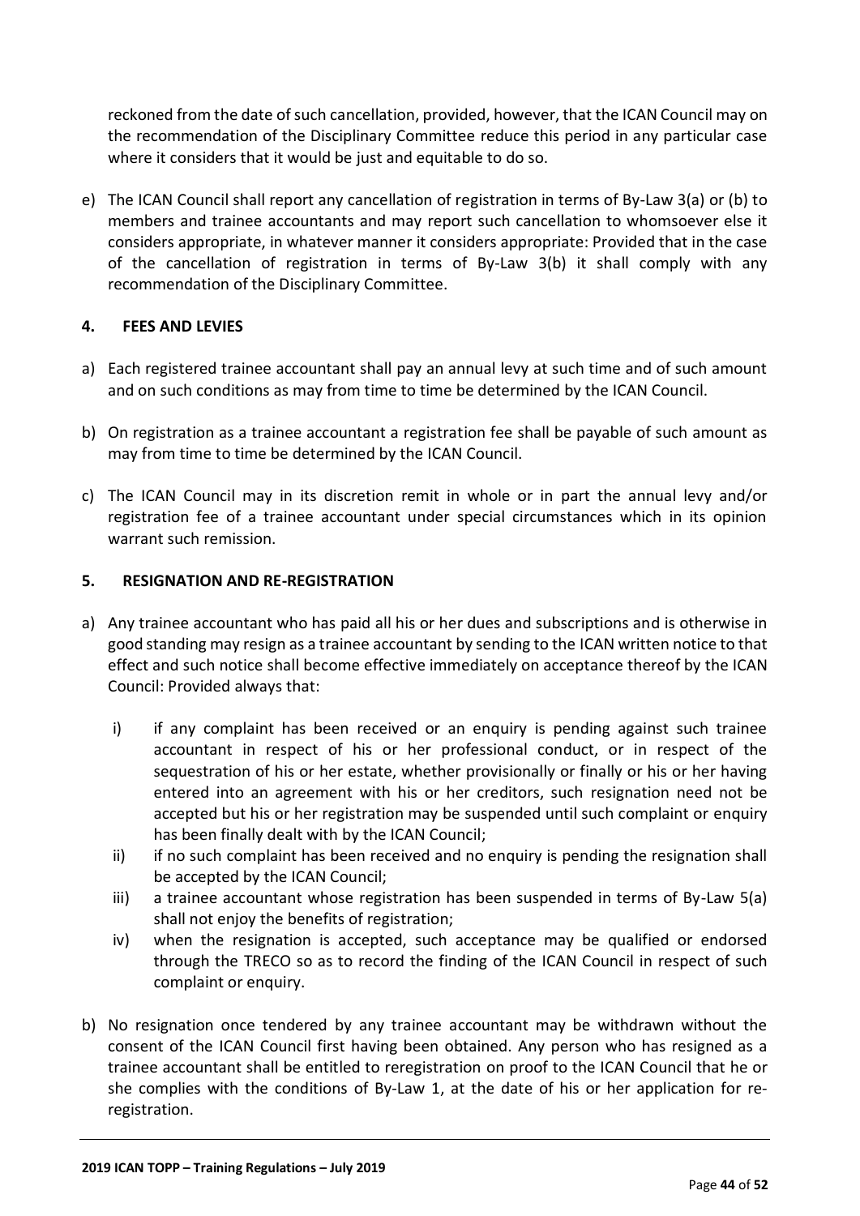reckoned from the date of such cancellation, provided, however, that the ICAN Council may on the recommendation of the Disciplinary Committee reduce this period in any particular case where it considers that it would be just and equitable to do so.

e) The ICAN Council shall report any cancellation of registration in terms of By-Law 3(a) or (b) to members and trainee accountants and may report such cancellation to whomsoever else it considers appropriate, in whatever manner it considers appropriate: Provided that in the case of the cancellation of registration in terms of By-Law 3(b) it shall comply with any recommendation of the Disciplinary Committee.

## 4. FEES AND LEVIES

a) Each registered trainee accountant shall pay an annual levy at such time and of such amount and on such conditions as may from time to time be determined by the ICAN Council.

b) On registration as a trainee accountant a registration fee shall be payable of such amount as may from time to time be determined by the ICAN Council.

c) The ICAN Council may in its discretion remit in whole or in part the annual levy and/or registration fee of a trainee accountant under special circumstances which in its opinion warrant such remission.

## 5. RESIGNATION AND RE-REGISTRATION

a) Any trainee accountant who has paid all his or her dues and subscriptions and is otherwise in good standing may resign as a trainee accountant by sending to the ICAN written notice to that effect and such notice shall become effective immediately on acceptance thereof by the ICAN Council: Provided always that:

   i) if any complaint has been received or an enquiry is pending against such trainee accountant in respect of his or her professional conduct, or in respect of the sequestration of his or her estate, whether provisionally or finally or his or her having entered into an agreement with his or her creditors, such resignation need not be accepted but his or her registration may be suspended until such complaint or enquiry has been finally dealt with by the ICAN Council;
   ii) if no such complaint has been received and no enquiry is pending the resignation shall be accepted by the ICAN Council;
   iii) a trainee accountant whose registration has been suspended in terms of By-Law 5(a) shall not enjoy the benefits of registration;
   iv) when the resignation is accepted, such acceptance may be qualified or endorsed through the TRECO so as to record the finding of the ICAN Council in respect of such complaint or enquiry.

b) No resignation once tendered by any trainee accountant may be withdrawn without the consent of the ICAN Council first having been obtained. Any person who has resigned as a trainee accountant shall be entitled to reregistration on proof to the ICAN Council that he or she complies with the conditions of By-Law 1, at the date of his or her application for re-registration.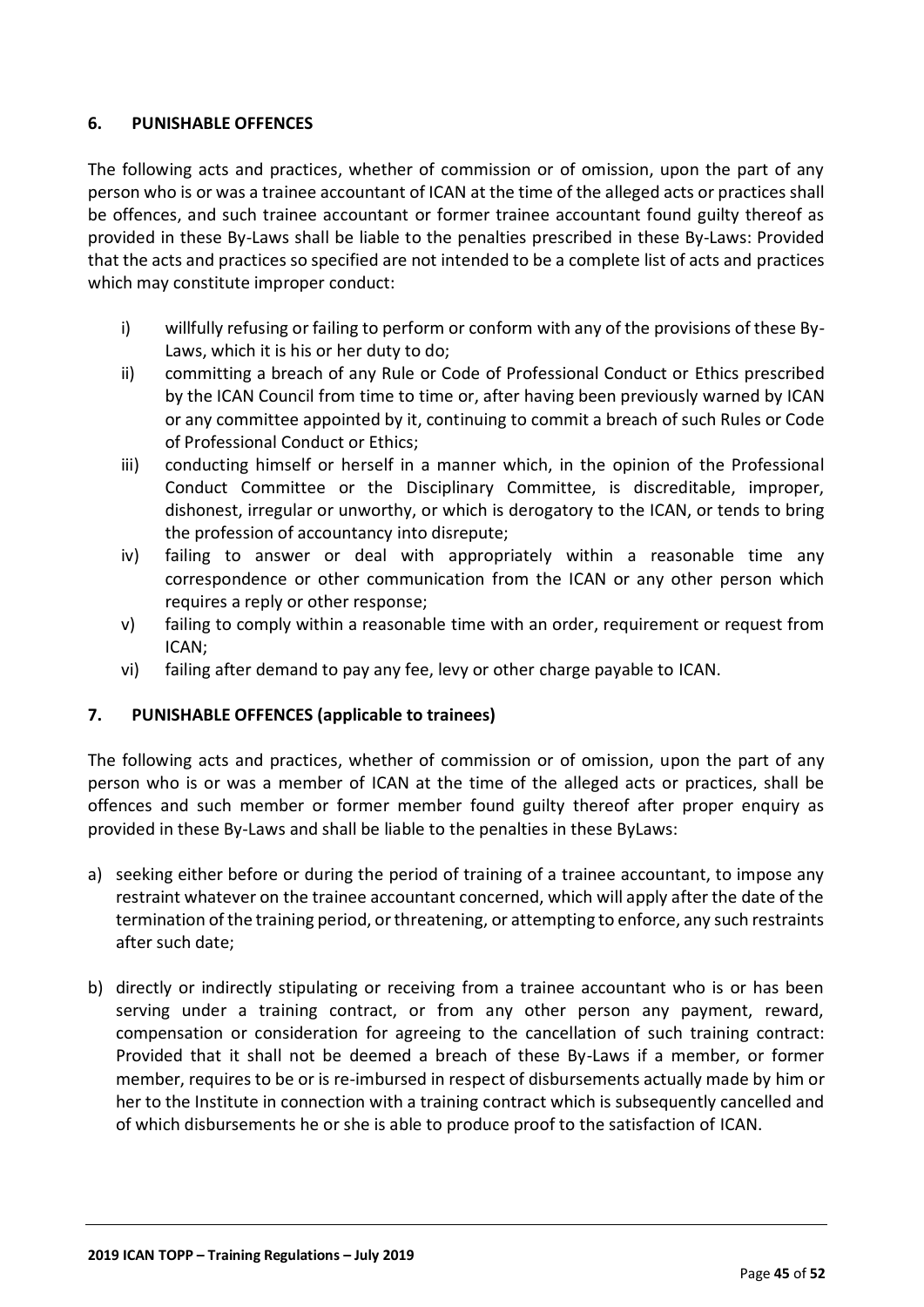## 6. PUNISHABLE OFFENCES

The following acts and practices, whether of commission or of omission, upon the part of any person who is or was a trainee accountant of ICAN at the time of the alleged acts or practices shall be offences, and such trainee accountant or former trainee accountant found guilty thereof as provided in these By-Laws shall be liable to the penalties prescribed in these By-Laws: Provided that the acts and practices so specified are not intended to be a complete list of acts and practices which may constitute improper conduct:

- i) willfully refusing or failing to perform or conform with any of the provisions of these By-Laws, which it is his or her duty to do;
- ii) committing a breach of any Rule or Code of Professional Conduct or Ethics prescribed by the ICAN Council from time to time or, after having been previously warned by ICAN or any committee appointed by it, continuing to commit a breach of such Rules or Code of Professional Conduct or Ethics;
- iii) conducting himself or herself in a manner which, in the opinion of the Professional Conduct Committee or the Disciplinary Committee, is discreditable, improper, dishonest, irregular or unworthy, or which is derogatory to the ICAN, or tends to bring the profession of accountancy into disrepute;
- iv) failing to answer or deal with appropriately within a reasonable time any correspondence or other communication from the ICAN or any other person which requires a reply or other response;
- v) failing to comply within a reasonable time with an order, requirement or request from ICAN;
- vi) failing after demand to pay any fee, levy or other charge payable to ICAN.

## 7. PUNISHABLE OFFENCES (applicable to trainees)

The following acts and practices, whether of commission or of omission, upon the part of any person who is or was a member of ICAN at the time of the alleged acts or practices, shall be offences and such member or former member found guilty thereof after proper enquiry as provided in these By-Laws and shall be liable to the penalties in these ByLaws:

a) seeking either before or during the period of training of a trainee accountant, to impose any restraint whatever on the trainee accountant concerned, which will apply after the date of the termination of the training period, or threatening, or attempting to enforce, any such restraints after such date;

b) directly or indirectly stipulating or receiving from a trainee accountant who is or has been serving under a training contract, or from any other person any payment, reward, compensation or consideration for agreeing to the cancellation of such training contract: Provided that it shall not be deemed a breach of these By-Laws if a member, or former member, requires to be or is re-imbursed in respect of disbursements actually made by him or her to the Institute in connection with a training contract which is subsequently cancelled and of which disbursements he or she is able to produce proof to the satisfaction of ICAN.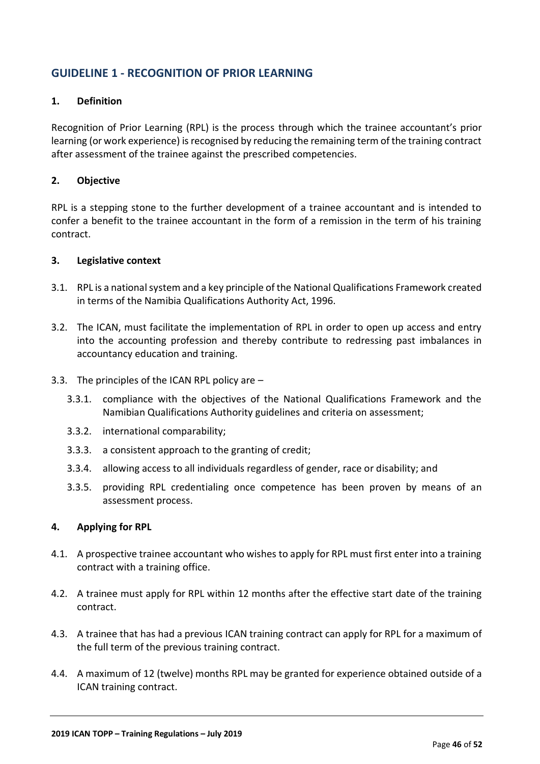## GUIDELINE 1 - RECOGNITION OF PRIOR LEARNING

### 1. Definition

Recognition of Prior Learning (RPL) is the process through which the trainee accountant's prior learning (or work experience) is recognised by reducing the remaining term of the training contract after assessment of the trainee against the prescribed competencies.

### 2. Objective

RPL is a stepping stone to the further development of a trainee accountant and is intended to confer a benefit to the trainee accountant in the form of a remission in the term of his training contract.

### 3. Legislative context

3.1. RPL is a national system and a key principle of the National Qualifications Framework created in terms of the Namibia Qualifications Authority Act, 1996.

3.2. The ICAN, must facilitate the implementation of RPL in order to open up access and entry into the accounting profession and thereby contribute to redressing past imbalances in accountancy education and training.

3.3. The principles of the ICAN RPL policy are –

- 3.3.1. compliance with the objectives of the National Qualifications Framework and the Namibian Qualifications Authority guidelines and criteria on assessment;
- 3.3.2. international comparability;
- 3.3.3. a consistent approach to the granting of credit;
- 3.3.4. allowing access to all individuals regardless of gender, race or disability; and
- 3.3.5. providing RPL credentialing once competence has been proven by means of an assessment process.

### 4. Applying for RPL

4.1. A prospective trainee accountant who wishes to apply for RPL must first enter into a training contract with a training office.

4.2. A trainee must apply for RPL within 12 months after the effective start date of the training contract.

4.3. A trainee that has had a previous ICAN training contract can apply for RPL for a maximum of the full term of the previous training contract.

4.4. A maximum of 12 (twelve) months RPL may be granted for experience obtained outside of a ICAN training contract.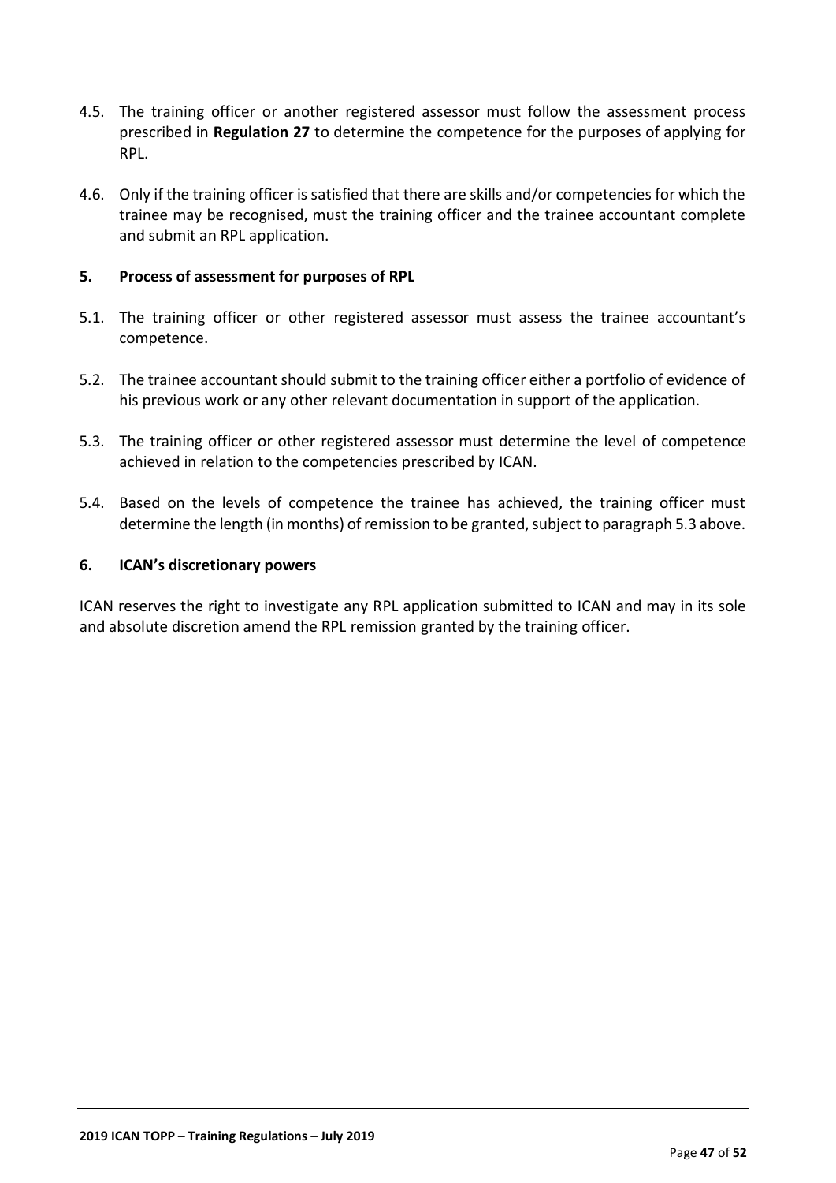4.5. The training officer or another registered assessor must follow the assessment process prescribed in **Regulation 27** to determine the competence for the purposes of applying for RPL.

4.6. Only if the training officer is satisfied that there are skills and/or competencies for which the trainee may be recognised, must the training officer and the trainee accountant complete and submit an RPL application.

## 5. Process of assessment for purposes of RPL

5.1. The training officer or other registered assessor must assess the trainee accountant's competence.

5.2. The trainee accountant should submit to the training officer either a portfolio of evidence of his previous work or any other relevant documentation in support of the application.

5.3. The training officer or other registered assessor must determine the level of competence achieved in relation to the competencies prescribed by ICAN.

5.4. Based on the levels of competence the trainee has achieved, the training officer must determine the length (in months) of remission to be granted, subject to paragraph 5.3 above.

## 6. ICAN's discretionary powers

ICAN reserves the right to investigate any RPL application submitted to ICAN and may in its sole and absolute discretion amend the RPL remission granted by the training officer.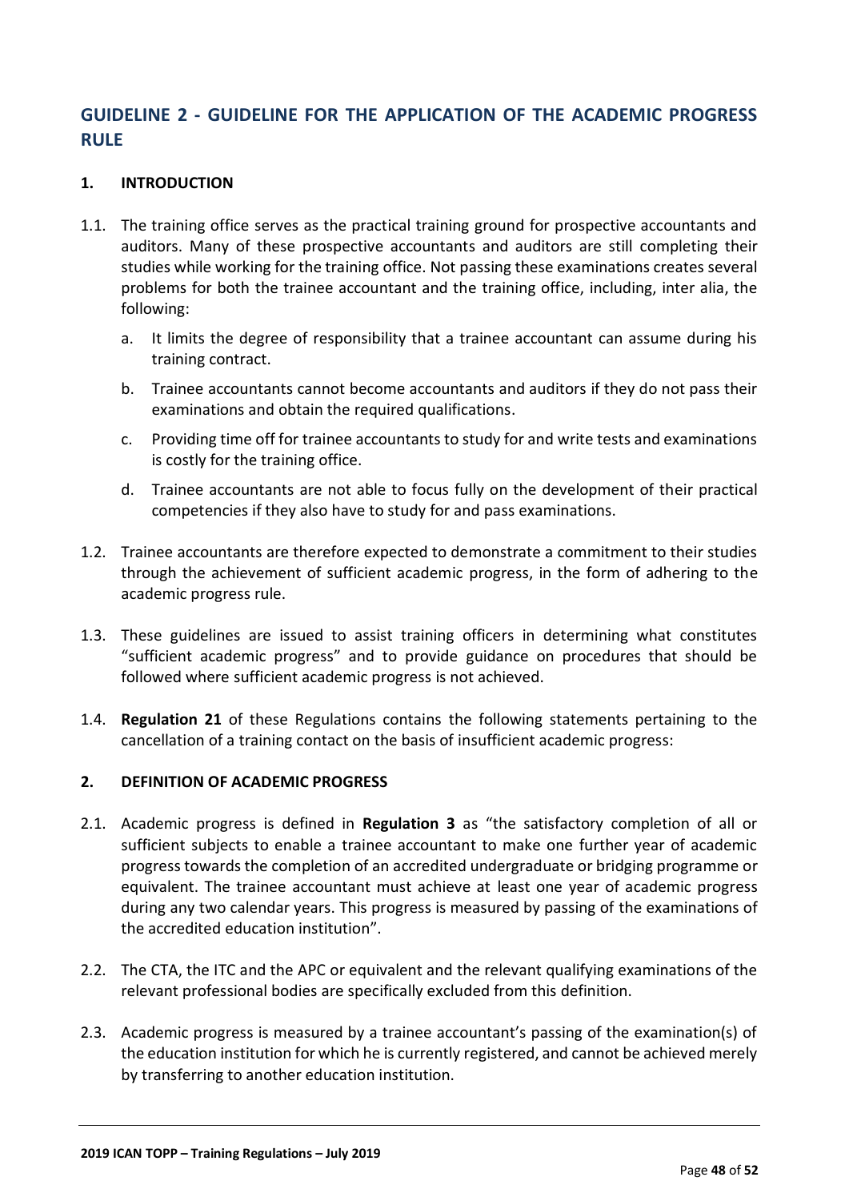## GUIDELINE 2 - GUIDELINE FOR THE APPLICATION OF THE ACADEMIC PROGRESS RULE

### 1. INTRODUCTION

1.1. The training office serves as the practical training ground for prospective accountants and auditors. Many of these prospective accountants and auditors are still completing their studies while working for the training office. Not passing these examinations creates several problems for both the trainee accountant and the training office, including, inter alia, the following:

   a. It limits the degree of responsibility that a trainee accountant can assume during his training contract.

   b. Trainee accountants cannot become accountants and auditors if they do not pass their examinations and obtain the required qualifications.

   c. Providing time off for trainee accountants to study for and write tests and examinations is costly for the training office.

   d. Trainee accountants are not able to focus fully on the development of their practical competencies if they also have to study for and pass examinations.

1.2. Trainee accountants are therefore expected to demonstrate a commitment to their studies through the achievement of sufficient academic progress, in the form of adhering to the academic progress rule.

1.3. These guidelines are issued to assist training officers in determining what constitutes "sufficient academic progress" and to provide guidance on procedures that should be followed where sufficient academic progress is not achieved.

1.4. **Regulation 21** of these Regulations contains the following statements pertaining to the cancellation of a training contact on the basis of insufficient academic progress:

### 2. DEFINITION OF ACADEMIC PROGRESS

2.1. Academic progress is defined in **Regulation 3** as "the satisfactory completion of all or sufficient subjects to enable a trainee accountant to make one further year of academic progress towards the completion of an accredited undergraduate or bridging programme or equivalent. The trainee accountant must achieve at least one year of academic progress during any two calendar years. This progress is measured by passing of the examinations of the accredited education institution".

2.2. The CTA, the ITC and the APC or equivalent and the relevant qualifying examinations of the relevant professional bodies are specifically excluded from this definition.

2.3. Academic progress is measured by a trainee accountant's passing of the examination(s) of the education institution for which he is currently registered, and cannot be achieved merely by transferring to another education institution.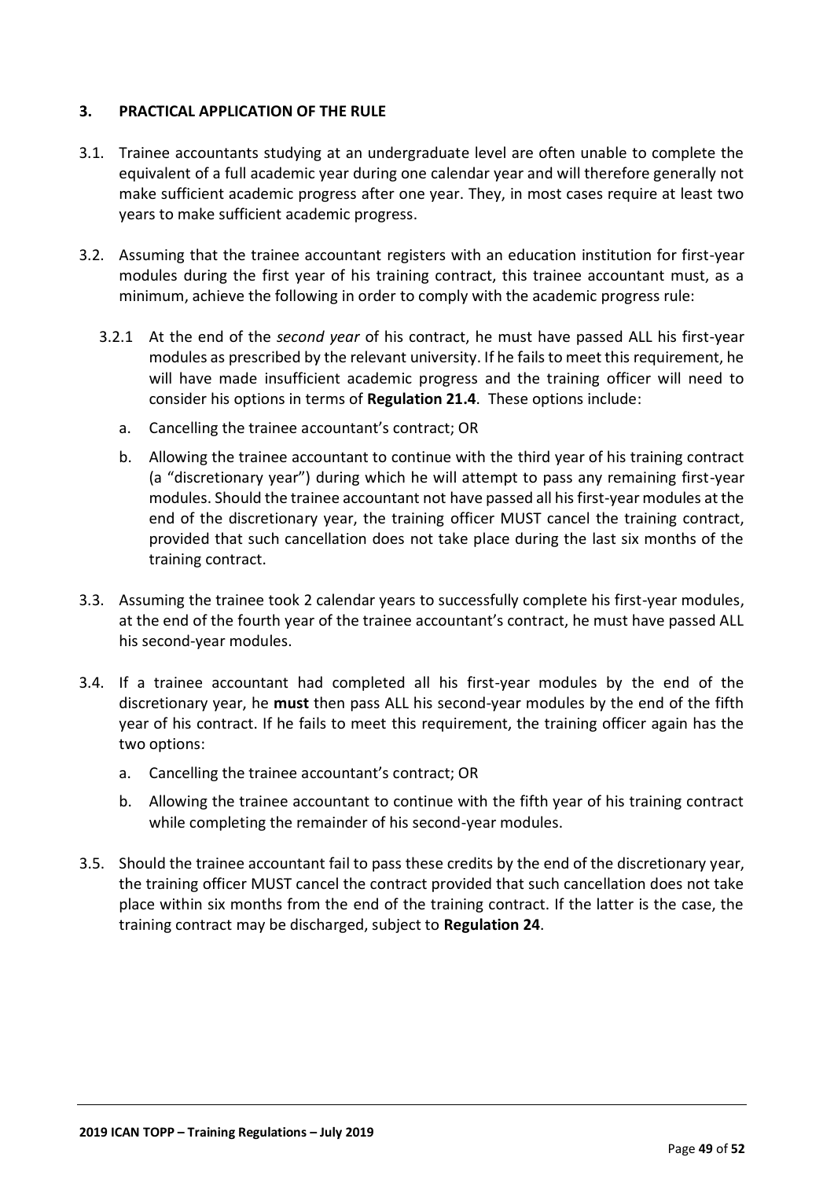## 3. PRACTICAL APPLICATION OF THE RULE

3.1. Trainee accountants studying at an undergraduate level are often unable to complete the equivalent of a full academic year during one calendar year and will therefore generally not make sufficient academic progress after one year. They, in most cases require at least two years to make sufficient academic progress.

3.2. Assuming that the trainee accountant registers with an education institution for first-year modules during the first year of his training contract, this trainee accountant must, as a minimum, achieve the following in order to comply with the academic progress rule:

3.2.1 At the end of the *second year* of his contract, he must have passed ALL his first-year modules as prescribed by the relevant university. If he fails to meet this requirement, he will have made insufficient academic progress and the training officer will need to consider his options in terms of **Regulation 21.4**. These options include:

a. Cancelling the trainee accountant's contract; OR

b. Allowing the trainee accountant to continue with the third year of his training contract (a "discretionary year") during which he will attempt to pass any remaining first-year modules. Should the trainee accountant not have passed all his first-year modules at the end of the discretionary year, the training officer MUST cancel the training contract, provided that such cancellation does not take place during the last six months of the training contract.

3.3. Assuming the trainee took 2 calendar years to successfully complete his first-year modules, at the end of the fourth year of the trainee accountant's contract, he must have passed ALL his second-year modules.

3.4. If a trainee accountant had completed all his first-year modules by the end of the discretionary year, he **must** then pass ALL his second-year modules by the end of the fifth year of his contract. If he fails to meet this requirement, the training officer again has the two options:

a. Cancelling the trainee accountant's contract; OR

b. Allowing the trainee accountant to continue with the fifth year of his training contract while completing the remainder of his second-year modules.

3.5. Should the trainee accountant fail to pass these credits by the end of the discretionary year, the training officer MUST cancel the contract provided that such cancellation does not take place within six months from the end of the training contract. If the latter is the case, the training contract may be discharged, subject to **Regulation 24**.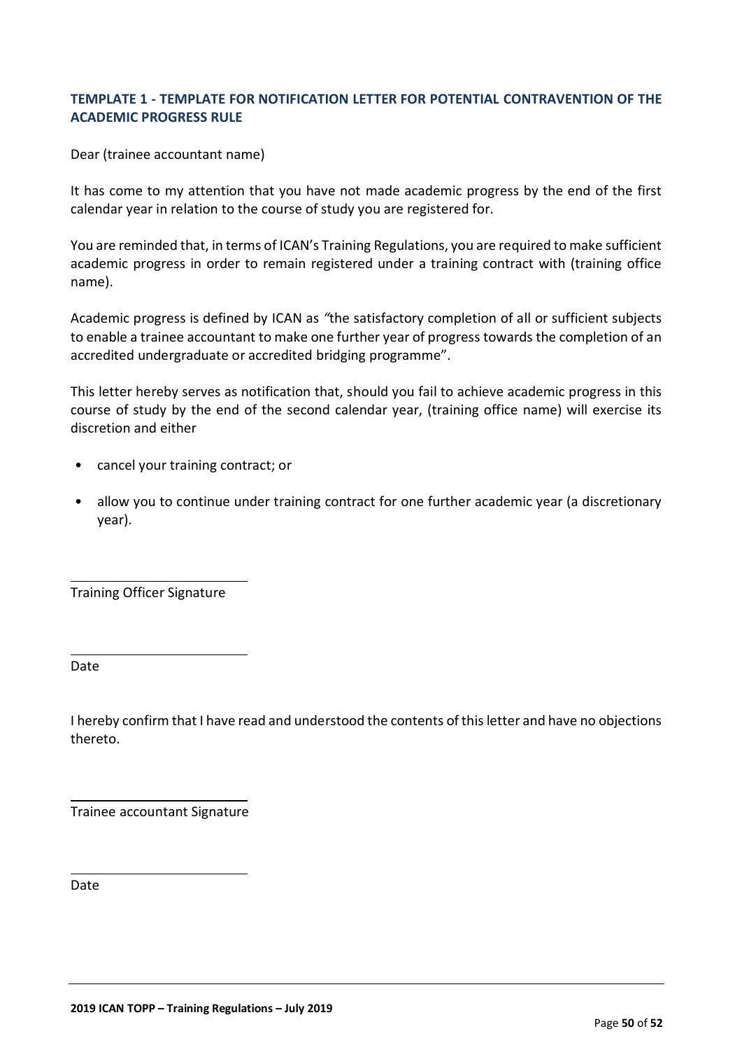### TEMPLATE 1 - TEMPLATE FOR NOTIFICATION LETTER FOR POTENTIAL CONTRAVENTION OF THE ACADEMIC PROGRESS RULE

Dear (trainee accountant name)

It has come to my attention that you have not made academic progress by the end of the first calendar year in relation to the course of study you are registered for.

You are reminded that, in terms of ICAN's Training Regulations, you are required to make sufficient academic progress in order to remain registered under a training contract with (training office name).

Academic progress is defined by ICAN as *"*the satisfactory completion of all or sufficient subjects to enable a trainee accountant to make one further year of progress towards the completion of an accredited undergraduate or accredited bridging programme".

This letter hereby serves as notification that, should you fail to achieve academic progress in this course of study by the end of the second calendar year, (training office name) will exercise its discretion and either

- cancel your training contract; or
- allow you to continue under training contract for one further academic year (a discretionary year).

\_\_\_\_\_\_\_\_\_\_\_\_\_\_\_\_\_\_\_\_\_\_\_\_

Training Officer Signature

\_\_\_\_\_\_\_\_\_\_\_\_\_\_\_\_\_\_\_\_\_\_\_\_

Date

I hereby confirm that I have read and understood the contents of this letter and have no objections thereto.

\_\_\_\_\_\_\_\_\_\_\_\_\_\_\_\_\_\_\_\_\_\_\_\_

Trainee accountant Signature

\_\_\_\_\_\_\_\_\_\_\_\_\_\_\_\_\_\_\_\_\_\_\_\_

Date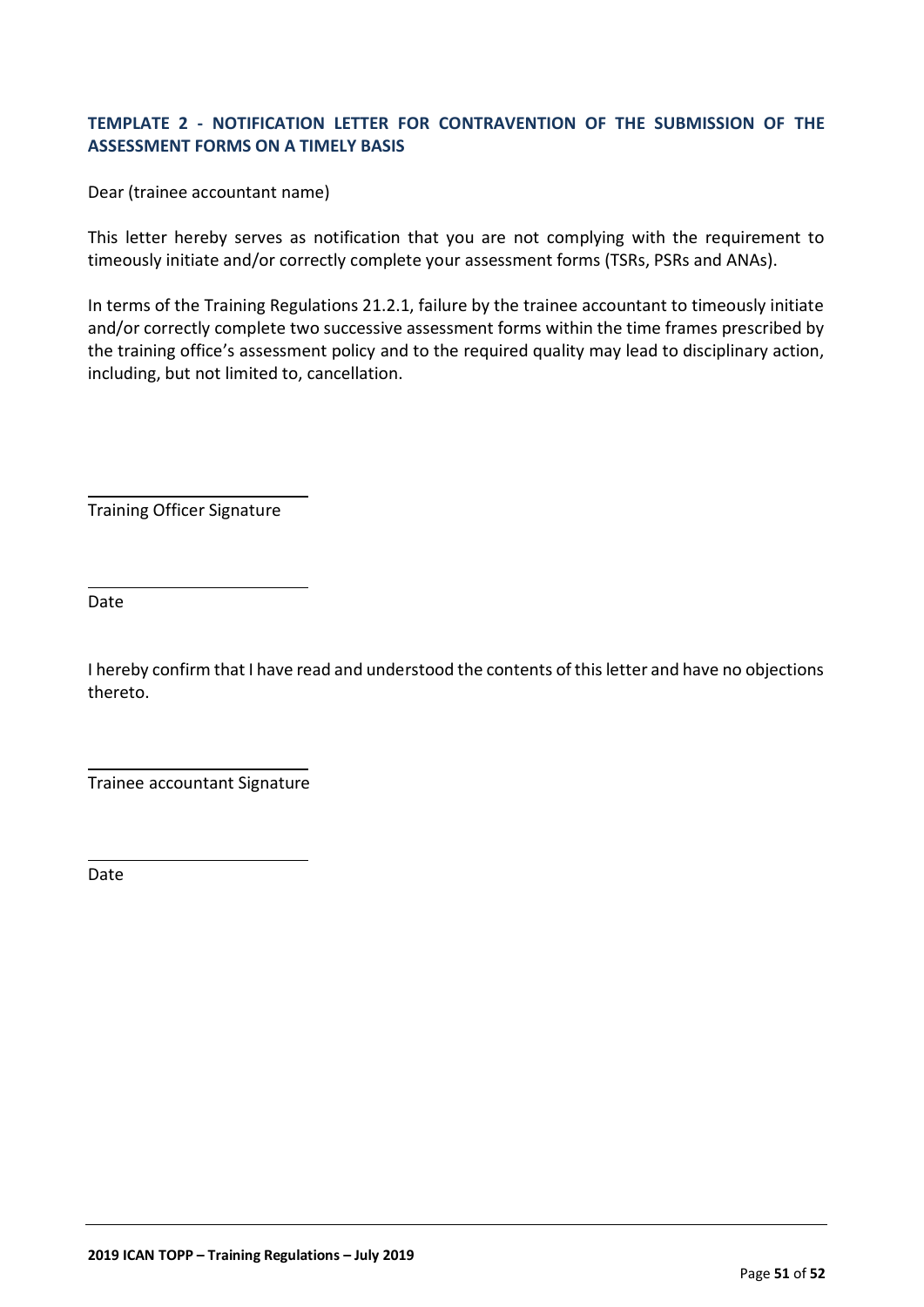### TEMPLATE 2 - NOTIFICATION LETTER FOR CONTRAVENTION OF THE SUBMISSION OF THE ASSESSMENT FORMS ON A TIMELY BASIS

Dear (trainee accountant name)

This letter hereby serves as notification that you are not complying with the requirement to timeously initiate and/or correctly complete your assessment forms (TSRs, PSRs and ANAs).

In terms of the Training Regulations 21.2.1, failure by the trainee accountant to timeously initiate and/or correctly complete two successive assessment forms within the time frames prescribed by the training office's assessment policy and to the required quality may lead to disciplinary action, including, but not limited to, cancellation.

\_\_\_\_\_\_\_\_\_\_\_\_\_\_\_\_\_\_\_\_\_\_\_\_\_\_

Training Officer Signature

\_\_\_\_\_\_\_\_\_\_\_\_\_\_\_\_\_\_\_\_\_\_\_\_\_\_

Date

I hereby confirm that I have read and understood the contents of this letter and have no objections thereto.

\_\_\_\_\_\_\_\_\_\_\_\_\_\_\_\_\_\_\_\_\_\_\_\_\_\_

Trainee accountant Signature

\_\_\_\_\_\_\_\_\_\_\_\_\_\_\_\_\_\_\_\_\_\_\_\_\_\_

Date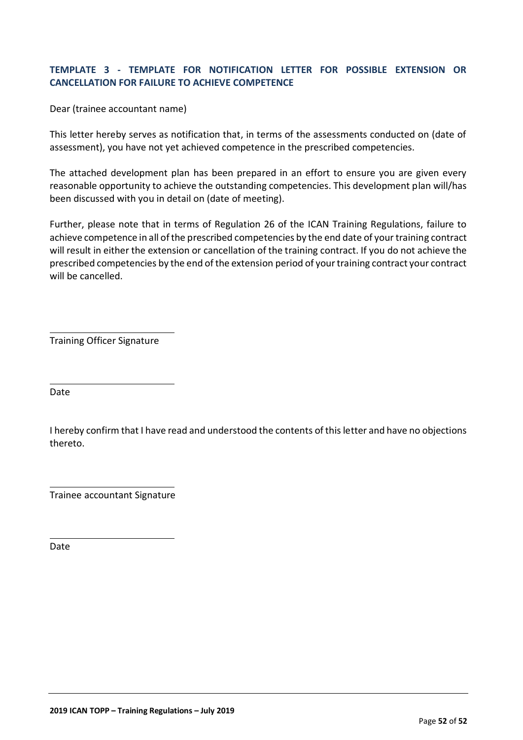### TEMPLATE 3 - TEMPLATE FOR NOTIFICATION LETTER FOR POSSIBLE EXTENSION OR CANCELLATION FOR FAILURE TO ACHIEVE COMPETENCE

Dear (trainee accountant name)

This letter hereby serves as notification that, in terms of the assessments conducted on (date of assessment), you have not yet achieved competence in the prescribed competencies.

The attached development plan has been prepared in an effort to ensure you are given every reasonable opportunity to achieve the outstanding competencies. This development plan will/has been discussed with you in detail on (date of meeting).

Further, please note that in terms of Regulation 26 of the ICAN Training Regulations, failure to achieve competence in all of the prescribed competencies by the end date of your training contract will result in either the extension or cancellation of the training contract. If you do not achieve the prescribed competencies by the end of the extension period of your training contract your contract will be cancelled.

\_\_\_\_\_\_\_\_\_\_\_\_\_\_\_\_\_\_\_\_\_\_\_\_\_\_

Training Officer Signature

\_\_\_\_\_\_\_\_\_\_\_\_\_\_\_\_\_\_\_\_\_\_\_\_\_\_

Date

I hereby confirm that I have read and understood the contents of this letter and have no objections thereto.

\_\_\_\_\_\_\_\_\_\_\_\_\_\_\_\_\_\_\_\_\_\_\_\_\_\_

Trainee accountant Signature

\_\_\_\_\_\_\_\_\_\_\_\_\_\_\_\_\_\_\_\_\_\_\_\_\_\_

Date